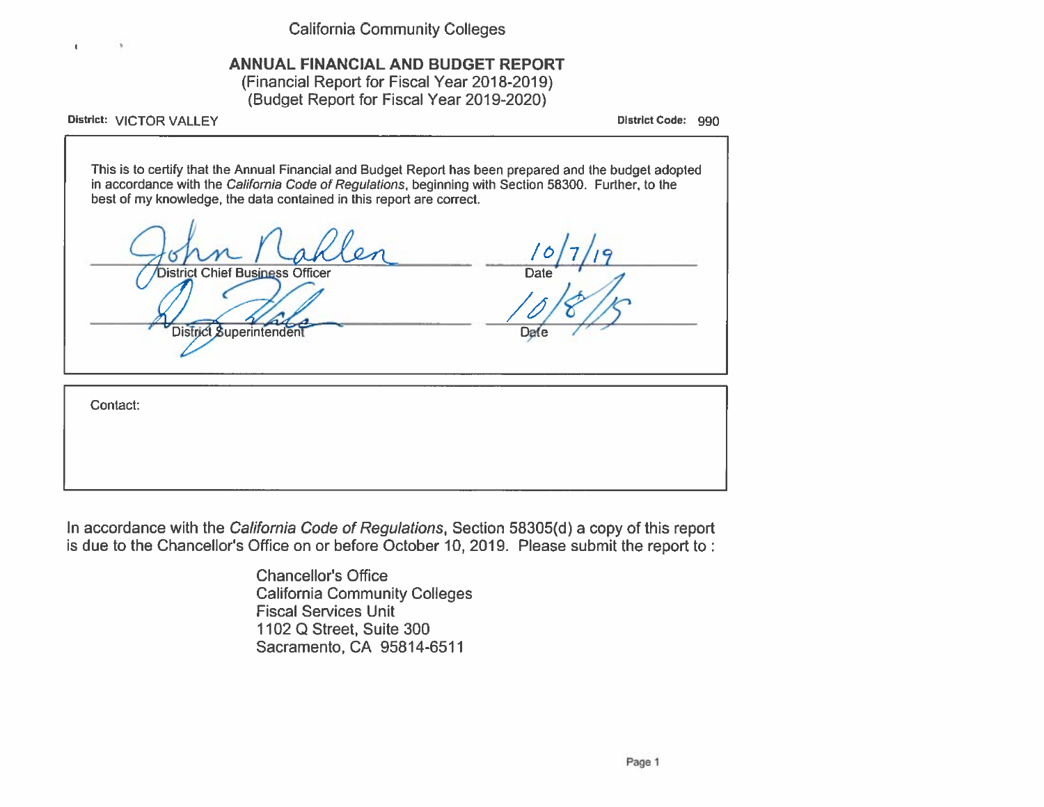California Community Colleges

# ANNUAL FINANCIAL AND BUDGET REPORT

(Financial Report for Fiscal Year 2018-2019)
(Budget Report for Fiscal Year 2019-2020)

**District:** VICTOR VALLEY **District Code:** 990

This is to certify that the Annual Financial and Budget Report has been prepared and the budget adopted in accordance with the *California Code of Regulations*, beginning with Section 58300. Further, to the best of my knowledge, the data contained in this report are correct.

| | |
|---|---|
| John Nahlen | 10/7/19 |
| District Chief Business Officer | Date |
| | 10/8/19 |
| District Superintendent | Date |

Contact:

In accordance with the *California Code of Regulations*, Section 58305(d) a copy of this report is due to the Chancellor's Office on or before October 10, 2019. Please submit the report to :

Chancellor's Office
California Community Colleges
Fiscal Services Unit
1102 Q Street, Suite 300
Sacramento, CA 95814-6511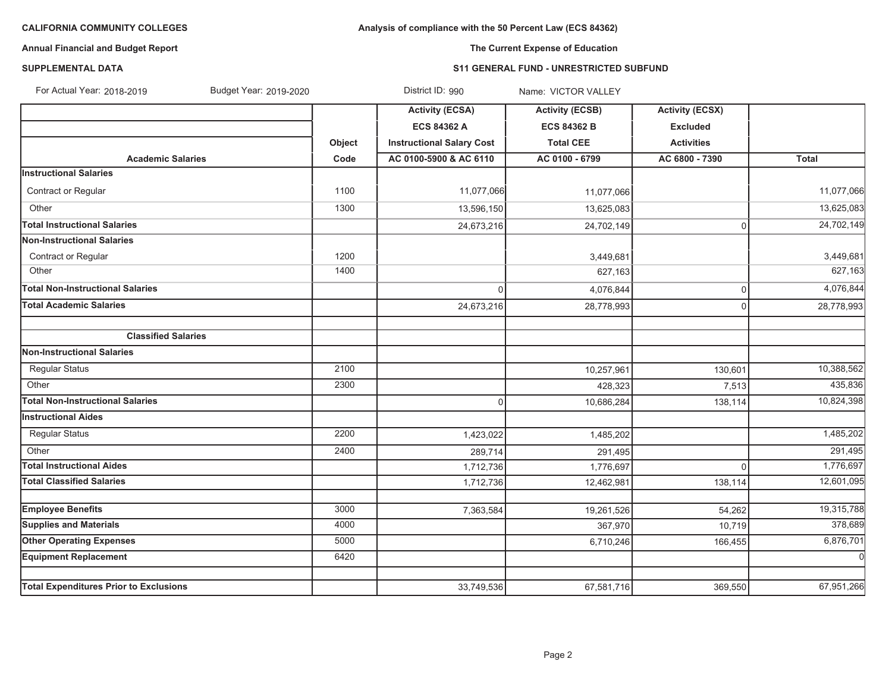**CALIFORNIA COMMUNITY COLLEGES**

**Annual Financial and Budget Report**

**SUPPLEMENTAL DATA**

**Analysis of compliance with the 50 Percent Law (ECS 84362)**

**The Current Expense of Education**

**S11 GENERAL FUND - UNRESTRICTED SUBFUND**

For Actual Year: 2018-2019 Budget Year: 2019-2020 District ID: 990 Name: VICTOR VALLEY

| | | Activity (ECSA) | Activity (ECSB) | Activity (ECSX) | |
|---|---|---|---|---|---|
| | | ECS 84362 A | ECS 84362 B | Excluded | |
| | Object | Instructional Salary Cost | Total CEE | Activities | |
| **Academic Salaries** | **Code** | **AC 0100-5900 & AC 6110** | **AC 0100 - 6799** | **AC 6800 - 7390** | **Total** |
| **Instructional Salaries** | | | | | |
| Contract or Regular | 1100 | 11,077,066 | 11,077,066 | | 11,077,066 |
| Other | 1300 | 13,596,150 | 13,625,083 | | 13,625,083 |
| **Total Instructional Salaries** | | 24,673,216 | 24,702,149 | 0 | 24,702,149 |
| **Non-Instructional Salaries** | | | | | |
| Contract or Regular | 1200 | | 3,449,681 | | 3,449,681 |
| Other | 1400 | | 627,163 | | 627,163 |
| **Total Non-Instructional Salaries** | | 0 | 4,076,844 | 0 | 4,076,844 |
| **Total Academic Salaries** | | 24,673,216 | 28,778,993 | 0 | 28,778,993 |
| | | | | | |
| **Classified Salaries** | | | | | |
| **Non-Instructional Salaries** | | | | | |
| Regular Status | 2100 | | 10,257,961 | 130,601 | 10,388,562 |
| Other | 2300 | | 428,323 | 7,513 | 435,836 |
| **Total Non-Instructional Salaries** | | 0 | 10,686,284 | 138,114 | 10,824,398 |
| **Instructional Aides** | | | | | |
| Regular Status | 2200 | 1,423,022 | 1,485,202 | | 1,485,202 |
| Other | 2400 | 289,714 | 291,495 | | 291,495 |
| **Total Instructional Aides** | | 1,712,736 | 1,776,697 | 0 | 1,776,697 |
| **Total Classified Salaries** | | 1,712,736 | 12,462,981 | 138,114 | 12,601,095 |
| | | | | | |
| **Employee Benefits** | 3000 | 7,363,584 | 19,261,526 | 54,262 | 19,315,788 |
| **Supplies and Materials** | 4000 | | 367,970 | 10,719 | 378,689 |
| **Other Operating Expenses** | 5000 | | 6,710,246 | 166,455 | 6,876,701 |
| **Equipment Replacement** | 6420 | | | | 0 |
| | | | | | |
| **Total Expenditures Prior to Exclusions** | | 33,749,536 | 67,581,716 | 369,550 | 67,951,266 |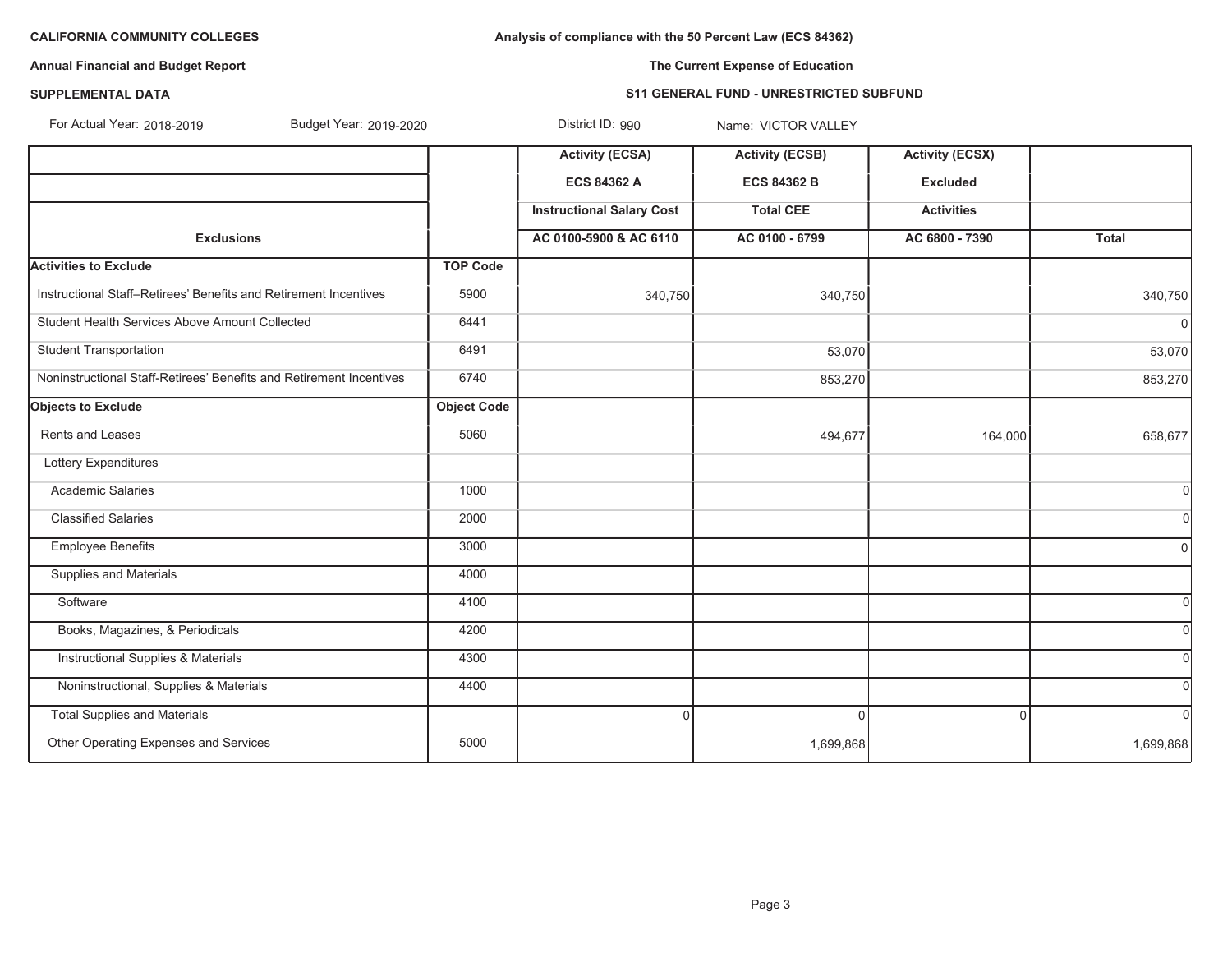**CALIFORNIA COMMUNITY COLLEGES**

**Annual Financial and Budget Report**

**SUPPLEMENTAL DATA**

**Analysis of compliance with the 50 Percent Law (ECS 84362)**

**The Current Expense of Education**

**S11 GENERAL FUND - UNRESTRICTED SUBFUND**

For Actual Year: 2018-2019 Budget Year: 2019-2020 District ID: 990 Name: VICTOR VALLEY

| | | Activity (ECSA) | Activity (ECSB) | Activity (ECSX) | |
|---|---|---|---|---|---|
| | | ECS 84362 A | ECS 84362 B | Excluded | |
| | | Instructional Salary Cost | Total CEE | Activities | |
| **Exclusions** | | AC 0100-5900 & AC 6110 | AC 0100 - 6799 | AC 6800 - 7390 | Total |
| **Activities to Exclude** | **TOP Code** | | | | |
| Instructional Staff–Retirees' Benefits and Retirement Incentives | 5900 | 340,750 | 340,750 | | 340,750 |
| Student Health Services Above Amount Collected | 6441 | | | | 0 |
| Student Transportation | 6491 | | 53,070 | | 53,070 |
| Noninstructional Staff-Retirees' Benefits and Retirement Incentives | 6740 | | 853,270 | | 853,270 |
| **Objects to Exclude** | **Object Code** | | | | |
| Rents and Leases | 5060 | | 494,677 | 164,000 | 658,677 |
| Lottery Expenditures | | | | | |
| Academic Salaries | 1000 | | | | 0 |
| Classified Salaries | 2000 | | | | 0 |
| Employee Benefits | 3000 | | | | 0 |
| Supplies and Materials | 4000 | | | | |
| Software | 4100 | | | | 0 |
| Books, Magazines, & Periodicals | 4200 | | | | 0 |
| Instructional Supplies & Materials | 4300 | | | | 0 |
| Noninstructional, Supplies & Materials | 4400 | | | | 0 |
| Total Supplies and Materials | | 0 | 0 | 0 | 0 |
| Other Operating Expenses and Services | 5000 | | 1,699,868 | | 1,699,868 |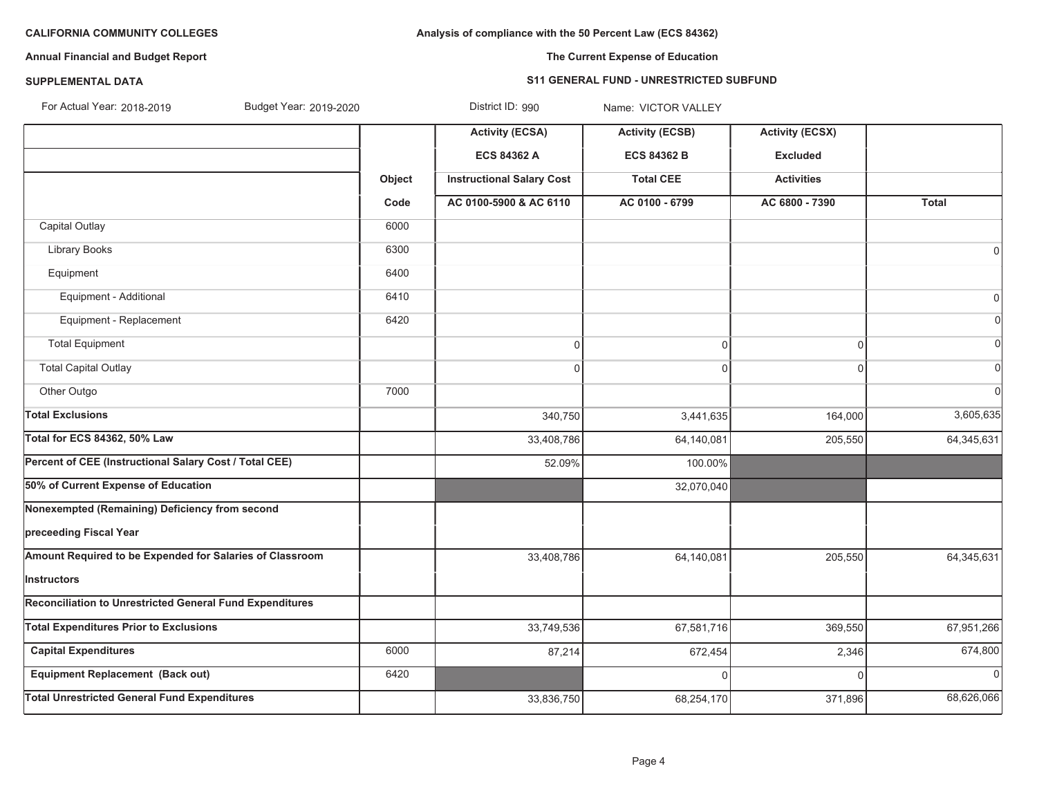**CALIFORNIA COMMUNITY COLLEGES**

**Annual Financial and Budget Report**

**SUPPLEMENTAL DATA**

**Analysis of compliance with the 50 Percent Law (ECS 84362)**

**The Current Expense of Education**

**S11 GENERAL FUND - UNRESTRICTED SUBFUND**

For Actual Year: 2018-2019 Budget Year: 2019-2020 District ID: 990 Name: VICTOR VALLEY

| | Object Code | Activity (ECSA) ECS 84362 A Instructional Salary Cost AC 0100-5900 & AC 6110 | Activity (ECSB) ECS 84362 B Total CEE AC 0100 - 6799 | Activity (ECSX) Excluded Activities AC 6800 - 7390 | Total |
|---|---|---|---|---|---|
| Capital Outlay | 6000 | | | | |
| Library Books | 6300 | | | | 0 |
| Equipment | 6400 | | | | |
| Equipment - Additional | 6410 | | | | 0 |
| Equipment - Replacement | 6420 | | | | 0 |
| Total Equipment | | 0 | 0 | 0 | 0 |
| Total Capital Outlay | | 0 | 0 | 0 | 0 |
| Other Outgo | 7000 | | | | 0 |
| **Total Exclusions** | | 340,750 | 3,441,635 | 164,000 | 3,605,635 |
| **Total for ECS 84362, 50% Law** | | 33,408,786 | 64,140,081 | 205,550 | 64,345,631 |
| **Percent of CEE (Instructional Salary Cost / Total CEE)** | | 52.09% | 100.00% | | |
| **50% of Current Expense of Education** | | | 32,070,040 | | |
| **Nonexempted (Remaining) Deficiency from second preceeding Fiscal Year** | | | | | |
| **Amount Required to be Expended for Salaries of Classroom Instructors** | | 33,408,786 | 64,140,081 | 205,550 | 64,345,631 |
| **Reconciliation to Unrestricted General Fund Expenditures** | | | | | |
| **Total Expenditures Prior to Exclusions** | | 33,749,536 | 67,581,716 | 369,550 | 67,951,266 |
| **Capital Expenditures** | 6000 | 87,214 | 672,454 | 2,346 | 674,800 |
| **Equipment Replacement (Back out)** | 6420 | | 0 | 0 | 0 |
| **Total Unrestricted General Fund Expenditures** | | 33,836,750 | 68,254,170 | 371,896 | 68,626,066 |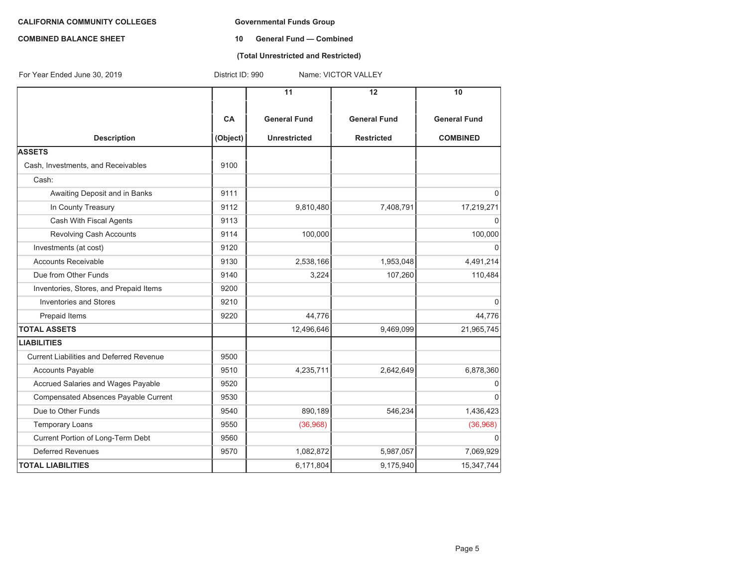**CALIFORNIA COMMUNITY COLLEGES**

**COMBINED BALANCE SHEET**

**Governmental Funds Group**

**10 General Fund — Combined**

**(Total Unrestricted and Restricted)**

For Year Ended June 30, 2019 District ID: 990 Name: VICTOR VALLEY

| Description | CA (Object) | 11 General Fund Unrestricted | 12 General Fund Restricted | 10 General Fund COMBINED |
|---|---|---|---|---|
| **ASSETS** | | | | |
| Cash, Investments, and Receivables | 9100 | | | |
| Cash: | | | | |
| Awaiting Deposit and in Banks | 9111 | | | 0 |
| In County Treasury | 9112 | 9,810,480 | 7,408,791 | 17,219,271 |
| Cash With Fiscal Agents | 9113 | | | 0 |
| Revolving Cash Accounts | 9114 | 100,000 | | 100,000 |
| Investments (at cost) | 9120 | | | 0 |
| Accounts Receivable | 9130 | 2,538,166 | 1,953,048 | 4,491,214 |
| Due from Other Funds | 9140 | 3,224 | 107,260 | 110,484 |
| Inventories, Stores, and Prepaid Items | 9200 | | | |
| Inventories and Stores | 9210 | | | 0 |
| Prepaid Items | 9220 | 44,776 | | 44,776 |
| **TOTAL ASSETS** | | 12,496,646 | 9,469,099 | 21,965,745 |
| **LIABILITIES** | | | | |
| Current Liabilities and Deferred Revenue | 9500 | | | |
| Accounts Payable | 9510 | 4,235,711 | 2,642,649 | 6,878,360 |
| Accrued Salaries and Wages Payable | 9520 | | | 0 |
| Compensated Absences Payable Current | 9530 | | | 0 |
| Due to Other Funds | 9540 | 890,189 | 546,234 | 1,436,423 |
| Temporary Loans | 9550 | (36,968) | | (36,968) |
| Current Portion of Long-Term Debt | 9560 | | | 0 |
| Deferred Revenues | 9570 | 1,082,872 | 5,987,057 | 7,069,929 |
| **TOTAL LIABILITIES** | | 6,171,804 | 9,175,940 | 15,347,744 |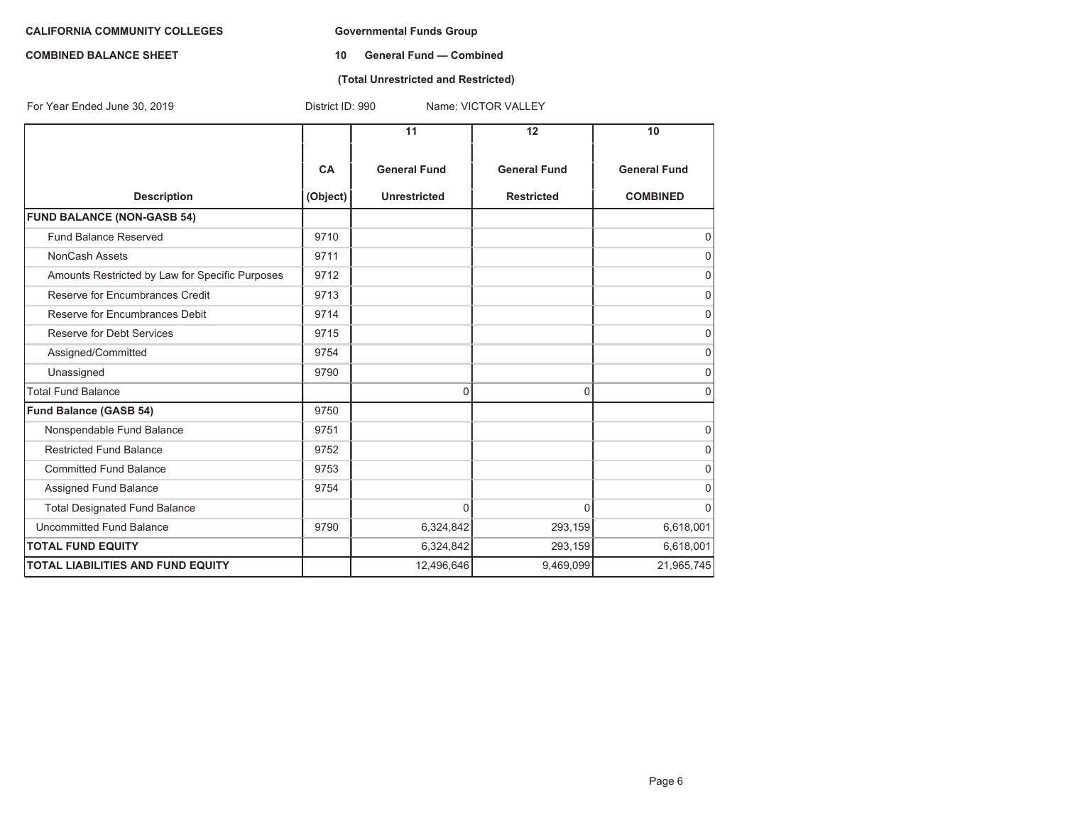**CALIFORNIA COMMUNITY COLLEGES**

**COMBINED BALANCE SHEET**

**Governmental Funds Group**

**10 General Fund — Combined**

**(Total Unrestricted and Restricted)**

For Year Ended June 30, 2019 District ID: 990 Name: VICTOR VALLEY

| Description | CA (Object) | 11 General Fund Unrestricted | 12 General Fund Restricted | 10 General Fund COMBINED |
|---|---|---|---|---|
| **FUND BALANCE (NON-GASB 54)** | | | | |
| Fund Balance Reserved | 9710 | | | 0 |
| NonCash Assets | 9711 | | | 0 |
| Amounts Restricted by Law for Specific Purposes | 9712 | | | 0 |
| Reserve for Encumbrances Credit | 9713 | | | 0 |
| Reserve for Encumbrances Debit | 9714 | | | 0 |
| Reserve for Debt Services | 9715 | | | 0 |
| Assigned/Committed | 9754 | | | 0 |
| Unassigned | 9790 | | | 0 |
| Total Fund Balance | | 0 | 0 | 0 |
| **Fund Balance (GASB 54)** | 9750 | | | |
| Nonspendable Fund Balance | 9751 | | | 0 |
| Restricted Fund Balance | 9752 | | | 0 |
| Committed Fund Balance | 9753 | | | 0 |
| Assigned Fund Balance | 9754 | | | 0 |
| Total Designated Fund Balance | | 0 | 0 | 0 |
| Uncommitted Fund Balance | 9790 | 6,324,842 | 293,159 | 6,618,001 |
| **TOTAL FUND EQUITY** | | 6,324,842 | 293,159 | 6,618,001 |
| **TOTAL LIABILITIES AND FUND EQUITY** | | 12,496,646 | 9,469,099 | 21,965,745 |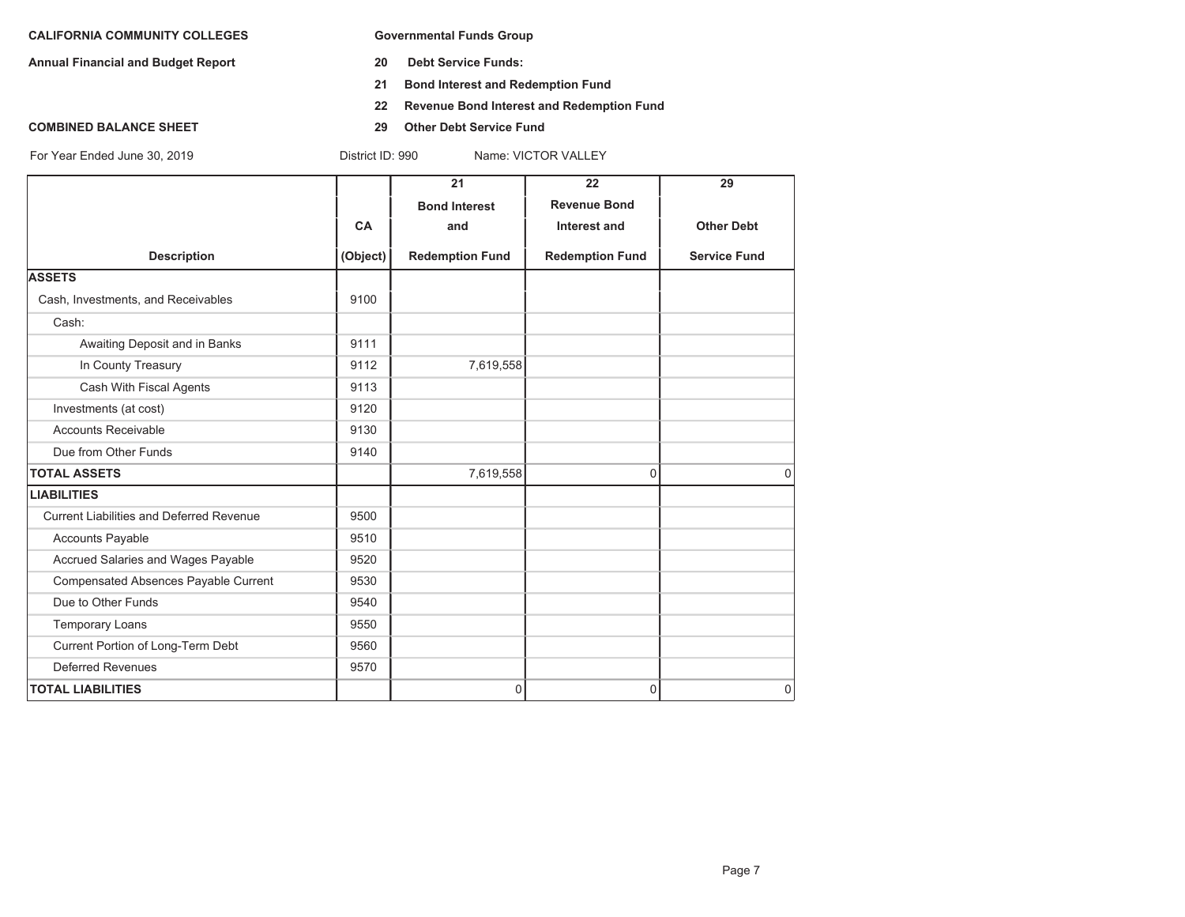**CALIFORNIA COMMUNITY COLLEGES**

**Annual Financial and Budget Report**

**COMBINED BALANCE SHEET**

**Governmental Funds Group**

**20 Debt Service Funds:**

**21 Bond Interest and Redemption Fund**

**22 Revenue Bond Interest and Redemption Fund**

**29 Other Debt Service Fund**

For Year Ended June 30, 2019 District ID: 990 Name: VICTOR VALLEY

| Description | CA (Object) | 21 Bond Interest and Redemption Fund | 22 Revenue Bond Interest and Redemption Fund | 29 Other Debt Service Fund |
|---|---|---|---|---|
| **ASSETS** | | | | |
| Cash, Investments, and Receivables | 9100 | | | |
| Cash: | | | | |
| Awaiting Deposit and in Banks | 9111 | | | |
| In County Treasury | 9112 | 7,619,558 | | |
| Cash With Fiscal Agents | 9113 | | | |
| Investments (at cost) | 9120 | | | |
| Accounts Receivable | 9130 | | | |
| Due from Other Funds | 9140 | | | |
| **TOTAL ASSETS** | | 7,619,558 | 0 | 0 |
| **LIABILITIES** | | | | |
| Current Liabilities and Deferred Revenue | 9500 | | | |
| Accounts Payable | 9510 | | | |
| Accrued Salaries and Wages Payable | 9520 | | | |
| Compensated Absences Payable Current | 9530 | | | |
| Due to Other Funds | 9540 | | | |
| Temporary Loans | 9550 | | | |
| Current Portion of Long-Term Debt | 9560 | | | |
| Deferred Revenues | 9570 | | | |
| **TOTAL LIABILITIES** | | 0 | 0 | 0 |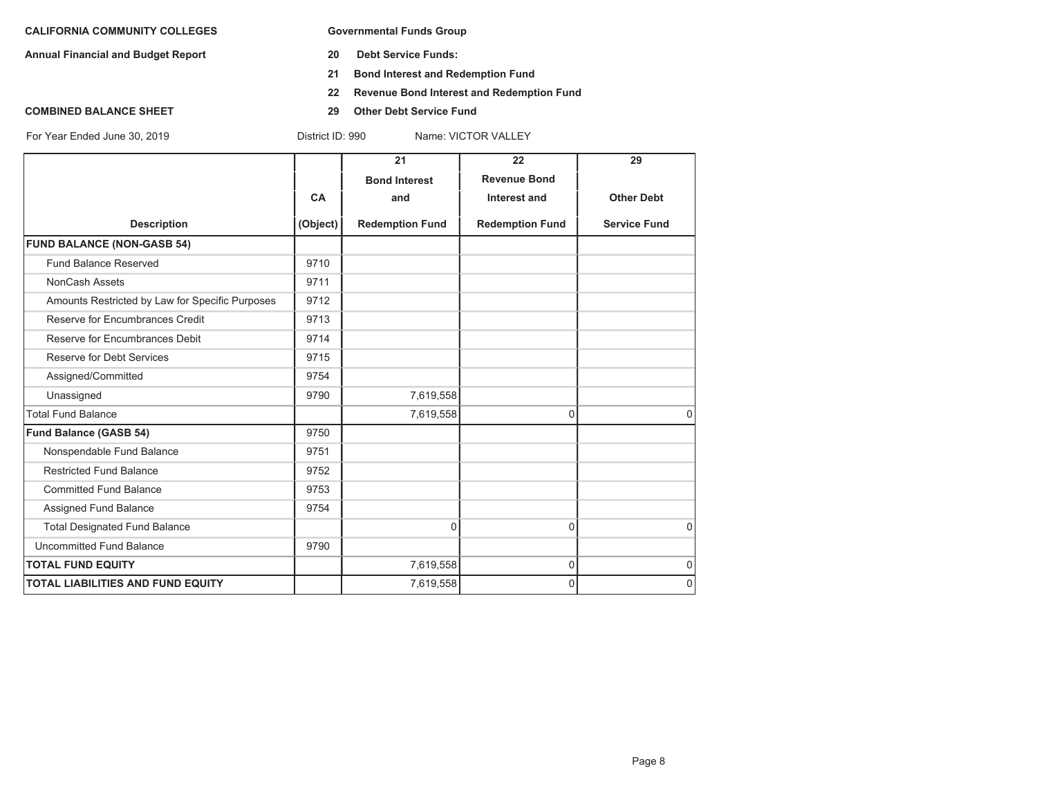**CALIFORNIA COMMUNITY COLLEGES**

**Annual Financial and Budget Report**

**Governmental Funds Group**

**20 Debt Service Funds:**

**21 Bond Interest and Redemption Fund**

**22 Revenue Bond Interest and Redemption Fund**

**29 Other Debt Service Fund**

**COMBINED BALANCE SHEET**

For Year Ended June 30, 2019 District ID: 990 Name: VICTOR VALLEY

| Description | CA (Object) | 21 Bond Interest and Redemption Fund | 22 Revenue Bond Interest and Redemption Fund | 29 Other Debt Service Fund |
|---|---|---|---|---|
| **FUND BALANCE (NON-GASB 54)** | | | | |
| Fund Balance Reserved | 9710 | | | |
| NonCash Assets | 9711 | | | |
| Amounts Restricted by Law for Specific Purposes | 9712 | | | |
| Reserve for Encumbrances Credit | 9713 | | | |
| Reserve for Encumbrances Debit | 9714 | | | |
| Reserve for Debt Services | 9715 | | | |
| Assigned/Committed | 9754 | | | |
| Unassigned | 9790 | 7,619,558 | | |
| Total Fund Balance | | 7,619,558 | 0 | 0 |
| **Fund Balance (GASB 54)** | 9750 | | | |
| Nonspendable Fund Balance | 9751 | | | |
| Restricted Fund Balance | 9752 | | | |
| Committed Fund Balance | 9753 | | | |
| Assigned Fund Balance | 9754 | | | |
| Total Designated Fund Balance | | 0 | 0 | 0 |
| Uncommitted Fund Balance | 9790 | | | |
| **TOTAL FUND EQUITY** | | 7,619,558 | 0 | 0 |
| **TOTAL LIABILITIES AND FUND EQUITY** | | 7,619,558 | 0 | 0 |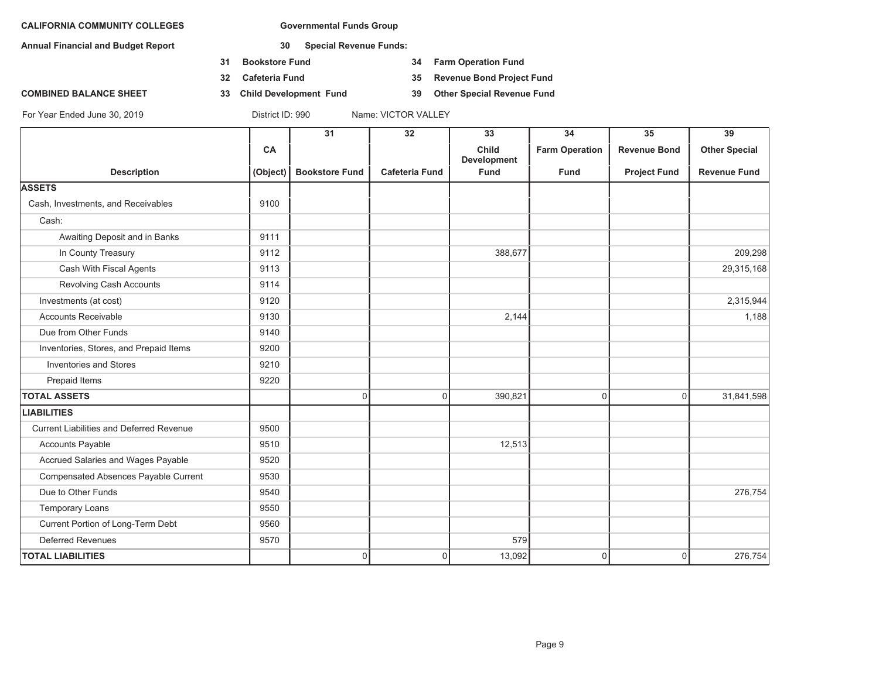**CALIFORNIA COMMUNITY COLLEGES**

**Annual Financial and Budget Report**

**COMBINED BALANCE SHEET**

**Governmental Funds Group**

**30 Special Revenue Funds:**

- **31 Bookstore Fund**
- **32 Cafeteria Fund**
- **33 Child Development Fund**
- **34 Farm Operation Fund**
- **35 Revenue Bond Project Fund**
- **39 Other Special Revenue Fund**

For Year Ended June 30, 2019 District ID: 990 Name: VICTOR VALLEY

| Description | CA (Object) | 31 Bookstore Fund | 32 Cafeteria Fund | 33 Child Development Fund | 34 Farm Operation Fund | 35 Revenue Bond Project Fund | 39 Other Special Revenue Fund |
|---|---|---|---|---|---|---|---|
| **ASSETS** | | | | | | | |
| Cash, Investments, and Receivables | 9100 | | | | | | |
| Cash: | | | | | | | |
| Awaiting Deposit and in Banks | 9111 | | | | | | |
| In County Treasury | 9112 | | | 388,677 | | | 209,298 |
| Cash With Fiscal Agents | 9113 | | | | | | 29,315,168 |
| Revolving Cash Accounts | 9114 | | | | | | |
| Investments (at cost) | 9120 | | | | | | 2,315,944 |
| Accounts Receivable | 9130 | | | 2,144 | | | 1,188 |
| Due from Other Funds | 9140 | | | | | | |
| Inventories, Stores, and Prepaid Items | 9200 | | | | | | |
| Inventories and Stores | 9210 | | | | | | |
| Prepaid Items | 9220 | | | | | | |
| **TOTAL ASSETS** | | 0 | 0 | 390,821 | 0 | 0 | 31,841,598 |
| **LIABILITIES** | | | | | | | |
| Current Liabilities and Deferred Revenue | 9500 | | | | | | |
| Accounts Payable | 9510 | | | 12,513 | | | |
| Accrued Salaries and Wages Payable | 9520 | | | | | | |
| Compensated Absences Payable Current | 9530 | | | | | | |
| Due to Other Funds | 9540 | | | | | | 276,754 |
| Temporary Loans | 9550 | | | | | | |
| Current Portion of Long-Term Debt | 9560 | | | | | | |
| Deferred Revenues | 9570 | | | 579 | | | |
| **TOTAL LIABILITIES** | | 0 | 0 | 13,092 | 0 | 0 | 276,754 |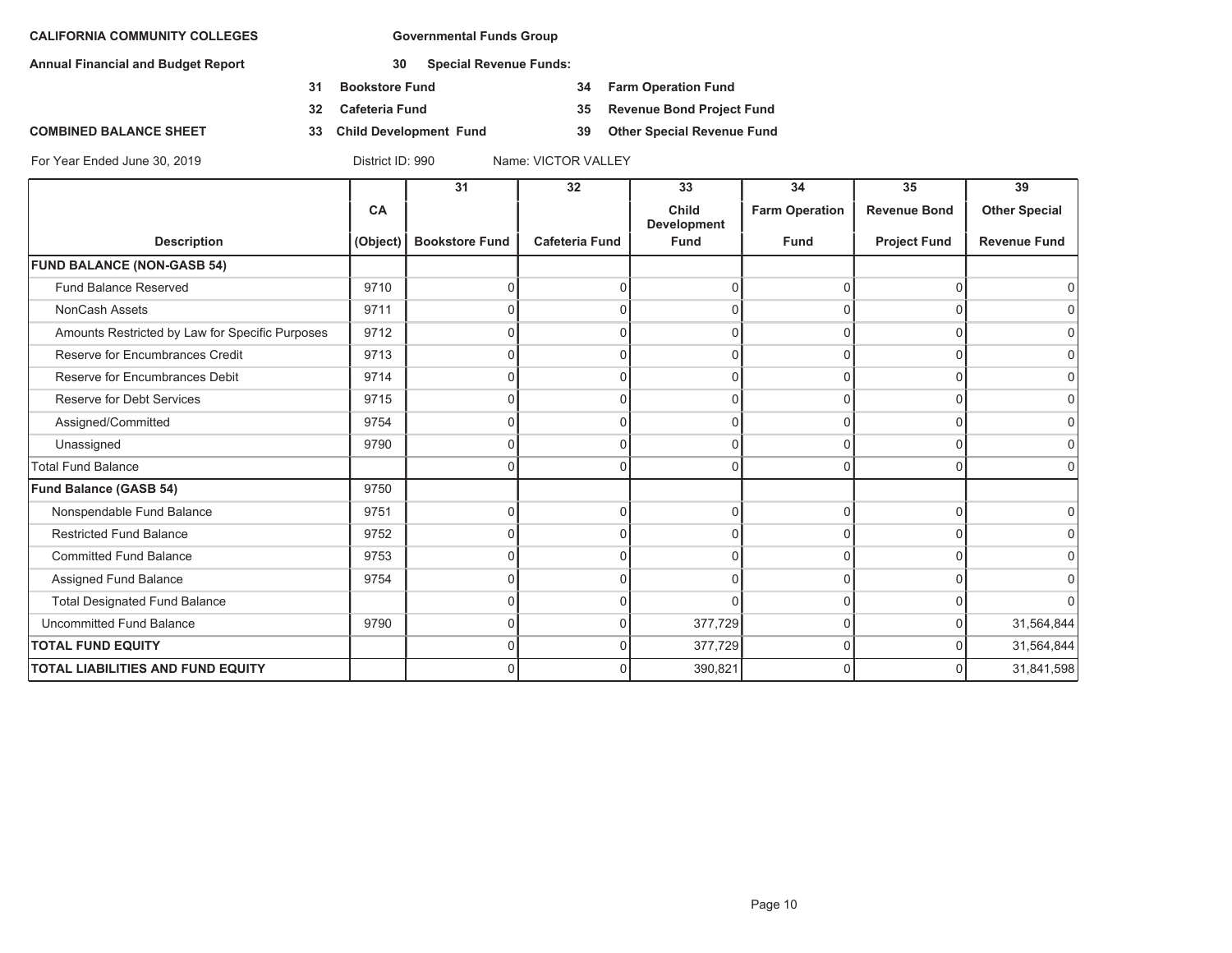**CALIFORNIA COMMUNITY COLLEGES**

**Annual Financial and Budget Report**

**COMBINED BALANCE SHEET**

**Governmental Funds Group**

**30 Special Revenue Funds:**

**31 Bookstore Fund**
**32 Cafeteria Fund**
**33 Child Development Fund**
**34 Farm Operation Fund**
**35 Revenue Bond Project Fund**
**39 Other Special Revenue Fund**

For Year Ended June 30, 2019 District ID: 990 Name: VICTOR VALLEY

| Description | CA (Object) | 31 Bookstore Fund | 32 Cafeteria Fund | 33 Child Development Fund | 34 Farm Operation Fund | 35 Revenue Bond Project Fund | 39 Other Special Revenue Fund |
|---|---|---|---|---|---|---|---|
| **FUND BALANCE (NON-GASB 54)** | | | | | | | |
| Fund Balance Reserved | 9710 | 0 | 0 | 0 | 0 | 0 | 0 |
| NonCash Assets | 9711 | 0 | 0 | 0 | 0 | 0 | 0 |
| Amounts Restricted by Law for Specific Purposes | 9712 | 0 | 0 | 0 | 0 | 0 | 0 |
| Reserve for Encumbrances Credit | 9713 | 0 | 0 | 0 | 0 | 0 | 0 |
| Reserve for Encumbrances Debit | 9714 | 0 | 0 | 0 | 0 | 0 | 0 |
| Reserve for Debt Services | 9715 | 0 | 0 | 0 | 0 | 0 | 0 |
| Assigned/Committed | 9754 | 0 | 0 | 0 | 0 | 0 | 0 |
| Unassigned | 9790 | 0 | 0 | 0 | 0 | 0 | 0 |
| Total Fund Balance | | 0 | 0 | 0 | 0 | 0 | 0 |
| **Fund Balance (GASB 54)** | 9750 | | | | | | |
| Nonspendable Fund Balance | 9751 | 0 | 0 | 0 | 0 | 0 | 0 |
| Restricted Fund Balance | 9752 | 0 | 0 | 0 | 0 | 0 | 0 |
| Committed Fund Balance | 9753 | 0 | 0 | 0 | 0 | 0 | 0 |
| Assigned Fund Balance | 9754 | 0 | 0 | 0 | 0 | 0 | 0 |
| Total Designated Fund Balance | | 0 | 0 | 0 | 0 | 0 | 0 |
| Uncommitted Fund Balance | 9790 | 0 | 0 | 377,729 | 0 | 0 | 31,564,844 |
| **TOTAL FUND EQUITY** | | 0 | 0 | 377,729 | 0 | 0 | 31,564,844 |
| **TOTAL LIABILITIES AND FUND EQUITY** | | 0 | 0 | 390,821 | 0 | 0 | 31,841,598 |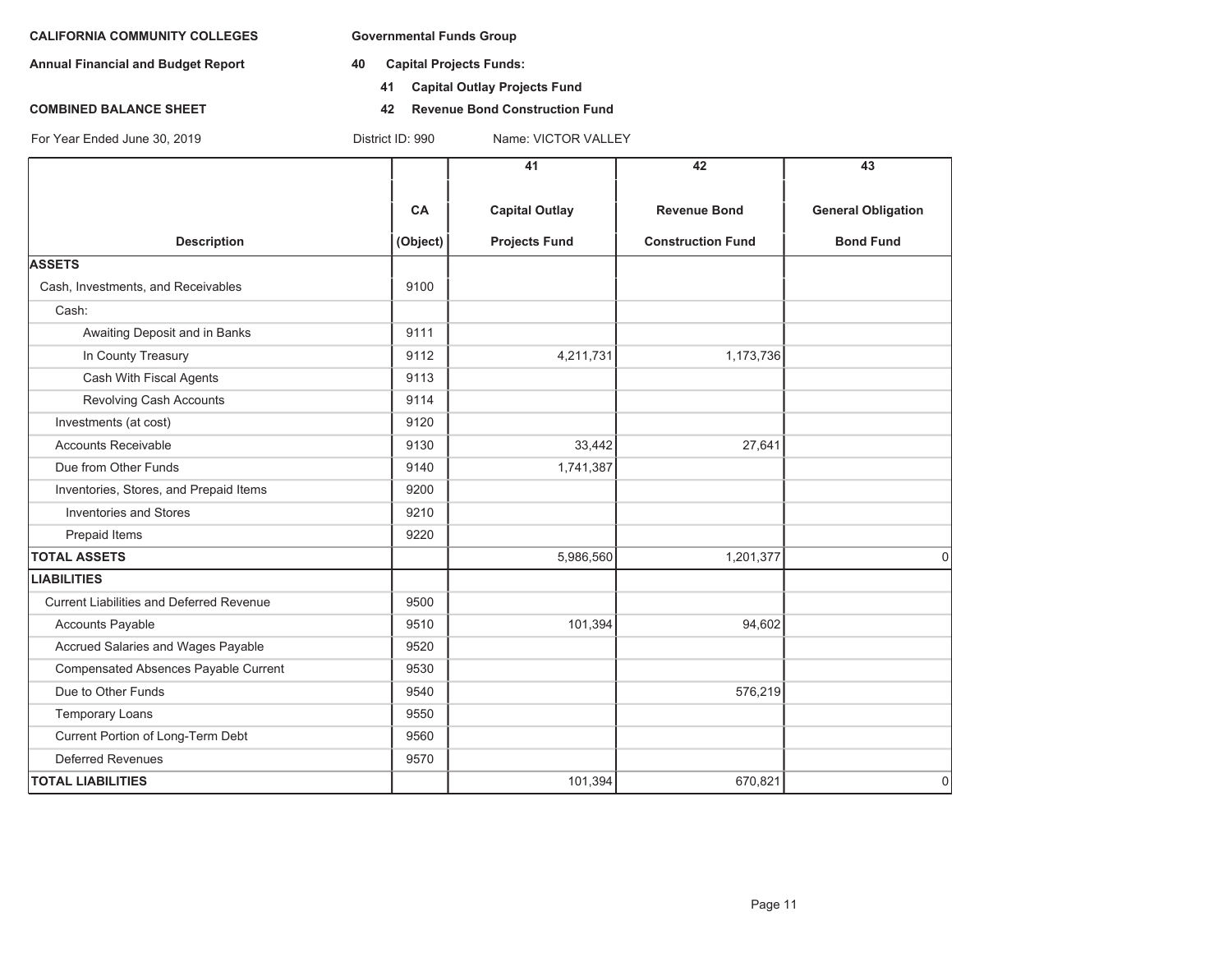**CALIFORNIA COMMUNITY COLLEGES**

**Annual Financial and Budget Report**

**COMBINED BALANCE SHEET**

For Year Ended June 30, 2019

**Governmental Funds Group**

**40 Capital Projects Funds:**

**41 Capital Outlay Projects Fund**

**42 Revenue Bond Construction Fund**

District ID: 990 Name: VICTOR VALLEY

| Description | CA (Object) | 41 Capital Outlay Projects Fund | 42 Revenue Bond Construction Fund | 43 General Obligation Bond Fund |
|---|---|---|---|---|
| **ASSETS** | | | | |
| Cash, Investments, and Receivables | 9100 | | | |
| Cash: | | | | |
| Awaiting Deposit and in Banks | 9111 | | | |
| In County Treasury | 9112 | 4,211,731 | 1,173,736 | |
| Cash With Fiscal Agents | 9113 | | | |
| Revolving Cash Accounts | 9114 | | | |
| Investments (at cost) | 9120 | | | |
| Accounts Receivable | 9130 | 33,442 | 27,641 | |
| Due from Other Funds | 9140 | 1,741,387 | | |
| Inventories, Stores, and Prepaid Items | 9200 | | | |
| Inventories and Stores | 9210 | | | |
| Prepaid Items | 9220 | | | |
| **TOTAL ASSETS** | | 5,986,560 | 1,201,377 | 0 |
| **LIABILITIES** | | | | |
| Current Liabilities and Deferred Revenue | 9500 | | | |
| Accounts Payable | 9510 | 101,394 | 94,602 | |
| Accrued Salaries and Wages Payable | 9520 | | | |
| Compensated Absences Payable Current | 9530 | | | |
| Due to Other Funds | 9540 | | 576,219 | |
| Temporary Loans | 9550 | | | |
| Current Portion of Long-Term Debt | 9560 | | | |
| Deferred Revenues | 9570 | | | |
| **TOTAL LIABILITIES** | | 101,394 | 670,821 | 0 |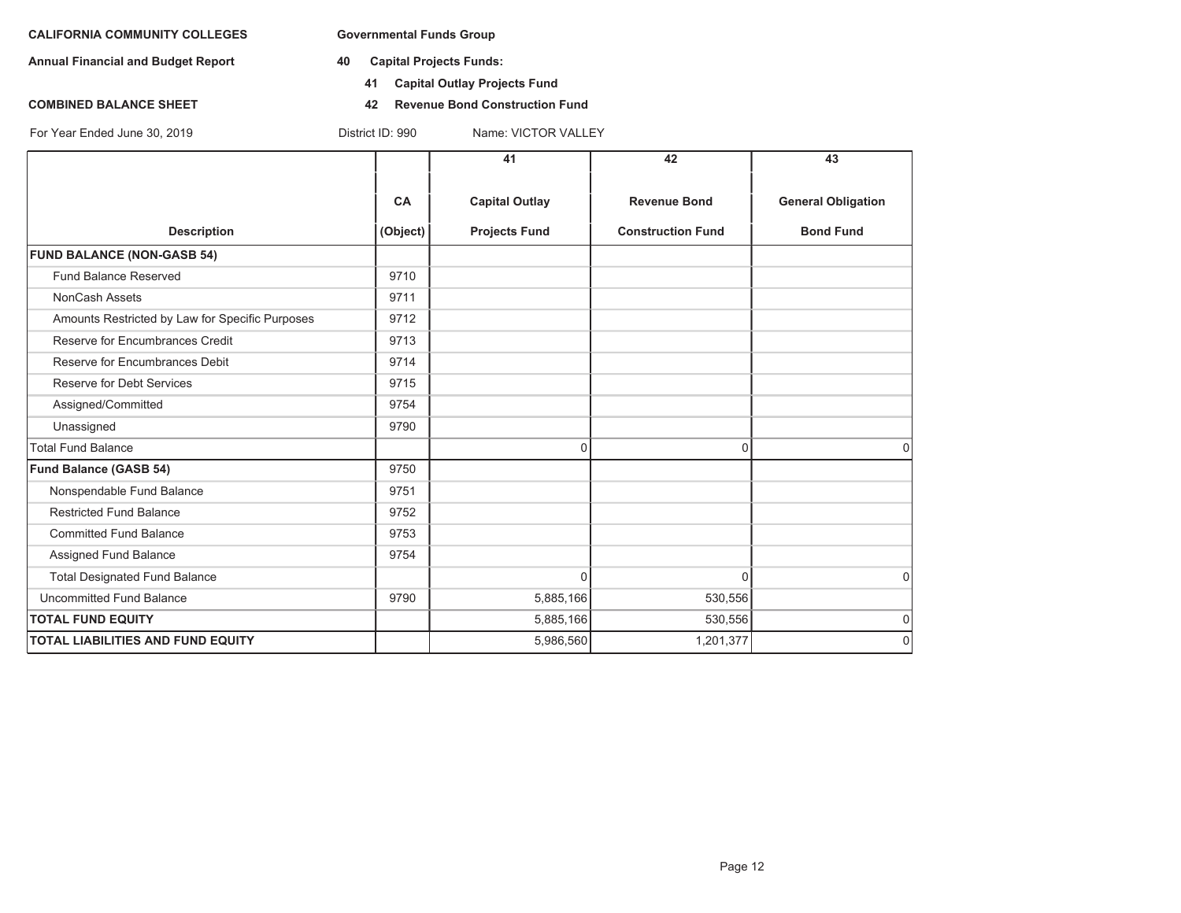**CALIFORNIA COMMUNITY COLLEGES** **Governmental Funds Group**

**Annual Financial and Budget Report** **40 Capital Projects Funds:**

**41 Capital Outlay Projects Fund**

**COMBINED BALANCE SHEET** **42 Revenue Bond Construction Fund**

For Year Ended June 30, 2019 District ID: 990 Name: VICTOR VALLEY

| Description | CA (Object) | 41 Capital Outlay Projects Fund | 42 Revenue Bond Construction Fund | 43 General Obligation Bond Fund |
|---|---|---|---|---|
| **FUND BALANCE (NON-GASB 54)** | | | | |
| Fund Balance Reserved | 9710 | | | |
| NonCash Assets | 9711 | | | |
| Amounts Restricted by Law for Specific Purposes | 9712 | | | |
| Reserve for Encumbrances Credit | 9713 | | | |
| Reserve for Encumbrances Debit | 9714 | | | |
| Reserve for Debt Services | 9715 | | | |
| Assigned/Committed | 9754 | | | |
| Unassigned | 9790 | | | |
| Total Fund Balance | | 0 | 0 | 0 |
| **Fund Balance (GASB 54)** | 9750 | | | |
| Nonspendable Fund Balance | 9751 | | | |
| Restricted Fund Balance | 9752 | | | |
| Committed Fund Balance | 9753 | | | |
| Assigned Fund Balance | 9754 | | | |
| Total Designated Fund Balance | | 0 | 0 | 0 |
| Uncommitted Fund Balance | 9790 | 5,885,166 | 530,556 | |
| **TOTAL FUND EQUITY** | | 5,885,166 | 530,556 | 0 |
| **TOTAL LIABILITIES AND FUND EQUITY** | | 5,986,560 | 1,201,377 | 0 |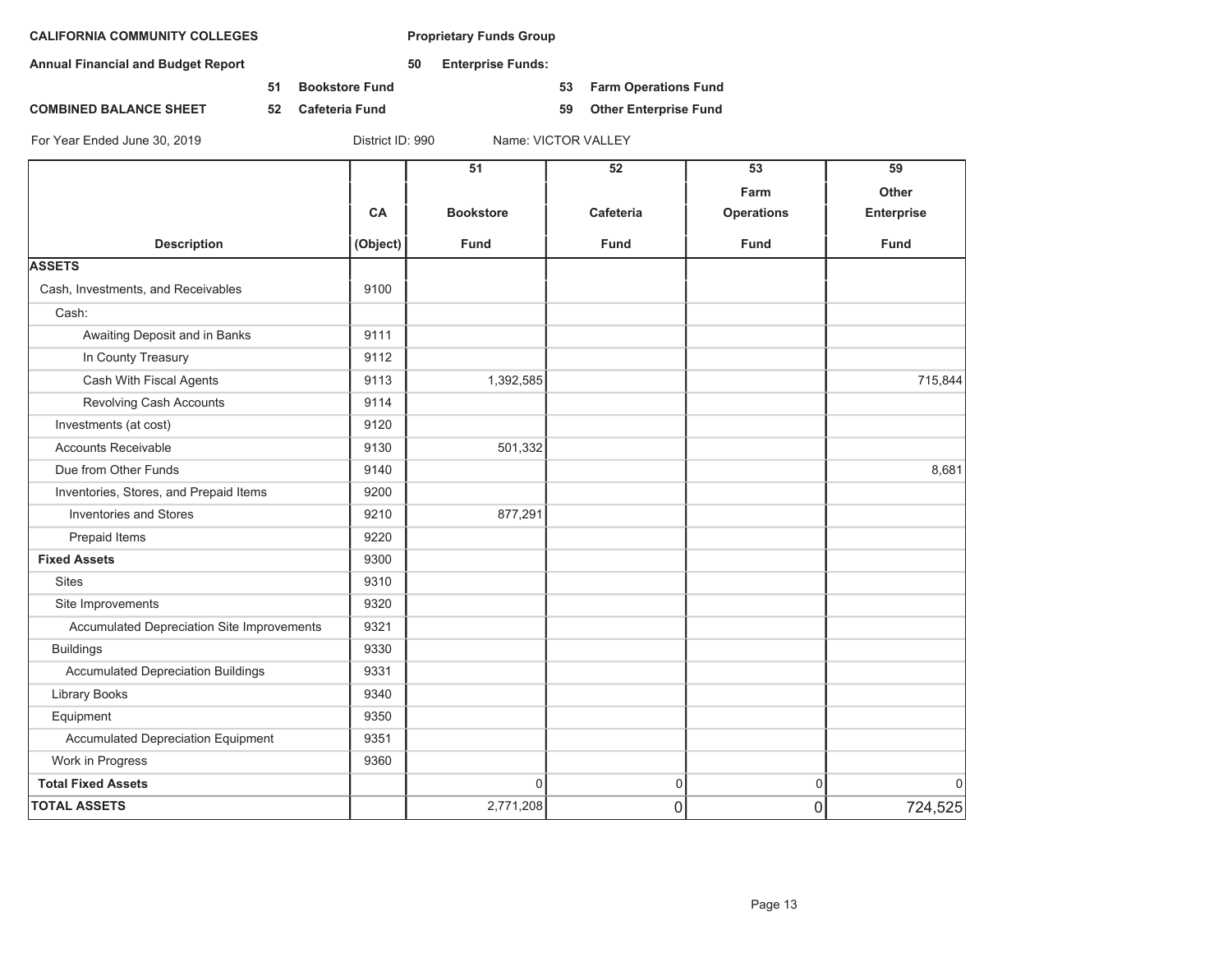**CALIFORNIA COMMUNITY COLLEGES**

**Annual Financial and Budget Report**

**COMBINED BALANCE SHEET**

**Proprietary Funds Group**

**50 Enterprise Funds:**

**51 Bookstore Fund**

**52 Cafeteria Fund**

**53 Farm Operations Fund**

**59 Other Enterprise Fund**

For Year Ended June 30, 2019 District ID: 990 Name: VICTOR VALLEY

| Description | CA (Object) | 51 Bookstore Fund | 52 Cafeteria Fund | 53 Farm Operations Fund | 59 Other Enterprise Fund |
|---|---|---|---|---|---|
| **ASSETS** | | | | | |
| Cash, Investments, and Receivables | 9100 | | | | |
| Cash: | | | | | |
| Awaiting Deposit and in Banks | 9111 | | | | |
| In County Treasury | 9112 | | | | |
| Cash With Fiscal Agents | 9113 | 1,392,585 | | | 715,844 |
| Revolving Cash Accounts | 9114 | | | | |
| Investments (at cost) | 9120 | | | | |
| Accounts Receivable | 9130 | 501,332 | | | |
| Due from Other Funds | 9140 | | | | 8,681 |
| Inventories, Stores, and Prepaid Items | 9200 | | | | |
| Inventories and Stores | 9210 | 877,291 | | | |
| Prepaid Items | 9220 | | | | |
| **Fixed Assets** | 9300 | | | | |
| Sites | 9310 | | | | |
| Site Improvements | 9320 | | | | |
| Accumulated Depreciation Site Improvements | 9321 | | | | |
| Buildings | 9330 | | | | |
| Accumulated Depreciation Buildings | 9331 | | | | |
| Library Books | 9340 | | | | |
| Equipment | 9350 | | | | |
| Accumulated Depreciation Equipment | 9351 | | | | |
| Work in Progress | 9360 | | | | |
| **Total Fixed Assets** | | 0 | 0 | 0 | 0 |
| **TOTAL ASSETS** | | 2,771,208 | 0 | 0 | 724,525 |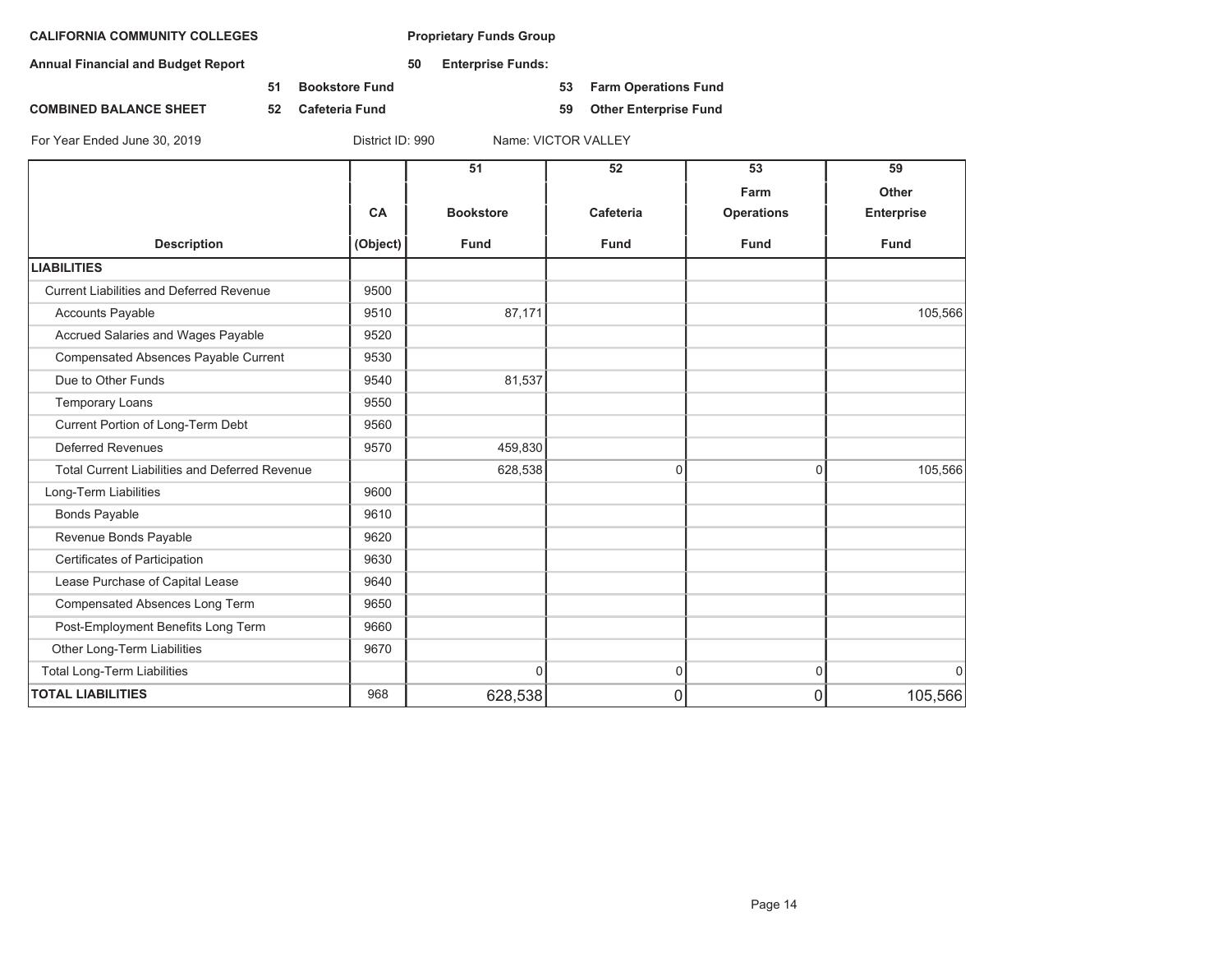**CALIFORNIA COMMUNITY COLLEGES** | **Proprietary Funds Group**

**Annual Financial and Budget Report** | **50 Enterprise Funds:**

**51 Bookstore Fund** | **53 Farm Operations Fund**

**COMBINED BALANCE SHEET** | **52 Cafeteria Fund** | **59 Other Enterprise Fund**

For Year Ended June 30, 2019 | District ID: 990 | Name: VICTOR VALLEY

| Description | CA (Object) | 51 Bookstore Fund | 52 Cafeteria Fund | 53 Farm Operations Fund | 59 Other Enterprise Fund |
|---|---|---|---|---|---|
| **LIABILITIES** | | | | | |
| Current Liabilities and Deferred Revenue | 9500 | | | | |
| Accounts Payable | 9510 | 87,171 | | | 105,566 |
| Accrued Salaries and Wages Payable | 9520 | | | | |
| Compensated Absences Payable Current | 9530 | | | | |
| Due to Other Funds | 9540 | 81,537 | | | |
| Temporary Loans | 9550 | | | | |
| Current Portion of Long-Term Debt | 9560 | | | | |
| Deferred Revenues | 9570 | 459,830 | | | |
| Total Current Liabilities and Deferred Revenue | | 628,538 | 0 | 0 | 105,566 |
| Long-Term Liabilities | 9600 | | | | |
| Bonds Payable | 9610 | | | | |
| Revenue Bonds Payable | 9620 | | | | |
| Certificates of Participation | 9630 | | | | |
| Lease Purchase of Capital Lease | 9640 | | | | |
| Compensated Absences Long Term | 9650 | | | | |
| Post-Employment Benefits Long Term | 9660 | | | | |
| Other Long-Term Liabilities | 9670 | | | | |
| Total Long-Term Liabilities | | 0 | 0 | 0 | 0 |
| **TOTAL LIABILITIES** | 968 | 628,538 | 0 | 0 | 105,566 |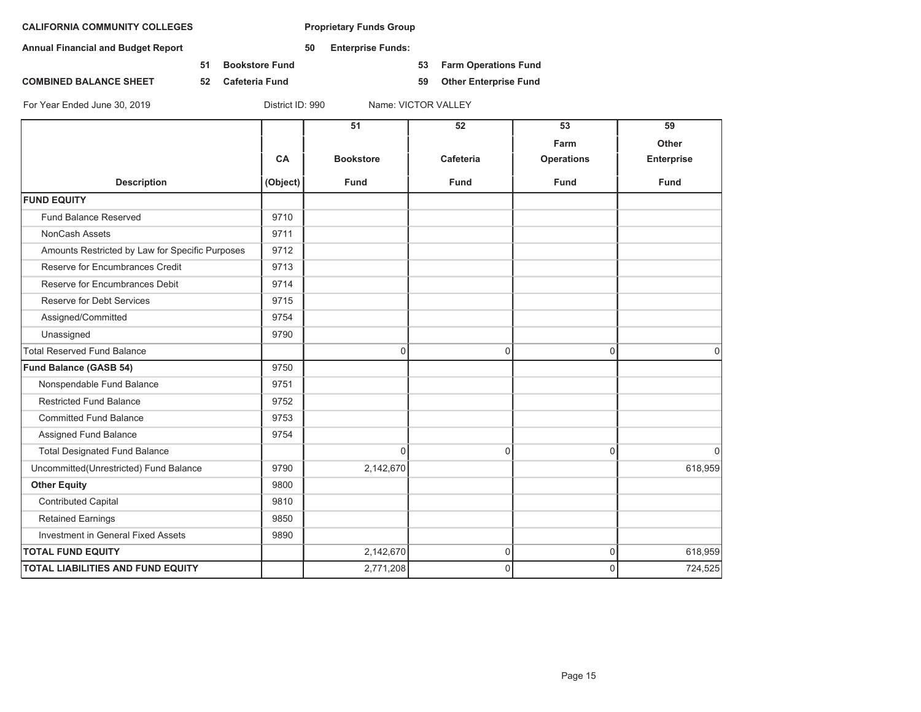**CALIFORNIA COMMUNITY COLLEGES** **Proprietary Funds Group**

**Annual Financial and Budget Report** **50 Enterprise Funds:**

**51 Bookstore Fund** **53 Farm Operations Fund**

**COMBINED BALANCE SHEET** **52 Cafeteria Fund** **59 Other Enterprise Fund**

For Year Ended June 30, 2019 District ID: 990 Name: VICTOR VALLEY

| Description | CA (Object) | 51 Bookstore Fund | 52 Cafeteria Fund | 53 Farm Operations Fund | 59 Other Enterprise Fund |
|---|---|---|---|---|---|
| **FUND EQUITY** | | | | | |
| Fund Balance Reserved | 9710 | | | | |
| NonCash Assets | 9711 | | | | |
| Amounts Restricted by Law for Specific Purposes | 9712 | | | | |
| Reserve for Encumbrances Credit | 9713 | | | | |
| Reserve for Encumbrances Debit | 9714 | | | | |
| Reserve for Debt Services | 9715 | | | | |
| Assigned/Committed | 9754 | | | | |
| Unassigned | 9790 | | | | |
| Total Reserved Fund Balance | | 0 | 0 | 0 | 0 |
| **Fund Balance (GASB 54)** | 9750 | | | | |
| Nonspendable Fund Balance | 9751 | | | | |
| Restricted Fund Balance | 9752 | | | | |
| Committed Fund Balance | 9753 | | | | |
| Assigned Fund Balance | 9754 | | | | |
| Total Designated Fund Balance | | 0 | 0 | 0 | 0 |
| Uncommitted(Unrestricted) Fund Balance | 9790 | 2,142,670 | | | 618,959 |
| **Other Equity** | 9800 | | | | |
| Contributed Capital | 9810 | | | | |
| Retained Earnings | 9850 | | | | |
| Investment in General Fixed Assets | 9890 | | | | |
| **TOTAL FUND EQUITY** | | 2,142,670 | 0 | 0 | 618,959 |
| **TOTAL LIABILITIES AND FUND EQUITY** | | 2,771,208 | 0 | 0 | 724,525 |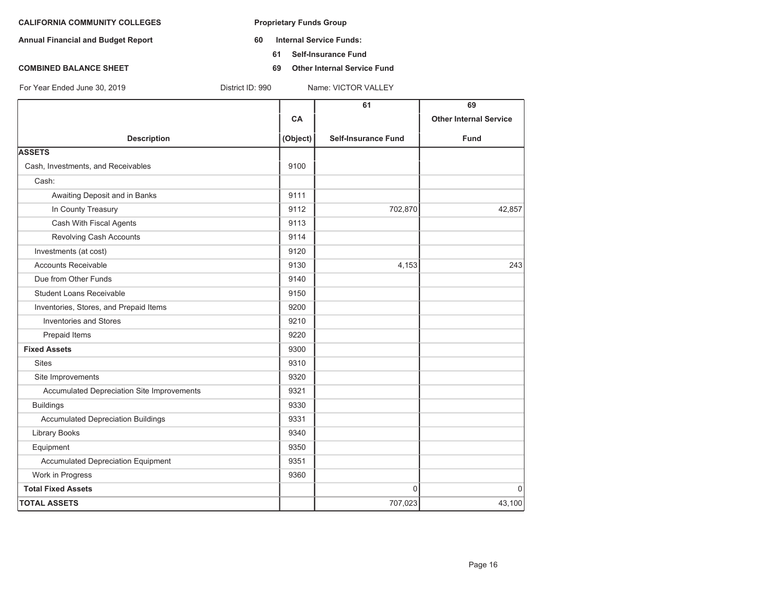**CALIFORNIA COMMUNITY COLLEGES**

**Annual Financial and Budget Report**

**COMBINED BALANCE SHEET**

**Proprietary Funds Group**

**60 Internal Service Funds:**

**61 Self-Insurance Fund**

**69 Other Internal Service Fund**

For Year Ended June 30, 2019 District ID: 990 Name: VICTOR VALLEY

| Description | CA (Object) | 61 Self-Insurance Fund | 69 Other Internal Service Fund |
|---|---|---|---|
| **ASSETS** | | | |
| Cash, Investments, and Receivables | 9100 | | |
| Cash: | | | |
| Awaiting Deposit and in Banks | 9111 | | |
| In County Treasury | 9112 | 702,870 | 42,857 |
| Cash With Fiscal Agents | 9113 | | |
| Revolving Cash Accounts | 9114 | | |
| Investments (at cost) | 9120 | | |
| Accounts Receivable | 9130 | 4,153 | 243 |
| Due from Other Funds | 9140 | | |
| Student Loans Receivable | 9150 | | |
| Inventories, Stores, and Prepaid Items | 9200 | | |
| Inventories and Stores | 9210 | | |
| Prepaid Items | 9220 | | |
| **Fixed Assets** | 9300 | | |
| Sites | 9310 | | |
| Site Improvements | 9320 | | |
| Accumulated Depreciation Site Improvements | 9321 | | |
| Buildings | 9330 | | |
| Accumulated Depreciation Buildings | 9331 | | |
| Library Books | 9340 | | |
| Equipment | 9350 | | |
| Accumulated Depreciation Equipment | 9351 | | |
| Work in Progress | 9360 | | |
| **Total Fixed Assets** | | 0 | 0 |
| **TOTAL ASSETS** | | 707,023 | 43,100 |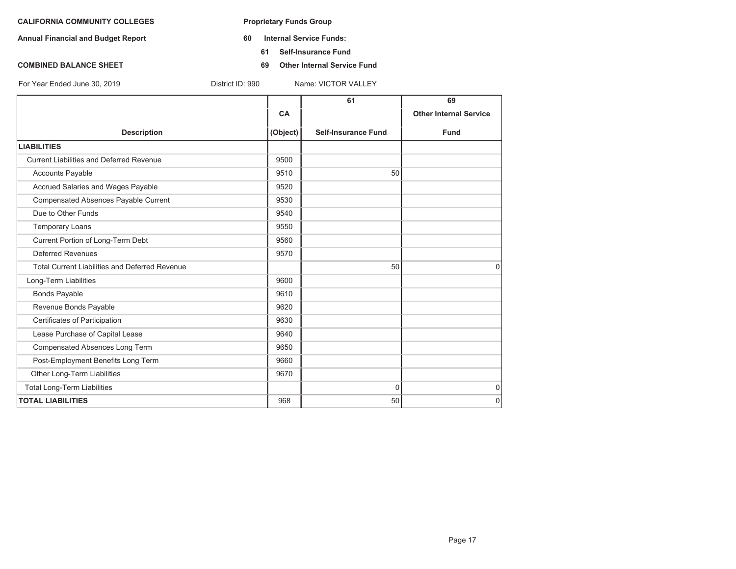**CALIFORNIA COMMUNITY COLLEGES**

**Annual Financial and Budget Report**

**COMBINED BALANCE SHEET**

**Proprietary Funds Group**

**60 Internal Service Funds:**

**61 Self-Insurance Fund**

**69 Other Internal Service Fund**

For Year Ended June 30, 2019 District ID: 990 Name: VICTOR VALLEY

| Description | CA (Object) | 61 Self-Insurance Fund | 69 Other Internal Service Fund |
|---|---|---|---|
| **LIABILITIES** | | | |
| Current Liabilities and Deferred Revenue | 9500 | | |
| Accounts Payable | 9510 | 50 | |
| Accrued Salaries and Wages Payable | 9520 | | |
| Compensated Absences Payable Current | 9530 | | |
| Due to Other Funds | 9540 | | |
| Temporary Loans | 9550 | | |
| Current Portion of Long-Term Debt | 9560 | | |
| Deferred Revenues | 9570 | | |
| Total Current Liabilities and Deferred Revenue | | 50 | 0 |
| Long-Term Liabilities | 9600 | | |
| Bonds Payable | 9610 | | |
| Revenue Bonds Payable | 9620 | | |
| Certificates of Participation | 9630 | | |
| Lease Purchase of Capital Lease | 9640 | | |
| Compensated Absences Long Term | 9650 | | |
| Post-Employment Benefits Long Term | 9660 | | |
| Other Long-Term Liabilities | 9670 | | |
| Total Long-Term Liabilities | | 0 | 0 |
| **TOTAL LIABILITIES** | 968 | 50 | 0 |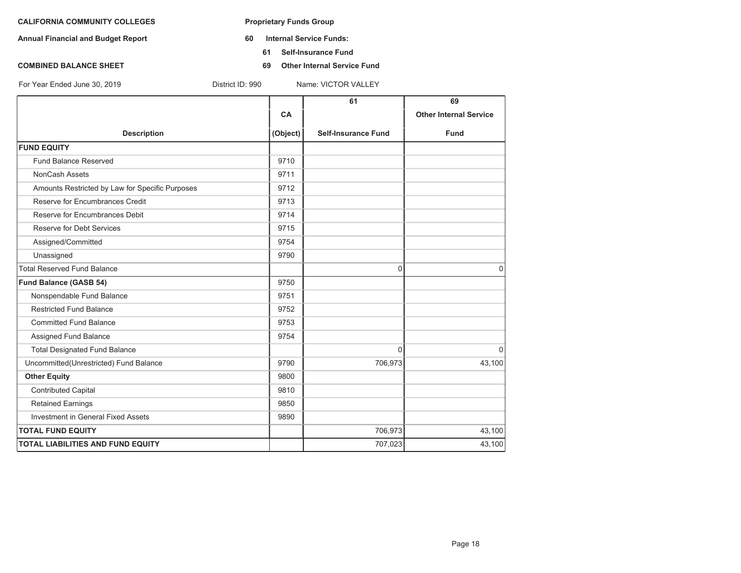**CALIFORNIA COMMUNITY COLLEGES**

**Annual Financial and Budget Report**

**COMBINED BALANCE SHEET**

**Proprietary Funds Group**

**60 Internal Service Funds:**

**61 Self-Insurance Fund**

**69 Other Internal Service Fund**

For Year Ended June 30, 2019 District ID: 990 Name: VICTOR VALLEY

| Description | CA (Object) | 61 Self-Insurance Fund | 69 Other Internal Service Fund |
|---|---|---|---|
| **FUND EQUITY** | | | |
| Fund Balance Reserved | 9710 | | |
| NonCash Assets | 9711 | | |
| Amounts Restricted by Law for Specific Purposes | 9712 | | |
| Reserve for Encumbrances Credit | 9713 | | |
| Reserve for Encumbrances Debit | 9714 | | |
| Reserve for Debt Services | 9715 | | |
| Assigned/Committed | 9754 | | |
| Unassigned | 9790 | | |
| Total Reserved Fund Balance | | 0 | 0 |
| **Fund Balance (GASB 54)** | 9750 | | |
| Nonspendable Fund Balance | 9751 | | |
| Restricted Fund Balance | 9752 | | |
| Committed Fund Balance | 9753 | | |
| Assigned Fund Balance | 9754 | | |
| Total Designated Fund Balance | | 0 | 0 |
| Uncommitted(Unrestricted) Fund Balance | 9790 | 706,973 | 43,100 |
| **Other Equity** | 9800 | | |
| Contributed Capital | 9810 | | |
| Retained Earnings | 9850 | | |
| Investment in General Fixed Assets | 9890 | | |
| **TOTAL FUND EQUITY** | | 706,973 | 43,100 |
| **TOTAL LIABILITIES AND FUND EQUITY** | | 707,023 | 43,100 |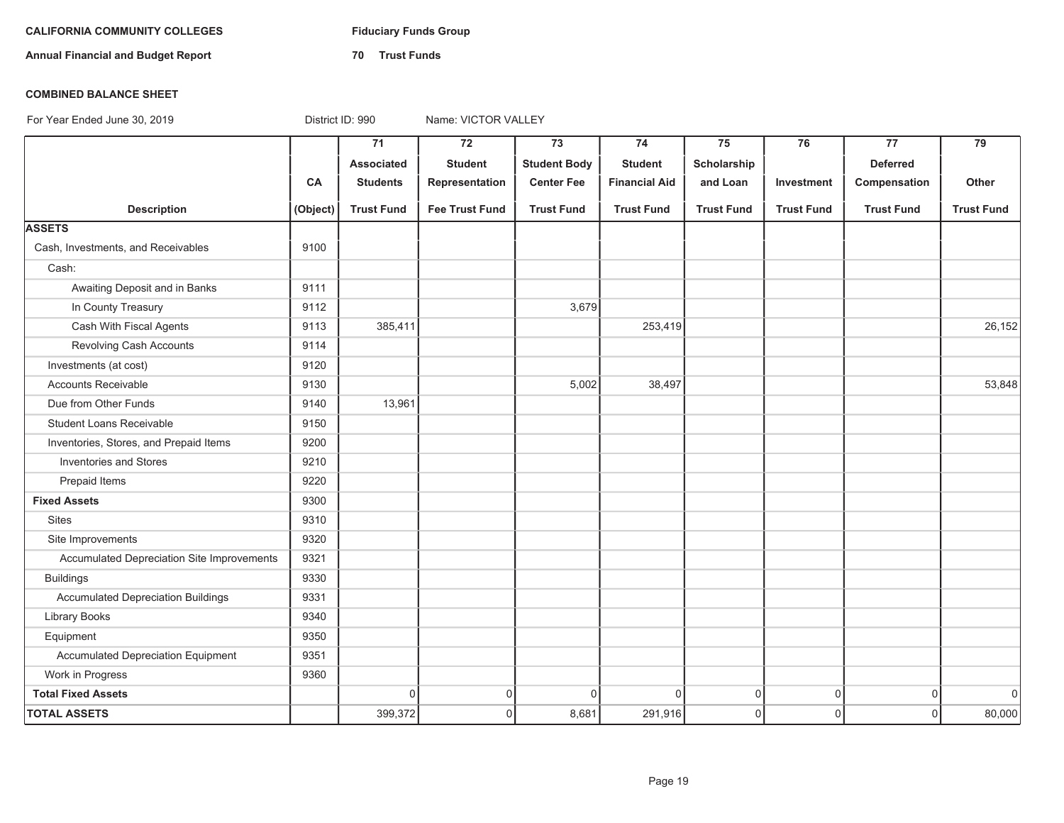**CALIFORNIA COMMUNITY COLLEGES**

**Annual Financial and Budget Report**

**Fiduciary Funds Group**

**70 Trust Funds**

**COMBINED BALANCE SHEET**

For Year Ended June 30, 2019 &nbsp;&nbsp;&nbsp; District ID: 990 &nbsp;&nbsp;&nbsp; Name: VICTOR VALLEY

| Description | CA (Object) | 71 Associated Students Trust Fund | 72 Student Representation Fee Trust Fund | 73 Student Body Center Fee Trust Fund | 74 Student Financial Aid Trust Fund | 75 Scholarship and Loan Trust Fund | 76 Investment Trust Fund | 77 Deferred Compensation Trust Fund | 79 Other Trust Fund |
|---|---|---|---|---|---|---|---|---|---|
| **ASSETS** | | | | | | | | | |
| Cash, Investments, and Receivables | 9100 | | | | | | | | |
| Cash: | | | | | | | | | |
| Awaiting Deposit and in Banks | 9111 | | | | | | | | |
| In County Treasury | 9112 | | | 3,679 | | | | | |
| Cash With Fiscal Agents | 9113 | 385,411 | | | 253,419 | | | | 26,152 |
| Revolving Cash Accounts | 9114 | | | | | | | | |
| Investments (at cost) | 9120 | | | | | | | | |
| Accounts Receivable | 9130 | | | 5,002 | 38,497 | | | | 53,848 |
| Due from Other Funds | 9140 | 13,961 | | | | | | | |
| Student Loans Receivable | 9150 | | | | | | | | |
| Inventories, Stores, and Prepaid Items | 9200 | | | | | | | | |
| Inventories and Stores | 9210 | | | | | | | | |
| Prepaid Items | 9220 | | | | | | | | |
| **Fixed Assets** | 9300 | | | | | | | | |
| Sites | 9310 | | | | | | | | |
| Site Improvements | 9320 | | | | | | | | |
| Accumulated Depreciation Site Improvements | 9321 | | | | | | | | |
| Buildings | 9330 | | | | | | | | |
| Accumulated Depreciation Buildings | 9331 | | | | | | | | |
| Library Books | 9340 | | | | | | | | |
| Equipment | 9350 | | | | | | | | |
| Accumulated Depreciation Equipment | 9351 | | | | | | | | |
| Work in Progress | 9360 | | | | | | | | |
| **Total Fixed Assets** | | 0 | 0 | 0 | 0 | 0 | 0 | 0 | 0 |
| **TOTAL ASSETS** | | 399,372 | 0 | 8,681 | 291,916 | 0 | 0 | 0 | 80,000 |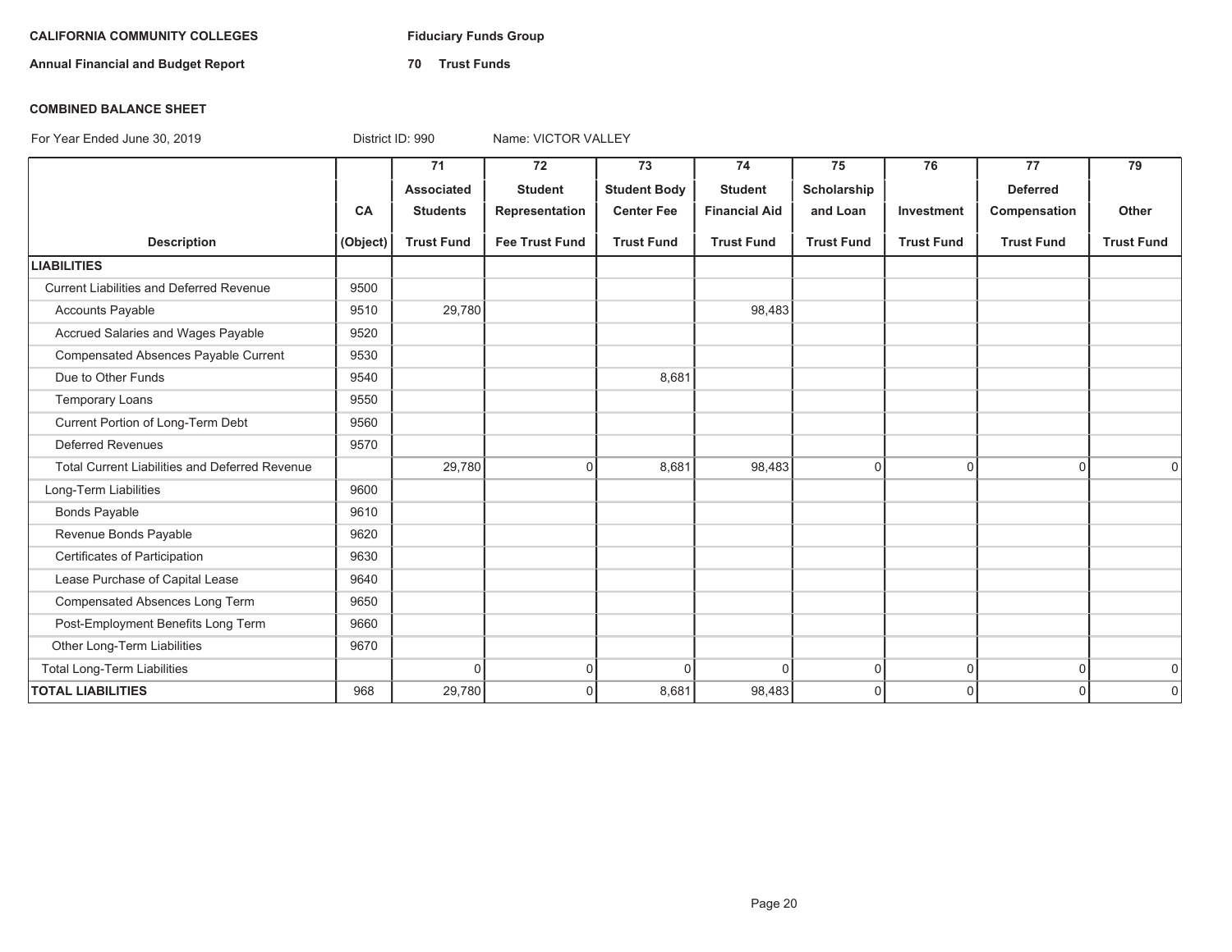**CALIFORNIA COMMUNITY COLLEGES**

**Annual Financial and Budget Report**

**Fiduciary Funds Group**

**70 Trust Funds**

**COMBINED BALANCE SHEET**

For Year Ended June 30, 2019 District ID: 990 Name: VICTOR VALLEY

| Description | CA (Object) | 71 Associated Students Trust Fund | 72 Student Representation Fee Trust Fund | 73 Student Body Center Fee Trust Fund | 74 Student Financial Aid Trust Fund | 75 Scholarship and Loan Trust Fund | 76 Investment Trust Fund | 77 Deferred Compensation Trust Fund | 79 Other Trust Fund |
|---|---|---|---|---|---|---|---|---|---|
| **LIABILITIES** | | | | | | | | | |
| Current Liabilities and Deferred Revenue | 9500 | | | | | | | | |
| Accounts Payable | 9510 | 29,780 | | | 98,483 | | | | |
| Accrued Salaries and Wages Payable | 9520 | | | | | | | | |
| Compensated Absences Payable Current | 9530 | | | | | | | | |
| Due to Other Funds | 9540 | | | 8,681 | | | | | |
| Temporary Loans | 9550 | | | | | | | | |
| Current Portion of Long-Term Debt | 9560 | | | | | | | | |
| Deferred Revenues | 9570 | | | | | | | | |
| Total Current Liabilities and Deferred Revenue | | 29,780 | 0 | 8,681 | 98,483 | 0 | 0 | 0 | 0 |
| Long-Term Liabilities | 9600 | | | | | | | | |
| Bonds Payable | 9610 | | | | | | | | |
| Revenue Bonds Payable | 9620 | | | | | | | | |
| Certificates of Participation | 9630 | | | | | | | | |
| Lease Purchase of Capital Lease | 9640 | | | | | | | | |
| Compensated Absences Long Term | 9650 | | | | | | | | |
| Post-Employment Benefits Long Term | 9660 | | | | | | | | |
| Other Long-Term Liabilities | 9670 | | | | | | | | |
| Total Long-Term Liabilities | | 0 | 0 | 0 | 0 | 0 | 0 | 0 | 0 |
| **TOTAL LIABILITIES** | 968 | 29,780 | 0 | 8,681 | 98,483 | 0 | 0 | 0 | 0 |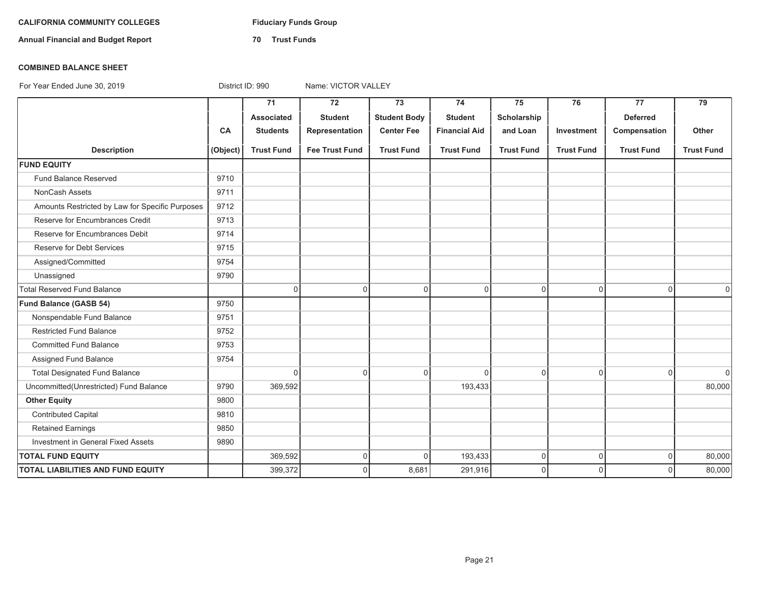**CALIFORNIA COMMUNITY COLLEGES** **Fiduciary Funds Group**

**Annual Financial and Budget Report** **70 Trust Funds**

**COMBINED BALANCE SHEET**

For Year Ended June 30, 2019 District ID: 990 Name: VICTOR VALLEY

| Description | CA (Object) | 71 Associated Students Trust Fund | 72 Student Representation Fee Trust Fund | 73 Student Body Center Fee Trust Fund | 74 Student Financial Aid Trust Fund | 75 Scholarship and Loan Trust Fund | 76 Investment Trust Fund | 77 Deferred Compensation Trust Fund | 79 Other Trust Fund |
|---|---|---|---|---|---|---|---|---|---|
| **FUND EQUITY** | | | | | | | | | |
| Fund Balance Reserved | 9710 | | | | | | | | |
| NonCash Assets | 9711 | | | | | | | | |
| Amounts Restricted by Law for Specific Purposes | 9712 | | | | | | | | |
| Reserve for Encumbrances Credit | 9713 | | | | | | | | |
| Reserve for Encumbrances Debit | 9714 | | | | | | | | |
| Reserve for Debt Services | 9715 | | | | | | | | |
| Assigned/Committed | 9754 | | | | | | | | |
| Unassigned | 9790 | | | | | | | | |
| Total Reserved Fund Balance | | 0 | 0 | 0 | 0 | 0 | 0 | 0 | 0 |
| **Fund Balance (GASB 54)** | 9750 | | | | | | | | |
| Nonspendable Fund Balance | 9751 | | | | | | | | |
| Restricted Fund Balance | 9752 | | | | | | | | |
| Committed Fund Balance | 9753 | | | | | | | | |
| Assigned Fund Balance | 9754 | | | | | | | | |
| Total Designated Fund Balance | | 0 | 0 | 0 | 0 | 0 | 0 | 0 | 0 |
| Uncommitted(Unrestricted) Fund Balance | 9790 | 369,592 | | | 193,433 | | | | 80,000 |
| **Other Equity** | 9800 | | | | | | | | |
| Contributed Capital | 9810 | | | | | | | | |
| Retained Earnings | 9850 | | | | | | | | |
| Investment in General Fixed Assets | 9890 | | | | | | | | |
| **TOTAL FUND EQUITY** | | 369,592 | 0 | 0 | 193,433 | 0 | 0 | 0 | 80,000 |
| **TOTAL LIABILITIES AND FUND EQUITY** | | 399,372 | 0 | 8,681 | 291,916 | 0 | 0 | 0 | 80,000 |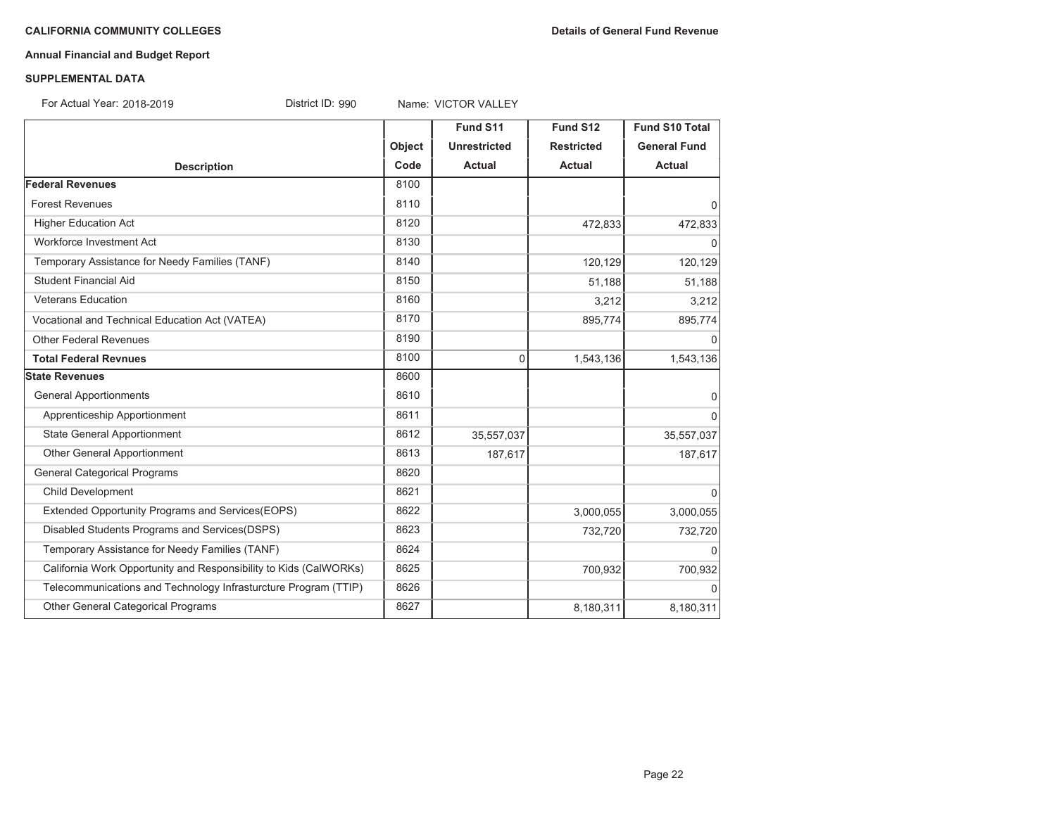**CALIFORNIA COMMUNITY COLLEGES** **Details of General Fund Revenue**

**Annual Financial and Budget Report**

**SUPPLEMENTAL DATA**

For Actual Year: 2018-2019 District ID: 990 Name: VICTOR VALLEY

| Description | Object Code | Fund S11 Unrestricted Actual | Fund S12 Restricted Actual | Fund S10 Total General Fund Actual |
|---|---|---|---|---|
| **Federal Revenues** | 8100 | | | |
| Forest Revenues | 8110 | | | 0 |
| Higher Education Act | 8120 | | 472,833 | 472,833 |
| Workforce Investment Act | 8130 | | | 0 |
| Temporary Assistance for Needy Families (TANF) | 8140 | | 120,129 | 120,129 |
| Student Financial Aid | 8150 | | 51,188 | 51,188 |
| Veterans Education | 8160 | | 3,212 | 3,212 |
| Vocational and Technical Education Act (VATEA) | 8170 | | 895,774 | 895,774 |
| Other Federal Revenues | 8190 | | | 0 |
| **Total Federal Revnues** | 8100 | 0 | 1,543,136 | 1,543,136 |
| **State Revenues** | 8600 | | | |
| General Apportionments | 8610 | | | 0 |
| Apprenticeship Apportionment | 8611 | | | 0 |
| State General Apportionment | 8612 | 35,557,037 | | 35,557,037 |
| Other General Apportionment | 8613 | 187,617 | | 187,617 |
| General Categorical Programs | 8620 | | | |
| Child Development | 8621 | | | 0 |
| Extended Opportunity Programs and Services(EOPS) | 8622 | | 3,000,055 | 3,000,055 |
| Disabled Students Programs and Services(DSPS) | 8623 | | 732,720 | 732,720 |
| Temporary Assistance for Needy Families (TANF) | 8624 | | | 0 |
| California Work Opportunity and Responsibility to Kids (CalWORKs) | 8625 | | 700,932 | 700,932 |
| Telecommunications and Technology Infrasturcture Program (TTIP) | 8626 | | | 0 |
| Other General Categorical Programs | 8627 | | 8,180,311 | 8,180,311 |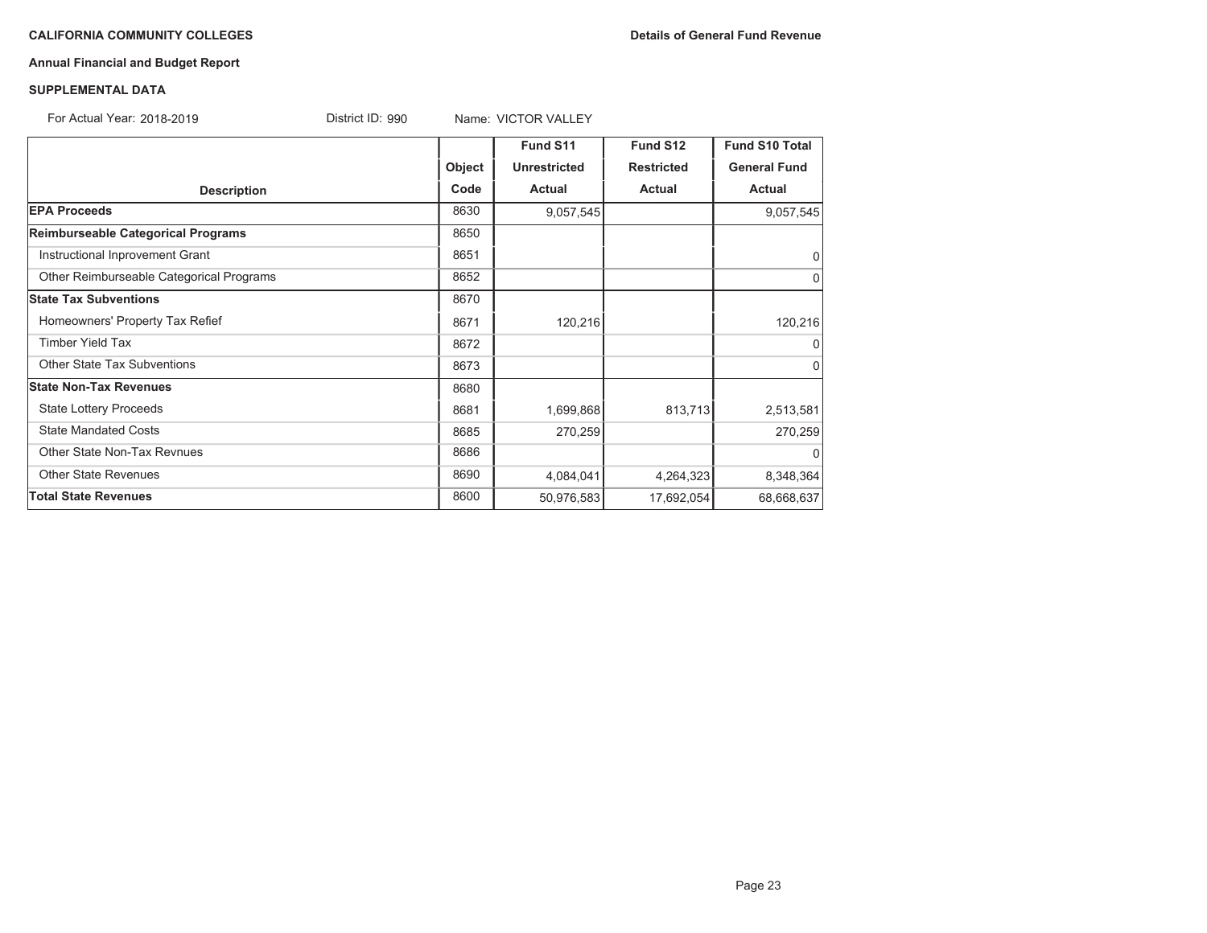**CALIFORNIA COMMUNITY COLLEGES** **Details of General Fund Revenue**

**Annual Financial and Budget Report**

**SUPPLEMENTAL DATA**

For Actual Year: 2018-2019 District ID: 990 Name: VICTOR VALLEY

| Description | Object Code | Fund S11 Unrestricted Actual | Fund S12 Restricted Actual | Fund S10 Total General Fund Actual |
|---|---|---|---|---|
| **EPA Proceeds** | 8630 | 9,057,545 | | 9,057,545 |
| **Reimburseable Categorical Programs** | 8650 | | | |
| Instructional Inprovement Grant | 8651 | | | 0 |
| Other Reimburseable Categorical Programs | 8652 | | | 0 |
| **State Tax Subventions** | 8670 | | | |
| Homeowners' Property Tax Refief | 8671 | 120,216 | | 120,216 |
| Timber Yield Tax | 8672 | | | 0 |
| Other State Tax Subventions | 8673 | | | 0 |
| **State Non-Tax Revenues** | 8680 | | | |
| State Lottery Proceeds | 8681 | 1,699,868 | 813,713 | 2,513,581 |
| State Mandated Costs | 8685 | 270,259 | | 270,259 |
| Other State Non-Tax Revnues | 8686 | | | 0 |
| Other State Revenues | 8690 | 4,084,041 | 4,264,323 | 8,348,364 |
| **Total State Revenues** | 8600 | 50,976,583 | 17,692,054 | 68,668,637 |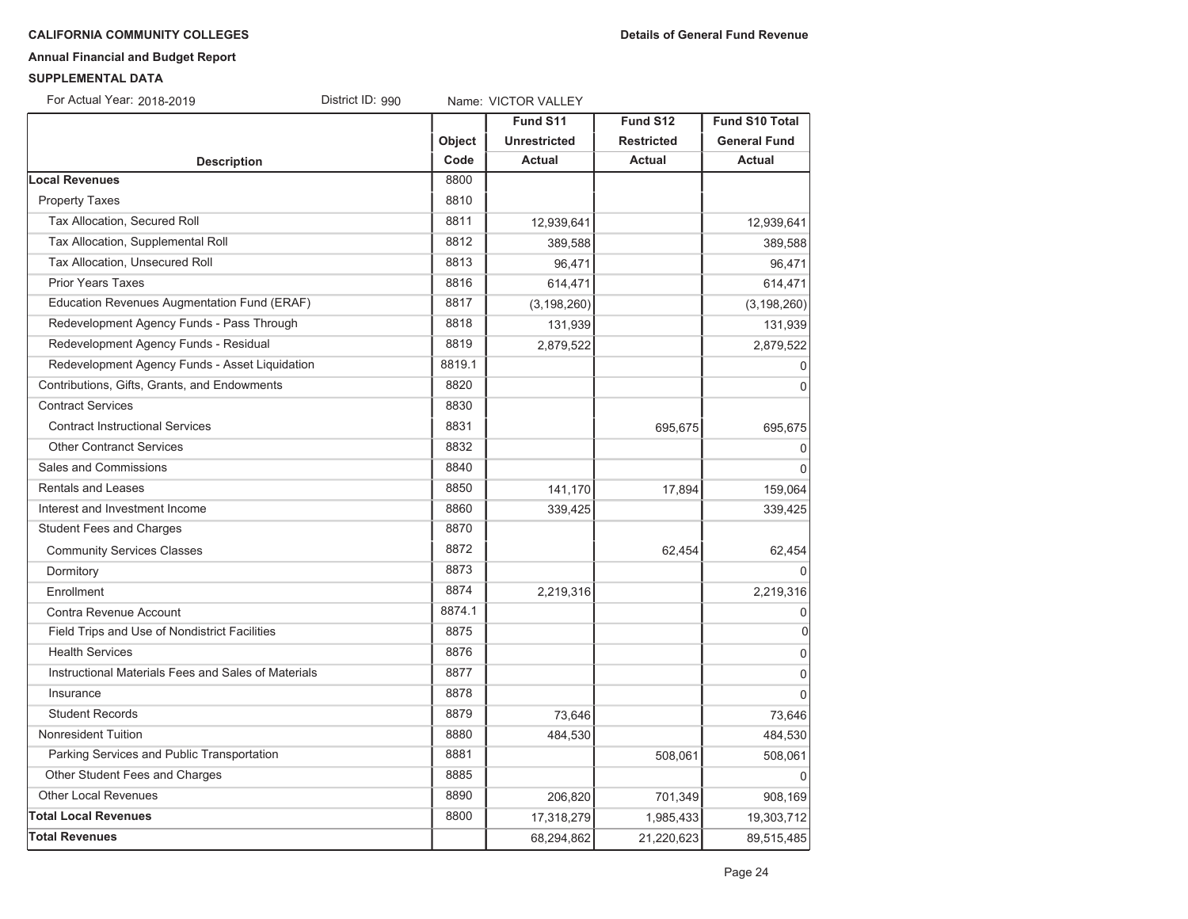**CALIFORNIA COMMUNITY COLLEGES** **Details of General Fund Revenue**

**Annual Financial and Budget Report**

**SUPPLEMENTAL DATA**

For Actual Year: 2018-2019 District ID: 990 Name: VICTOR VALLEY

| Description | Object Code | Fund S11 Unrestricted Actual | Fund S12 Restricted Actual | Fund S10 Total General Fund Actual |
|---|---|---|---|---|
| **Local Revenues** | 8800 | | | |
| Property Taxes | 8810 | | | |
| Tax Allocation, Secured Roll | 8811 | 12,939,641 | | 12,939,641 |
| Tax Allocation, Supplemental Roll | 8812 | 389,588 | | 389,588 |
| Tax Allocation, Unsecured Roll | 8813 | 96,471 | | 96,471 |
| Prior Years Taxes | 8816 | 614,471 | | 614,471 |
| Education Revenues Augmentation Fund (ERAF) | 8817 | (3,198,260) | | (3,198,260) |
| Redevelopment Agency Funds - Pass Through | 8818 | 131,939 | | 131,939 |
| Redevelopment Agency Funds - Residual | 8819 | 2,879,522 | | 2,879,522 |
| Redevelopment Agency Funds - Asset Liquidation | 8819.1 | | | 0 |
| Contributions, Gifts, Grants, and Endowments | 8820 | | | 0 |
| Contract Services | 8830 | | | |
| Contract Instructional Services | 8831 | | 695,675 | 695,675 |
| Other Contranct Services | 8832 | | | 0 |
| Sales and Commissions | 8840 | | | 0 |
| Rentals and Leases | 8850 | 141,170 | 17,894 | 159,064 |
| Interest and Investment Income | 8860 | 339,425 | | 339,425 |
| Student Fees and Charges | 8870 | | | |
| Community Services Classes | 8872 | | 62,454 | 62,454 |
| Dormitory | 8873 | | | 0 |
| Enrollment | 8874 | 2,219,316 | | 2,219,316 |
| Contra Revenue Account | 8874.1 | | | 0 |
| Field Trips and Use of Nondistrict Facilities | 8875 | | | 0 |
| Health Services | 8876 | | | 0 |
| Instructional Materials Fees and Sales of Materials | 8877 | | | 0 |
| Insurance | 8878 | | | 0 |
| Student Records | 8879 | 73,646 | | 73,646 |
| Nonresident Tuition | 8880 | 484,530 | | 484,530 |
| Parking Services and Public Transportation | 8881 | | 508,061 | 508,061 |
| Other Student Fees and Charges | 8885 | | | 0 |
| Other Local Revenues | 8890 | 206,820 | 701,349 | 908,169 |
| **Total Local Revenues** | 8800 | 17,318,279 | 1,985,433 | 19,303,712 |
| **Total Revenues** | | 68,294,862 | 21,220,623 | 89,515,485 |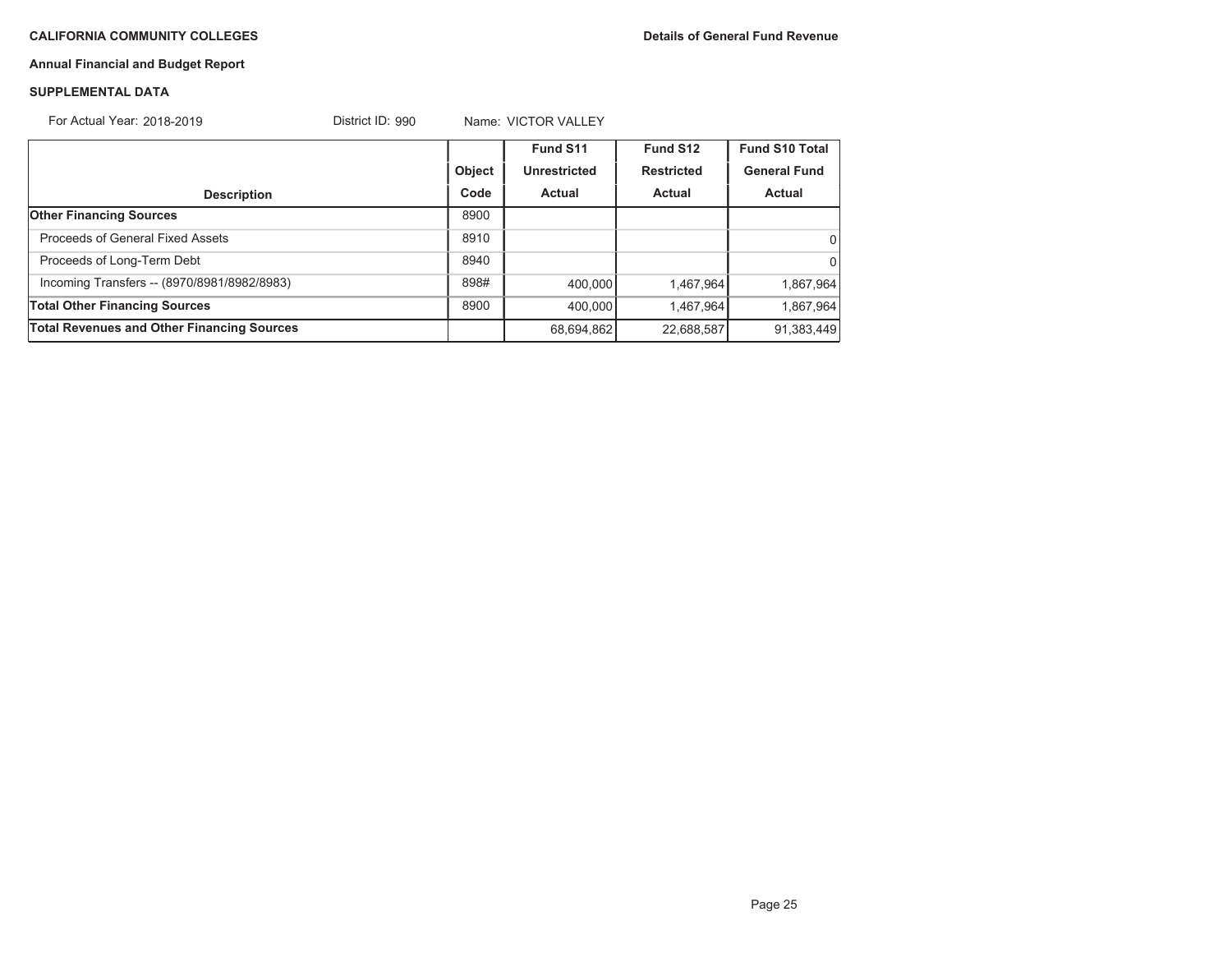**CALIFORNIA COMMUNITY COLLEGES**

**Details of General Fund Revenue**

**Annual Financial and Budget Report**

**SUPPLEMENTAL DATA**

For Actual Year: 2018-2019 District ID: 990 Name: VICTOR VALLEY

| Description | Object Code | Fund S11 Unrestricted Actual | Fund S12 Restricted Actual | Fund S10 Total General Fund Actual |
|---|---|---|---|---|
| **Other Financing Sources** | 8900 | | | |
| Proceeds of General Fixed Assets | 8910 | | | 0 |
| Proceeds of Long-Term Debt | 8940 | | | 0 |
| Incoming Transfers -- (8970/8981/8982/8983) | 898# | 400,000 | 1,467,964 | 1,867,964 |
| **Total Other Financing Sources** | 8900 | 400,000 | 1,467,964 | 1,867,964 |
| **Total Revenues and Other Financing Sources** | | 68,694,862 | 22,688,587 | 91,383,449 |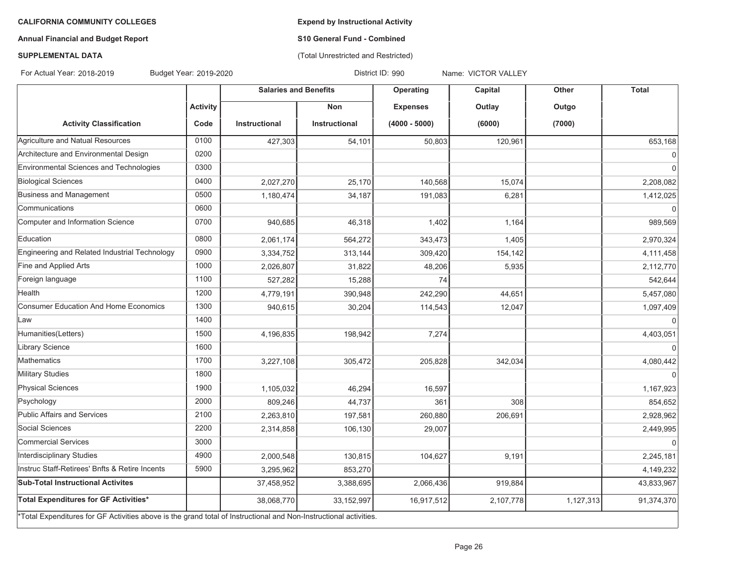**CALIFORNIA COMMUNITY COLLEGES**

**Annual Financial and Budget Report**

**SUPPLEMENTAL DATA**

**Expend by Instructional Activity**

**S10 General Fund - Combined**

(Total Unrestricted and Restricted)

For Actual Year: 2018-2019 Budget Year: 2019-2020 District ID: 990 Name: VICTOR VALLEY

| Activity Classification | Activity Code | Salaries and Benefits | | Operating Expenses (4000 - 5000) | Capital Outlay (6000) | Other Outgo (7000) | Total |
|---|---|---|---|---|---|---|---|
| | | Instructional | Non Instructional | | | | |
| Agriculture and Natual Resources | 0100 | 427,303 | 54,101 | 50,803 | 120,961 | | 653,168 |
| Architecture and Environmental Design | 0200 | | | | | | 0 |
| Environmental Sciences and Technologies | 0300 | | | | | | 0 |
| Biological Sciences | 0400 | 2,027,270 | 25,170 | 140,568 | 15,074 | | 2,208,082 |
| Business and Management | 0500 | 1,180,474 | 34,187 | 191,083 | 6,281 | | 1,412,025 |
| Communications | 0600 | | | | | | 0 |
| Computer and Information Science | 0700 | 940,685 | 46,318 | 1,402 | 1,164 | | 989,569 |
| Education | 0800 | 2,061,174 | 564,272 | 343,473 | 1,405 | | 2,970,324 |
| Engineering and Related Industrial Technology | 0900 | 3,334,752 | 313,144 | 309,420 | 154,142 | | 4,111,458 |
| Fine and Applied Arts | 1000 | 2,026,807 | 31,822 | 48,206 | 5,935 | | 2,112,770 |
| Foreign language | 1100 | 527,282 | 15,288 | 74 | | | 542,644 |
| Health | 1200 | 4,779,191 | 390,948 | 242,290 | 44,651 | | 5,457,080 |
| Consumer Education And Home Economics | 1300 | 940,615 | 30,204 | 114,543 | 12,047 | | 1,097,409 |
| Law | 1400 | | | | | | 0 |
| Humanities(Letters) | 1500 | 4,196,835 | 198,942 | 7,274 | | | 4,403,051 |
| Library Science | 1600 | | | | | | 0 |
| Mathematics | 1700 | 3,227,108 | 305,472 | 205,828 | 342,034 | | 4,080,442 |
| Military Studies | 1800 | | | | | | 0 |
| Physical Sciences | 1900 | 1,105,032 | 46,294 | 16,597 | | | 1,167,923 |
| Psychology | 2000 | 809,246 | 44,737 | 361 | 308 | | 854,652 |
| Public Affairs and Services | 2100 | 2,263,810 | 197,581 | 260,880 | 206,691 | | 2,928,962 |
| Social Sciences | 2200 | 2,314,858 | 106,130 | 29,007 | | | 2,449,995 |
| Commercial Services | 3000 | | | | | | 0 |
| Interdisciplinary Studies | 4900 | 2,000,548 | 130,815 | 104,627 | 9,191 | | 2,245,181 |
| Instruc Staff-Retirees' Bnfts & Retire Incents | 5900 | 3,295,962 | 853,270 | | | | 4,149,232 |
| **Sub-Total Instructional Activites** | | 37,458,952 | 3,388,695 | 2,066,436 | 919,884 | | 43,833,967 |
| **Total Expenditures for GF Activities*** | | 38,068,770 | 33,152,997 | 16,917,512 | 2,107,778 | 1,127,313 | 91,374,370 |

*Total Expenditures for GF Activities above is the grand total of Instructional and Non-Instructional activities.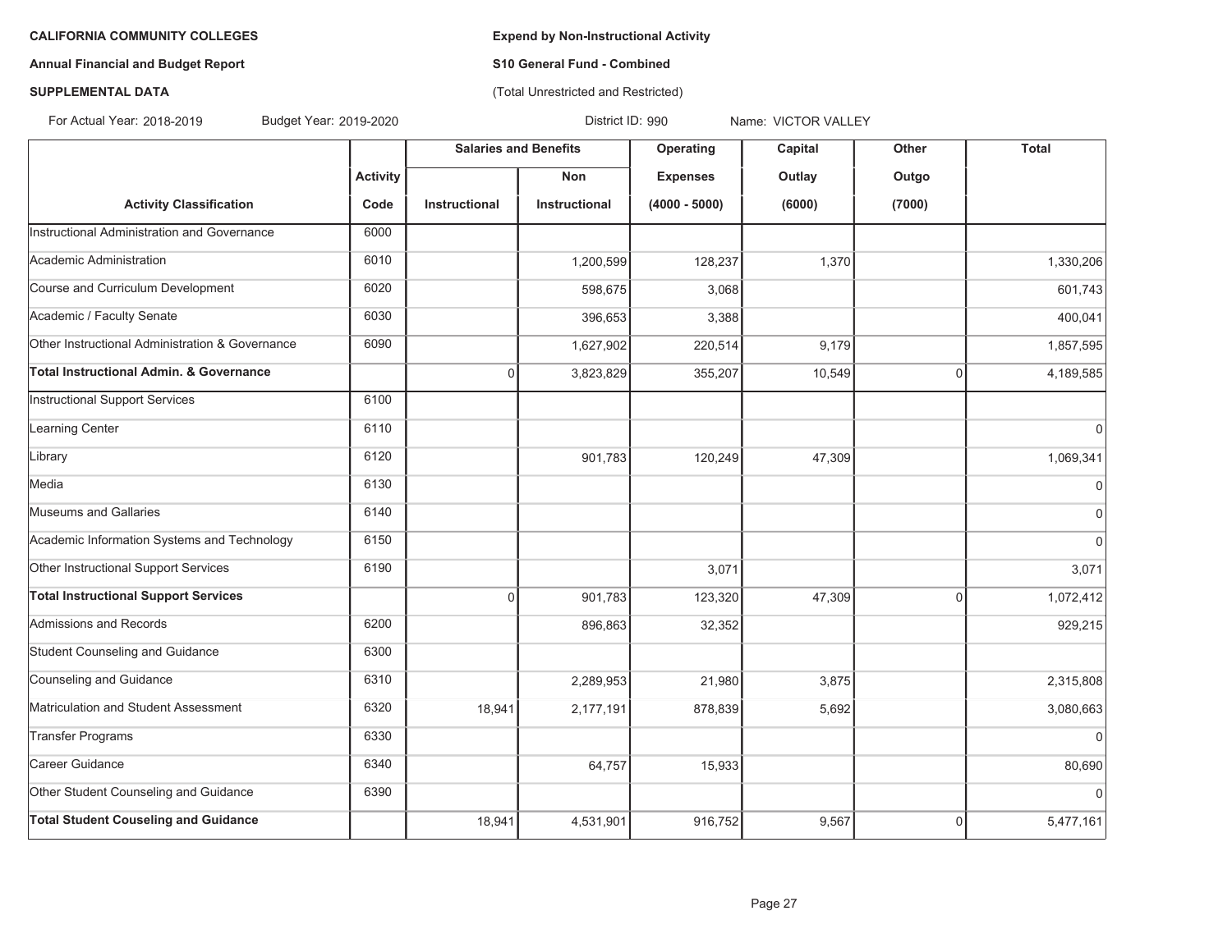**CALIFORNIA COMMUNITY COLLEGES**

**Annual Financial and Budget Report**

**SUPPLEMENTAL DATA**

**Expend by Non-Instructional Activity**

**S10 General Fund - Combined**

(Total Unrestricted and Restricted)

For Actual Year: 2018-2019 Budget Year: 2019-2020 District ID: 990 Name: VICTOR VALLEY

| | | Salaries and Benefits | | Operating | Capital | Other | Total |
|---|---|---|---|---|---|---|---|
| | Activity | | Non | Expenses | Outlay | Outgo | |
| Activity Classification | Code | Instructional | Instructional | (4000 - 5000) | (6000) | (7000) | |
| Instructional Administration and Governance | 6000 | | | | | | |
| Academic Administration | 6010 | | 1,200,599 | 128,237 | 1,370 | | 1,330,206 |
| Course and Curriculum Development | 6020 | | 598,675 | 3,068 | | | 601,743 |
| Academic / Faculty Senate | 6030 | | 396,653 | 3,388 | | | 400,041 |
| Other Instructional Administration & Governance | 6090 | | 1,627,902 | 220,514 | 9,179 | | 1,857,595 |
| **Total Instructional Admin. & Governance** | | 0 | 3,823,829 | 355,207 | 10,549 | 0 | 4,189,585 |
| Instructional Support Services | 6100 | | | | | | |
| Learning Center | 6110 | | | | | | 0 |
| Library | 6120 | | 901,783 | 120,249 | 47,309 | | 1,069,341 |
| Media | 6130 | | | | | | 0 |
| Museums and Gallaries | 6140 | | | | | | 0 |
| Academic Information Systems and Technology | 6150 | | | | | | 0 |
| Other Instructional Support Services | 6190 | | | 3,071 | | | 3,071 |
| **Total Instructional Support Services** | | 0 | 901,783 | 123,320 | 47,309 | 0 | 1,072,412 |
| Admissions and Records | 6200 | | 896,863 | 32,352 | | | 929,215 |
| Student Counseling and Guidance | 6300 | | | | | | |
| Counseling and Guidance | 6310 | | 2,289,953 | 21,980 | 3,875 | | 2,315,808 |
| Matriculation and Student Assessment | 6320 | 18,941 | 2,177,191 | 878,839 | 5,692 | | 3,080,663 |
| Transfer Programs | 6330 | | | | | | 0 |
| Career Guidance | 6340 | | 64,757 | 15,933 | | | 80,690 |
| Other Student Counseling and Guidance | 6390 | | | | | | 0 |
| **Total Student Couseling and Guidance** | | 18,941 | 4,531,901 | 916,752 | 9,567 | 0 | 5,477,161 |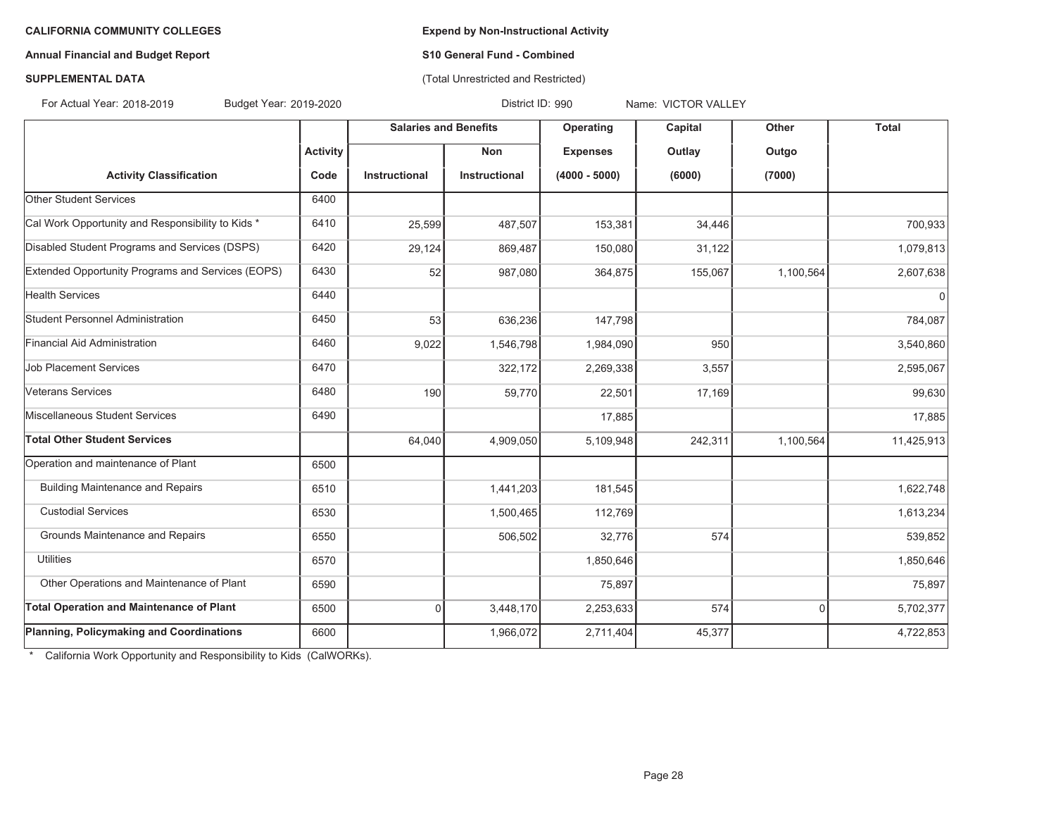**CALIFORNIA COMMUNITY COLLEGES**

**Annual Financial and Budget Report**

**SUPPLEMENTAL DATA**

**Expend by Non-Instructional Activity**

**S10 General Fund - Combined**

(Total Unrestricted and Restricted)

For Actual Year: 2018-2019 Budget Year: 2019-2020 District ID: 990 Name: VICTOR VALLEY

| | Activity | Salaries and Benefits | | Operating | Capital | Other | Total |
|---|---|---|---|---|---|---|---|
| | | | Non | Expenses | Outlay | Outgo | |
| **Activity Classification** | **Code** | **Instructional** | **Instructional** | **(4000 - 5000)** | **(6000)** | **(7000)** | |
| Other Student Services | 6400 | | | | | | |
| Cal Work Opportunity and Responsibility to Kids * | 6410 | 25,599 | 487,507 | 153,381 | 34,446 | | 700,933 |
| Disabled Student Programs and Services (DSPS) | 6420 | 29,124 | 869,487 | 150,080 | 31,122 | | 1,079,813 |
| Extended Opportunity Programs and Services (EOPS) | 6430 | 52 | 987,080 | 364,875 | 155,067 | 1,100,564 | 2,607,638 |
| Health Services | 6440 | | | | | | 0 |
| Student Personnel Administration | 6450 | 53 | 636,236 | 147,798 | | | 784,087 |
| Financial Aid Administration | 6460 | 9,022 | 1,546,798 | 1,984,090 | 950 | | 3,540,860 |
| Job Placement Services | 6470 | | 322,172 | 2,269,338 | 3,557 | | 2,595,067 |
| Veterans Services | 6480 | 190 | 59,770 | 22,501 | 17,169 | | 99,630 |
| Miscellaneous Student Services | 6490 | | | 17,885 | | | 17,885 |
| **Total Other Student Services** | | 64,040 | 4,909,050 | 5,109,948 | 242,311 | 1,100,564 | 11,425,913 |
| Operation and maintenance of Plant | 6500 | | | | | | |
| Building Maintenance and Repairs | 6510 | | 1,441,203 | 181,545 | | | 1,622,748 |
| Custodial Services | 6530 | | 1,500,465 | 112,769 | | | 1,613,234 |
| Grounds Maintenance and Repairs | 6550 | | 506,502 | 32,776 | 574 | | 539,852 |
| Utilities | 6570 | | | 1,850,646 | | | 1,850,646 |
| Other Operations and Maintenance of Plant | 6590 | | | 75,897 | | | 75,897 |
| **Total Operation and Maintenance of Plant** | 6500 | 0 | 3,448,170 | 2,253,633 | 574 | 0 | 5,702,377 |
| **Planning, Policymaking and Coordinations** | 6600 | | 1,966,072 | 2,711,404 | 45,377 | | 4,722,853 |

\* California Work Opportunity and Responsibility to Kids (CalWORKs).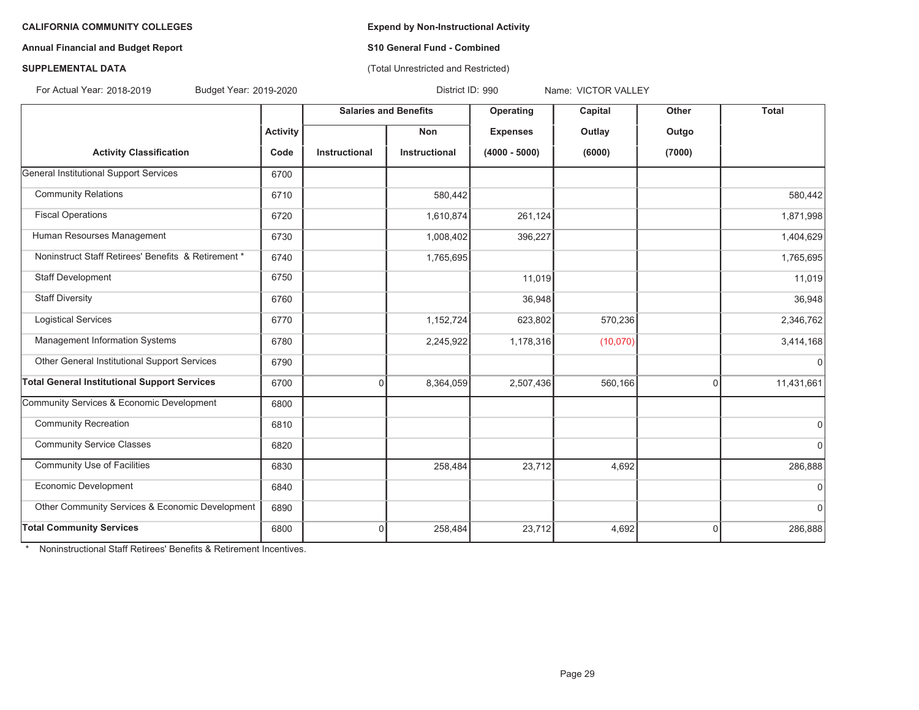**CALIFORNIA COMMUNITY COLLEGES**

**Annual Financial and Budget Report**

**SUPPLEMENTAL DATA**

**Expend by Non-Instructional Activity**

**S10 General Fund - Combined**

(Total Unrestricted and Restricted)

For Actual Year: 2018-2019 Budget Year: 2019-2020 District ID: 990 Name: VICTOR VALLEY

| | | Salaries and Benefits | | Operating | Capital | Other | Total |
|---|---|---|---|---|---|---|---|
| | Activity | | Non | Expenses | Outlay | Outgo | |
| Activity Classification | Code | Instructional | Instructional | (4000 - 5000) | (6000) | (7000) | |
| General Institutional Support Services | 6700 | | | | | | |
| Community Relations | 6710 | | 580,442 | | | | 580,442 |
| Fiscal Operations | 6720 | | 1,610,874 | 261,124 | | | 1,871,998 |
| Human Resourses Management | 6730 | | 1,008,402 | 396,227 | | | 1,404,629 |
| Noninstruct Staff Retirees' Benefits & Retirement * | 6740 | | 1,765,695 | | | | 1,765,695 |
| Staff Development | 6750 | | | 11,019 | | | 11,019 |
| Staff Diversity | 6760 | | | 36,948 | | | 36,948 |
| Logistical Services | 6770 | | 1,152,724 | 623,802 | 570,236 | | 2,346,762 |
| Management Information Systems | 6780 | | 2,245,922 | 1,178,316 | (10,070) | | 3,414,168 |
| Other General Institutional Support Services | 6790 | | | | | | 0 |
| **Total General Institutional Support Services** | 6700 | 0 | 8,364,059 | 2,507,436 | 560,166 | 0 | 11,431,661 |
| Community Services & Economic Development | 6800 | | | | | | |
| Community Recreation | 6810 | | | | | | 0 |
| Community Service Classes | 6820 | | | | | | 0 |
| Community Use of Facilities | 6830 | | 258,484 | 23,712 | 4,692 | | 286,888 |
| Economic Development | 6840 | | | | | | 0 |
| Other Community Services & Economic Development | 6890 | | | | | | 0 |
| **Total Community Services** | 6800 | 0 | 258,484 | 23,712 | 4,692 | 0 | 286,888 |

\* Noninstructional Staff Retirees' Benefits & Retirement Incentives.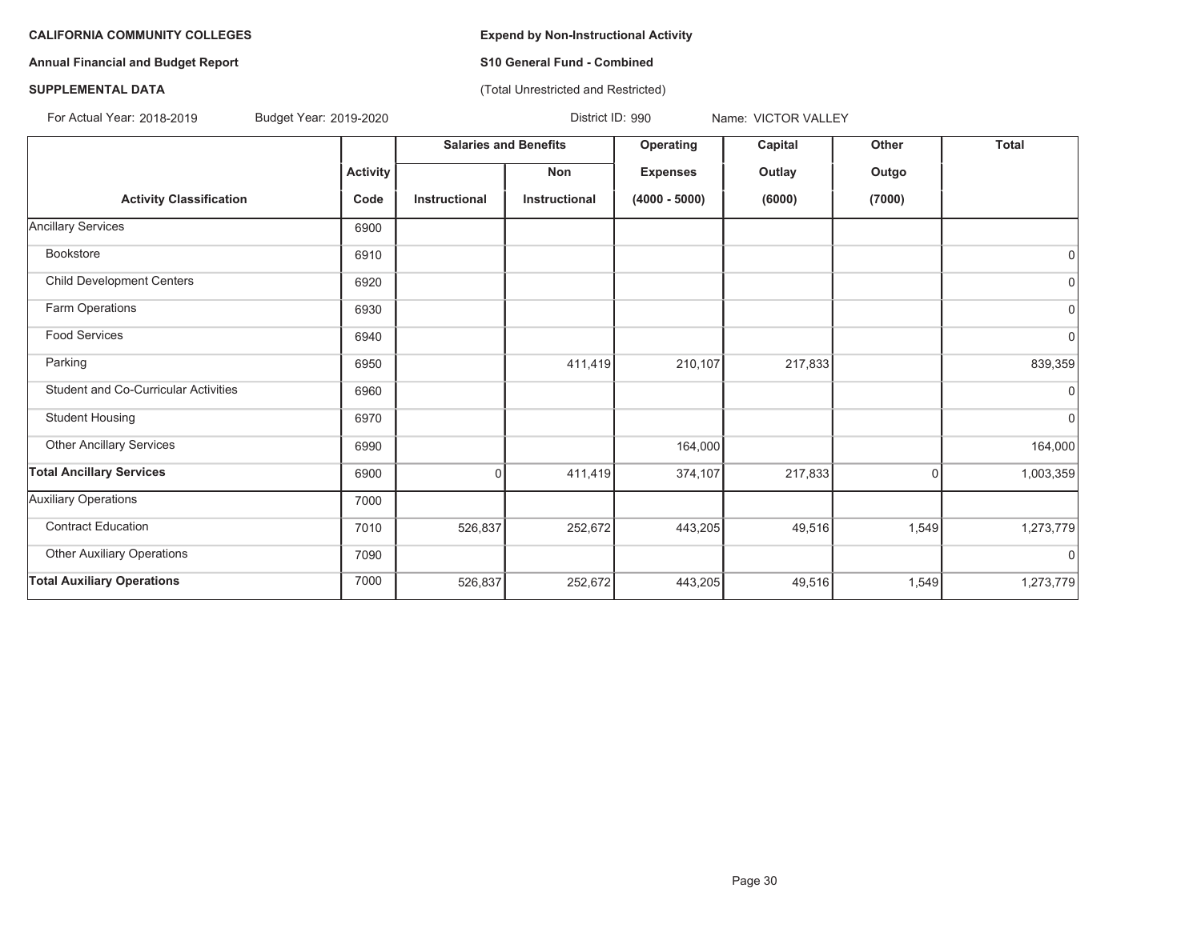**CALIFORNIA COMMUNITY COLLEGES**

**Annual Financial and Budget Report**

**SUPPLEMENTAL DATA**

**Expend by Non-Instructional Activity**

**S10 General Fund - Combined**

(Total Unrestricted and Restricted)

For Actual Year: 2018-2019 Budget Year: 2019-2020 District ID: 990 Name: VICTOR VALLEY

| | | Salaries and Benefits | | Operating | Capital | Other | Total |
|---|---|---|---|---|---|---|---|
| | Activity | | Non | Expenses | Outlay | Outgo | |
| Activity Classification | Code | Instructional | Instructional | (4000 - 5000) | (6000) | (7000) | |
| Ancillary Services | 6900 | | | | | | |
| Bookstore | 6910 | | | | | | 0 |
| Child Development Centers | 6920 | | | | | | 0 |
| Farm Operations | 6930 | | | | | | 0 |
| Food Services | 6940 | | | | | | 0 |
| Parking | 6950 | | 411,419 | 210,107 | 217,833 | | 839,359 |
| Student and Co-Curricular Activities | 6960 | | | | | | 0 |
| Student Housing | 6970 | | | | | | 0 |
| Other Ancillary Services | 6990 | | | 164,000 | | | 164,000 |
| **Total Ancillary Services** | 6900 | 0 | 411,419 | 374,107 | 217,833 | 0 | 1,003,359 |
| Auxiliary Operations | 7000 | | | | | | |
| Contract Education | 7010 | 526,837 | 252,672 | 443,205 | 49,516 | 1,549 | 1,273,779 |
| Other Auxiliary Operations | 7090 | | | | | | 0 |
| **Total Auxiliary Operations** | 7000 | 526,837 | 252,672 | 443,205 | 49,516 | 1,549 | 1,273,779 |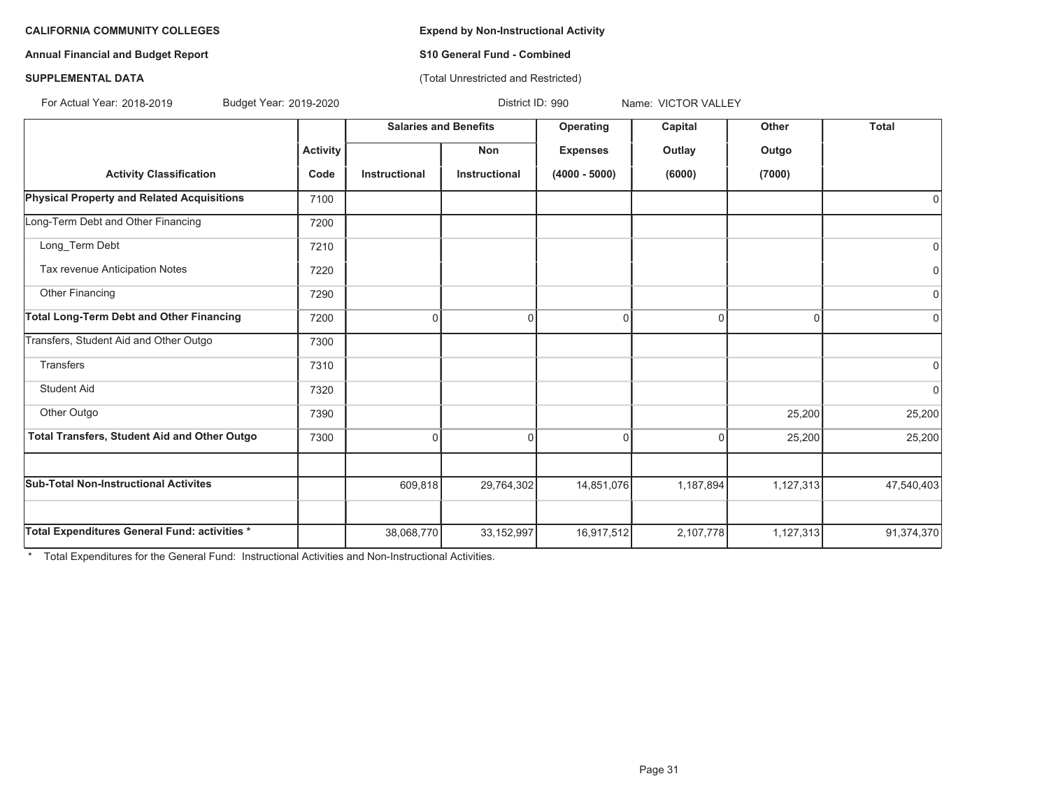**CALIFORNIA COMMUNITY COLLEGES**

**Annual Financial and Budget Report**

**SUPPLEMENTAL DATA**

**Expend by Non-Instructional Activity**

**S10 General Fund - Combined**

(Total Unrestricted and Restricted)

For Actual Year: 2018-2019 Budget Year: 2019-2020 District ID: 990 Name: VICTOR VALLEY

| | Activity | Salaries and Benefits | | Operating | Capital | Other | Total |
|---|---|---|---|---|---|---|---|
| | | | Non | Expenses | Outlay | Outgo | |
| **Activity Classification** | **Code** | **Instructional** | **Instructional** | **(4000 - 5000)** | **(6000)** | **(7000)** | |
| **Physical Property and Related Acquisitions** | 7100 | | | | | | 0 |
| Long-Term Debt and Other Financing | 7200 | | | | | | |
| Long_Term Debt | 7210 | | | | | | 0 |
| Tax revenue Anticipation Notes | 7220 | | | | | | 0 |
| Other Financing | 7290 | | | | | | 0 |
| **Total Long-Term Debt and Other Financing** | 7200 | 0 | 0 | 0 | 0 | 0 | 0 |
| Transfers, Student Aid and Other Outgo | 7300 | | | | | | |
| Transfers | 7310 | | | | | | 0 |
| Student Aid | 7320 | | | | | | 0 |
| Other Outgo | 7390 | | | | | 25,200 | 25,200 |
| **Total Transfers, Student Aid and Other Outgo** | 7300 | 0 | 0 | 0 | 0 | 25,200 | 25,200 |
| | | | | | | | |
| **Sub-Total Non-Instructional Activites** | | 609,818 | 29,764,302 | 14,851,076 | 1,187,894 | 1,127,313 | 47,540,403 |
| | | | | | | | |
| **Total Expenditures General Fund: activities *** | | 38,068,770 | 33,152,997 | 16,917,512 | 2,107,778 | 1,127,313 | 91,374,370 |

* Total Expenditures for the General Fund: Instructional Activities and Non-Instructional Activities.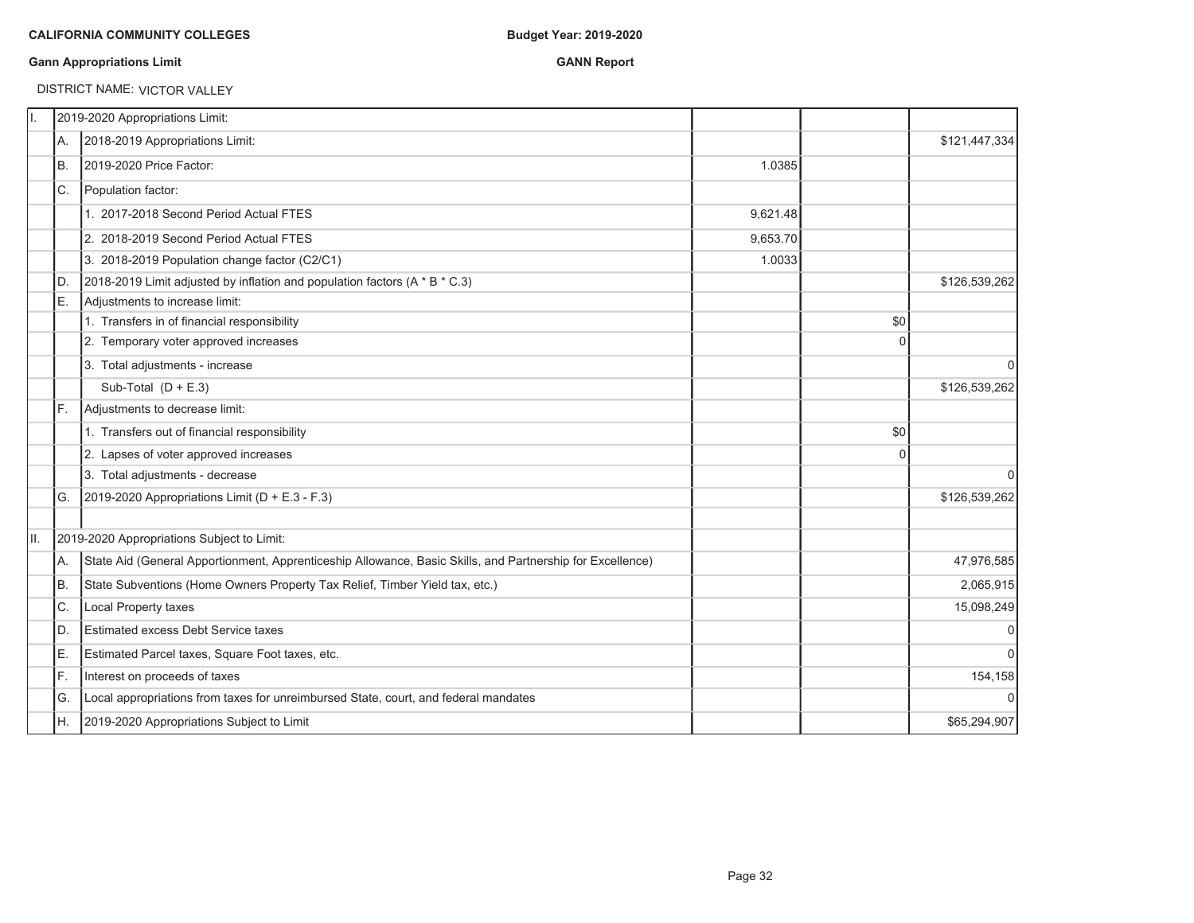**CALIFORNIA COMMUNITY COLLEGES**

**Budget Year: 2019-2020**

**Gann Appropriations Limit**

**GANN Report**

DISTRICT NAME: VICTOR VALLEY

| | | | | | |
|---|---|---|---|---|---|
| I. | | 2019-2020 Appropriations Limit: | | | |
| | A. | 2018-2019 Appropriations Limit: | | | $121,447,334 |
| | B. | 2019-2020 Price Factor: | 1.0385 | | |
| | C. | Population factor: | | | |
| | | 1. 2017-2018 Second Period Actual FTES | 9,621.48 | | |
| | | 2. 2018-2019 Second Period Actual FTES | 9,653.70 | | |
| | | 3. 2018-2019 Population change factor (C2/C1) | 1.0033 | | |
| | D. | 2018-2019 Limit adjusted by inflation and population factors (A * B * C.3) | | | $126,539,262 |
| | E. | Adjustments to increase limit: | | | |
| | | 1. Transfers in of financial responsibility | | $0 | |
| | | 2. Temporary voter approved increases | | 0 | |
| | | 3. Total adjustments - increase | | | 0 |
| | | Sub-Total (D + E.3) | | | $126,539,262 |
| | F. | Adjustments to decrease limit: | | | |
| | | 1. Transfers out of financial responsibility | | $0 | |
| | | 2. Lapses of voter approved increases | | 0 | |
| | | 3. Total adjustments - decrease | | | 0 |
| | G. | 2019-2020 Appropriations Limit (D + E.3 - F.3) | | | $126,539,262 |
| | | | | | |
| II. | | 2019-2020 Appropriations Subject to Limit: | | | |
| | A. | State Aid (General Apportionment, Apprenticeship Allowance, Basic Skills, and Partnership for Excellence) | | | 47,976,585 |
| | B. | State Subventions (Home Owners Property Tax Relief, Timber Yield tax, etc.) | | | 2,065,915 |
| | C. | Local Property taxes | | | 15,098,249 |
| | D. | Estimated excess Debt Service taxes | | | 0 |
| | E. | Estimated Parcel taxes, Square Foot taxes, etc. | | | 0 |
| | F. | Interest on proceeds of taxes | | | 154,158 |
| | G. | Local appropriations from taxes for unreimbursed State, court, and federal mandates | | | 0 |
| | H. | 2019-2020 Appropriations Subject to Limit | | | $65,294,907 |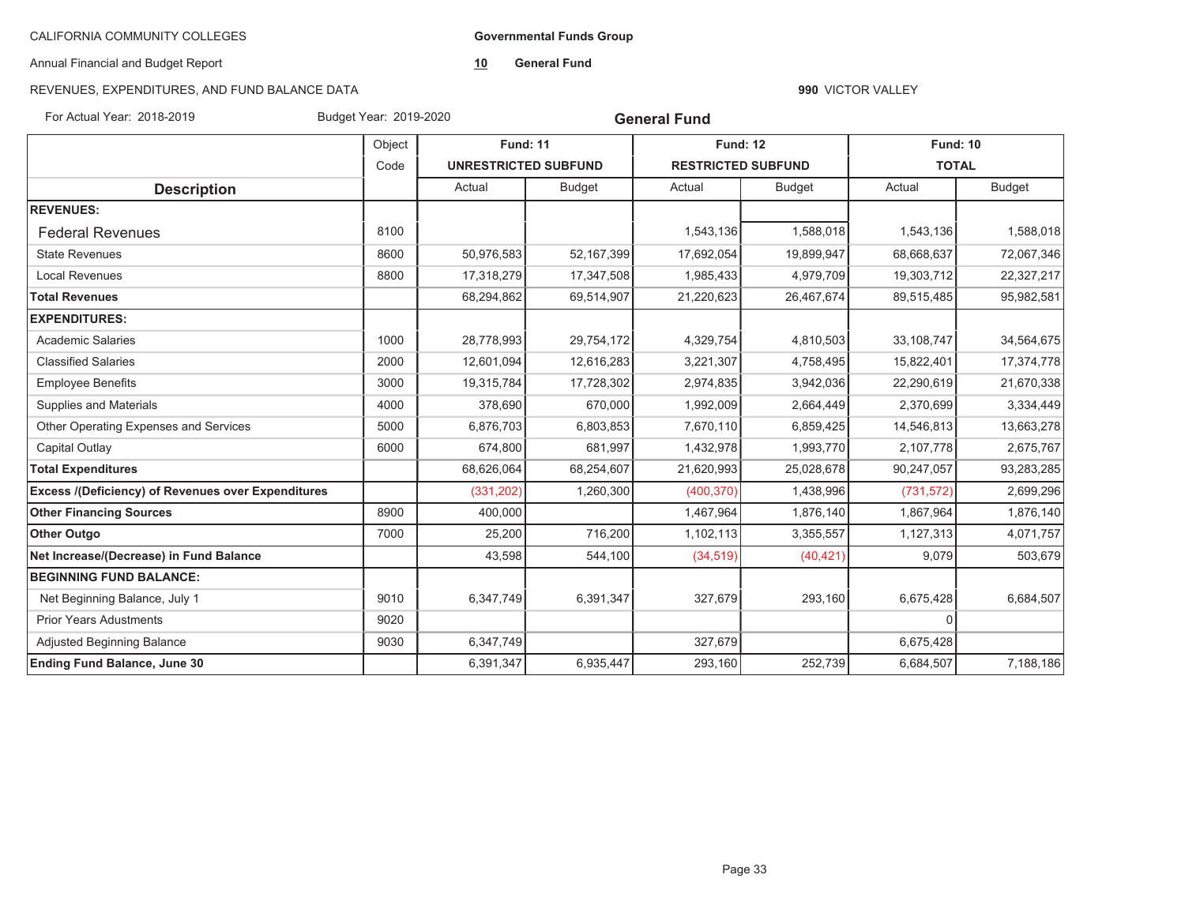CALIFORNIA COMMUNITY COLLEGES

Annual Financial and Budget Report

REVENUES, EXPENDITURES, AND FUND BALANCE DATA

**Governmental Funds Group**

**10** **General Fund**

**990** VICTOR VALLEY

For Actual Year: 2018-2019 Budget Year: 2019-2020

## General Fund

| Description | Object Code | Fund: 11 UNRESTRICTED SUBFUND | | Fund: 12 RESTRICTED SUBFUND | | Fund: 10 TOTAL | |
|---|---|---|---|---|---|---|---|
| | | Actual | Budget | Actual | Budget | Actual | Budget |
| **REVENUES:** | | | | | | | |
| Federal Revenues | 8100 | | | 1,543,136 | 1,588,018 | 1,543,136 | 1,588,018 |
| State Revenues | 8600 | 50,976,583 | 52,167,399 | 17,692,054 | 19,899,947 | 68,668,637 | 72,067,346 |
| Local Revenues | 8800 | 17,318,279 | 17,347,508 | 1,985,433 | 4,979,709 | 19,303,712 | 22,327,217 |
| **Total Revenues** | | 68,294,862 | 69,514,907 | 21,220,623 | 26,467,674 | 89,515,485 | 95,982,581 |
| **EXPENDITURES:** | | | | | | | |
| Academic Salaries | 1000 | 28,778,993 | 29,754,172 | 4,329,754 | 4,810,503 | 33,108,747 | 34,564,675 |
| Classified Salaries | 2000 | 12,601,094 | 12,616,283 | 3,221,307 | 4,758,495 | 15,822,401 | 17,374,778 |
| Employee Benefits | 3000 | 19,315,784 | 17,728,302 | 2,974,835 | 3,942,036 | 22,290,619 | 21,670,338 |
| Supplies and Materials | 4000 | 378,690 | 670,000 | 1,992,009 | 2,664,449 | 2,370,699 | 3,334,449 |
| Other Operating Expenses and Services | 5000 | 6,876,703 | 6,803,853 | 7,670,110 | 6,859,425 | 14,546,813 | 13,663,278 |
| Capital Outlay | 6000 | 674,800 | 681,997 | 1,432,978 | 1,993,770 | 2,107,778 | 2,675,767 |
| **Total Expenditures** | | 68,626,064 | 68,254,607 | 21,620,993 | 25,028,678 | 90,247,057 | 93,283,285 |
| **Excess /(Deficiency) of Revenues over Expenditures** | | (331,202) | 1,260,300 | (400,370) | 1,438,996 | (731,572) | 2,699,296 |
| **Other Financing Sources** | 8900 | 400,000 | | 1,467,964 | 1,876,140 | 1,867,964 | 1,876,140 |
| **Other Outgo** | 7000 | 25,200 | 716,200 | 1,102,113 | 3,355,557 | 1,127,313 | 4,071,757 |
| **Net Increase/(Decrease) in Fund Balance** | | 43,598 | 544,100 | (34,519) | (40,421) | 9,079 | 503,679 |
| **BEGINNING FUND BALANCE:** | | | | | | | |
| Net Beginning Balance, July 1 | 9010 | 6,347,749 | 6,391,347 | 327,679 | 293,160 | 6,675,428 | 6,684,507 |
| Prior Years Adustments | 9020 | | | | | 0 | |
| Adjusted Beginning Balance | 9030 | 6,347,749 | | 327,679 | | 6,675,428 | |
| **Ending Fund Balance, June 30** | | 6,391,347 | 6,935,447 | 293,160 | 252,739 | 6,684,507 | 7,188,186 |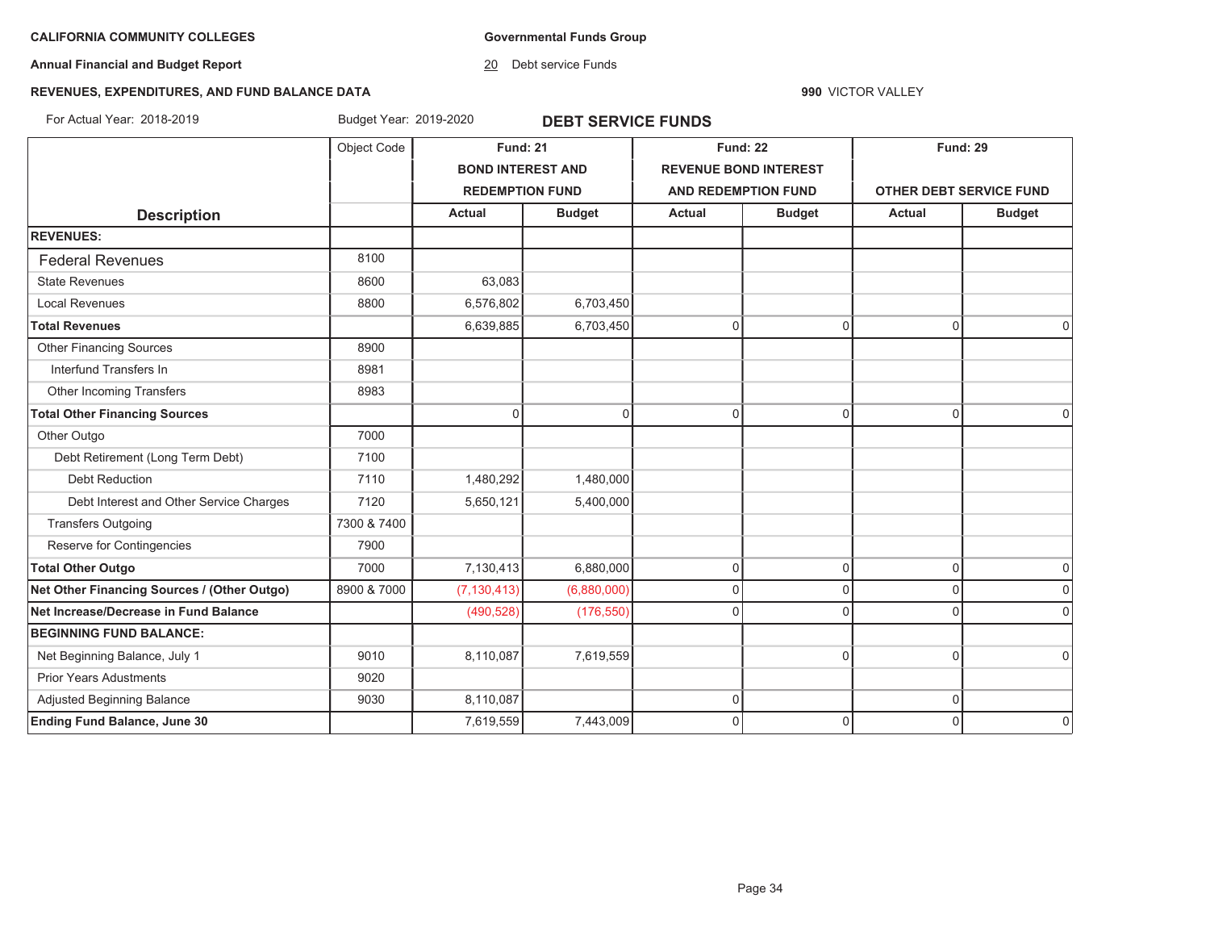**CALIFORNIA COMMUNITY COLLEGES**

**Annual Financial and Budget Report**

**REVENUES, EXPENDITURES, AND FUND BALANCE DATA**

**Governmental Funds Group**

20 Debt service Funds

**990** VICTOR VALLEY

For Actual Year: 2018-2019 Budget Year: 2019-2020

## DEBT SERVICE FUNDS

| Description | Object Code | Fund: 21 BOND INTEREST AND REDEMPTION FUND | | Fund: 22 REVENUE BOND INTEREST AND REDEMPTION FUND | | Fund: 29 OTHER DEBT SERVICE FUND | |
|---|---|---|---|---|---|---|---|
| | | Actual | Budget | Actual | Budget | Actual | Budget |
| **REVENUES:** | | | | | | | |
| Federal Revenues | 8100 | | | | | | |
| State Revenues | 8600 | 63,083 | | | | | |
| Local Revenues | 8800 | 6,576,802 | 6,703,450 | | | | |
| **Total Revenues** | | 6,639,885 | 6,703,450 | 0 | 0 | 0 | 0 |
| Other Financing Sources | 8900 | | | | | | |
| Interfund Transfers In | 8981 | | | | | | |
| Other Incoming Transfers | 8983 | | | | | | |
| **Total Other Financing Sources** | | 0 | 0 | 0 | 0 | 0 | 0 |
| Other Outgo | 7000 | | | | | | |
| Debt Retirement (Long Term Debt) | 7100 | | | | | | |
| Debt Reduction | 7110 | 1,480,292 | 1,480,000 | | | | |
| Debt Interest and Other Service Charges | 7120 | 5,650,121 | 5,400,000 | | | | |
| Transfers Outgoing | 7300 & 7400 | | | | | | |
| Reserve for Contingencies | 7900 | | | | | | |
| **Total Other Outgo** | 7000 | 7,130,413 | 6,880,000 | 0 | 0 | 0 | 0 |
| **Net Other Financing Sources / (Other Outgo)** | 8900 & 7000 | (7,130,413) | (6,880,000) | 0 | 0 | 0 | 0 |
| **Net Increase/Decrease in Fund Balance** | | (490,528) | (176,550) | 0 | 0 | 0 | 0 |
| **BEGINNING FUND BALANCE:** | | | | | | | |
| Net Beginning Balance, July 1 | 9010 | 8,110,087 | 7,619,559 | | 0 | 0 | 0 |
| Prior Years Adustments | 9020 | | | | | | |
| Adjusted Beginning Balance | 9030 | 8,110,087 | | 0 | | 0 | |
| **Ending Fund Balance, June 30** | | 7,619,559 | 7,443,009 | 0 | 0 | 0 | 0 |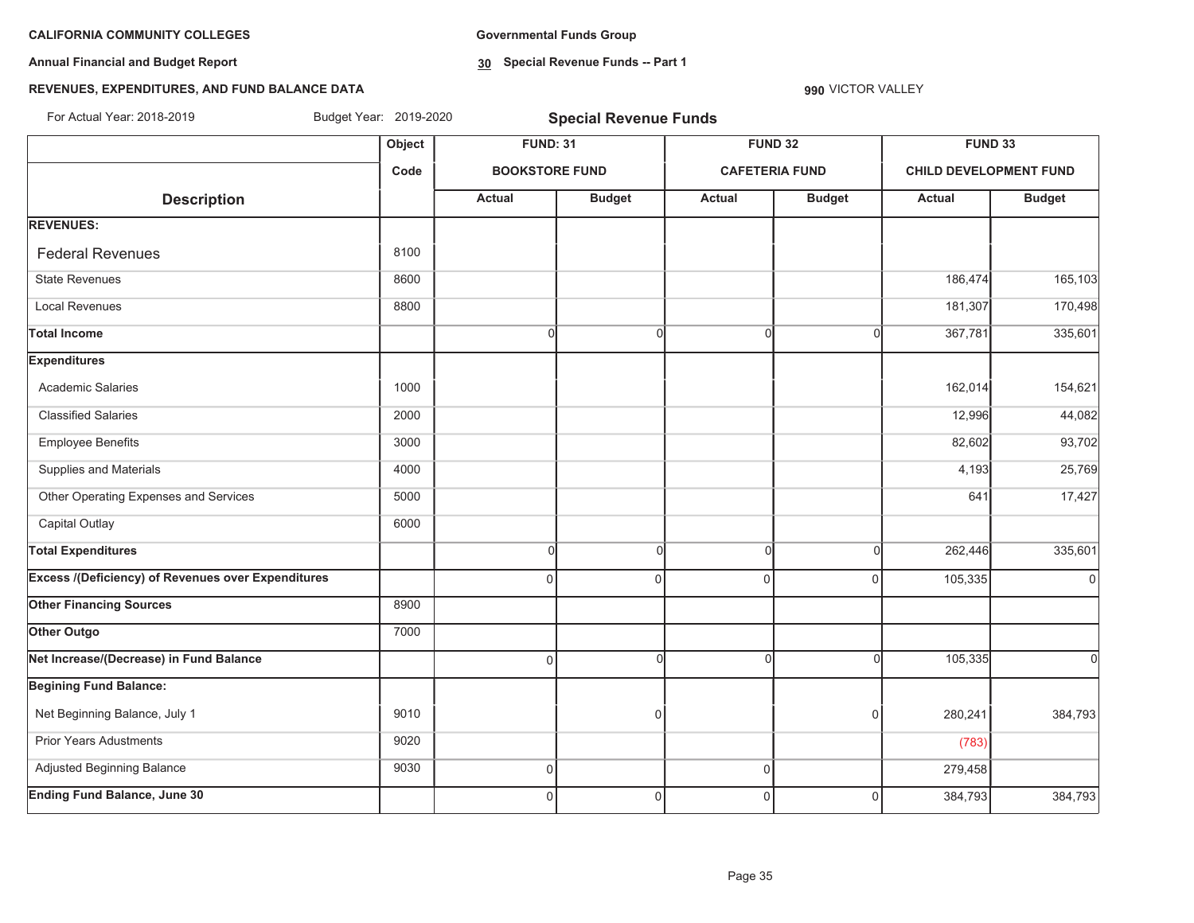**CALIFORNIA COMMUNITY COLLEGES**

**Annual Financial and Budget Report**

**REVENUES, EXPENDITURES, AND FUND BALANCE DATA**

**Governmental Funds Group**

**30 Special Revenue Funds -- Part 1**

**990** VICTOR VALLEY

For Actual Year: 2018-2019 Budget Year: 2019-2020

## Special Revenue Funds

| Description | Object Code | FUND: 31 BOOKSTORE FUND | | FUND 32 CAFETERIA FUND | | FUND 33 CHILD DEVELOPMENT FUND | |
|---|---|---|---|---|---|---|---|
| | | Actual | Budget | Actual | Budget | Actual | Budget |
| **REVENUES:** | | | | | | | |
| Federal Revenues | 8100 | | | | | | |
| State Revenues | 8600 | | | | | 186,474 | 165,103 |
| Local Revenues | 8800 | | | | | 181,307 | 170,498 |
| **Total Income** | | 0 | 0 | 0 | 0 | 367,781 | 335,601 |
| **Expenditures** | | | | | | | |
| Academic Salaries | 1000 | | | | | 162,014 | 154,621 |
| Classified Salaries | 2000 | | | | | 12,996 | 44,082 |
| Employee Benefits | 3000 | | | | | 82,602 | 93,702 |
| Supplies and Materials | 4000 | | | | | 4,193 | 25,769 |
| Other Operating Expenses and Services | 5000 | | | | | 641 | 17,427 |
| Capital Outlay | 6000 | | | | | | |
| **Total Expenditures** | | 0 | 0 | 0 | 0 | 262,446 | 335,601 |
| **Excess /(Deficiency) of Revenues over Expenditures** | | 0 | 0 | 0 | 0 | 105,335 | 0 |
| **Other Financing Sources** | 8900 | | | | | | |
| **Other Outgo** | 7000 | | | | | | |
| **Net Increase/(Decrease) in Fund Balance** | | 0 | 0 | 0 | 0 | 105,335 | 0 |
| **Begining Fund Balance:** | | | | | | | |
| Net Beginning Balance, July 1 | 9010 | | 0 | | 0 | 280,241 | 384,793 |
| Prior Years Adustments | 9020 | | | | | (783) | |
| Adjusted Beginning Balance | 9030 | 0 | | 0 | | 279,458 | |
| **Ending Fund Balance, June 30** | | 0 | 0 | 0 | 0 | 384,793 | 384,793 |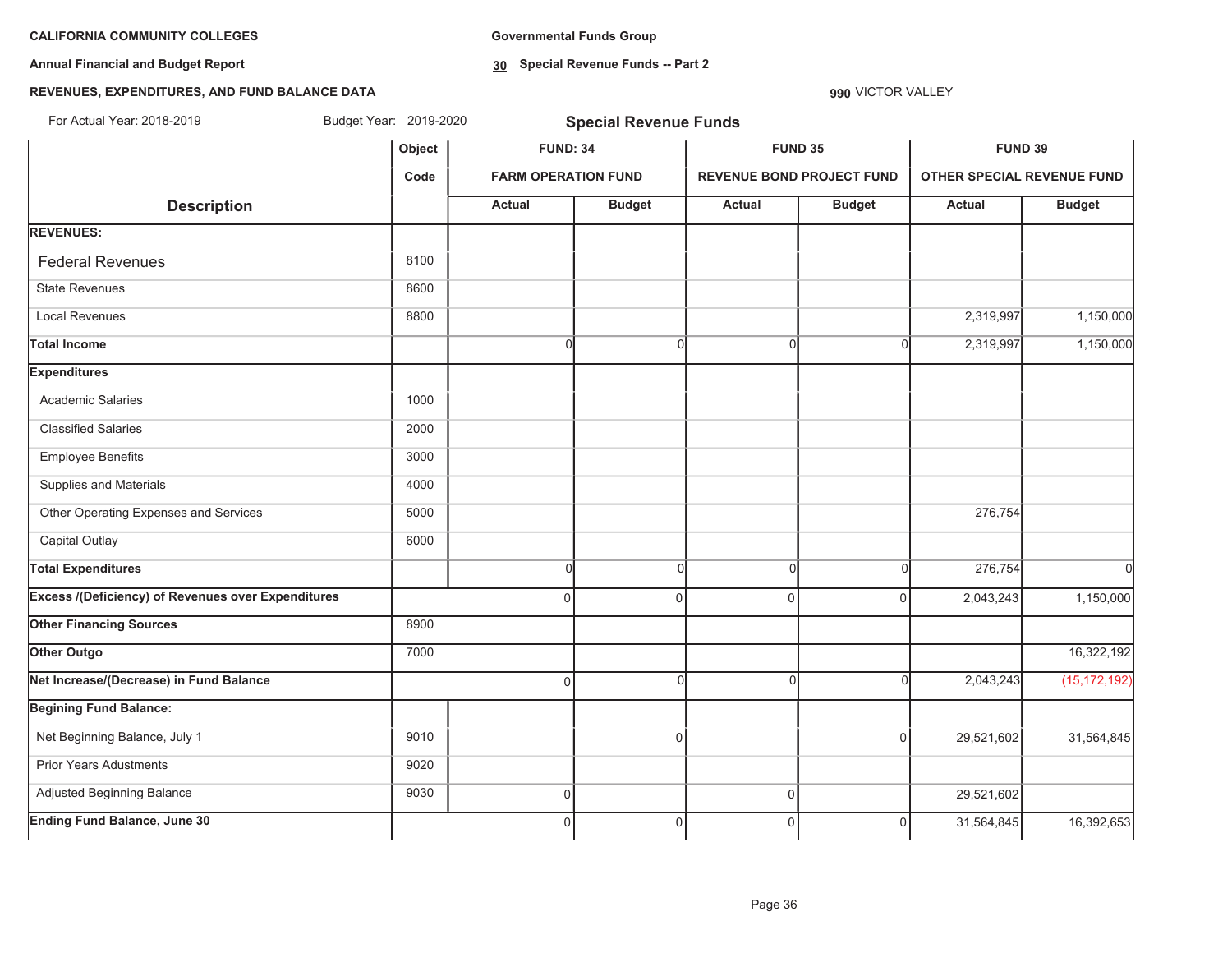**CALIFORNIA COMMUNITY COLLEGES**

**Annual Financial and Budget Report**

**REVENUES, EXPENDITURES, AND FUND BALANCE DATA**

For Actual Year: 2018-2019 Budget Year: 2019-2020

**Governmental Funds Group**

**30 Special Revenue Funds -- Part 2**

**990** VICTOR VALLEY

## Special Revenue Funds

| Description | Object Code | FUND: 34 FARM OPERATION FUND Actual | FUND: 34 FARM OPERATION FUND Budget | FUND 35 REVENUE BOND PROJECT FUND Actual | FUND 35 REVENUE BOND PROJECT FUND Budget | FUND 39 OTHER SPECIAL REVENUE FUND Actual | FUND 39 OTHER SPECIAL REVENUE FUND Budget |
|---|---|---|---|---|---|---|---|
| **REVENUES:** | | | | | | | |
| Federal Revenues | 8100 | | | | | | |
| State Revenues | 8600 | | | | | | |
| Local Revenues | 8800 | | | | | 2,319,997 | 1,150,000 |
| **Total Income** | | 0 | 0 | 0 | 0 | 2,319,997 | 1,150,000 |
| **Expenditures** | | | | | | | |
| Academic Salaries | 1000 | | | | | | |
| Classified Salaries | 2000 | | | | | | |
| Employee Benefits | 3000 | | | | | | |
| Supplies and Materials | 4000 | | | | | | |
| Other Operating Expenses and Services | 5000 | | | | | 276,754 | |
| Capital Outlay | 6000 | | | | | | |
| **Total Expenditures** | | 0 | 0 | 0 | 0 | 276,754 | 0 |
| **Excess /(Deficiency) of Revenues over Expenditures** | | 0 | 0 | 0 | 0 | 2,043,243 | 1,150,000 |
| **Other Financing Sources** | 8900 | | | | | | |
| **Other Outgo** | 7000 | | | | | | 16,322,192 |
| **Net Increase/(Decrease) in Fund Balance** | | 0 | 0 | 0 | 0 | 2,043,243 | (15,172,192) |
| **Begining Fund Balance:** | | | | | | | |
| Net Beginning Balance, July 1 | 9010 | | 0 | | 0 | 29,521,602 | 31,564,845 |
| Prior Years Adustments | 9020 | | | | | | |
| Adjusted Beginning Balance | 9030 | 0 | | 0 | | 29,521,602 | |
| **Ending Fund Balance, June 30** | | 0 | 0 | 0 | 0 | 31,564,845 | 16,392,653 |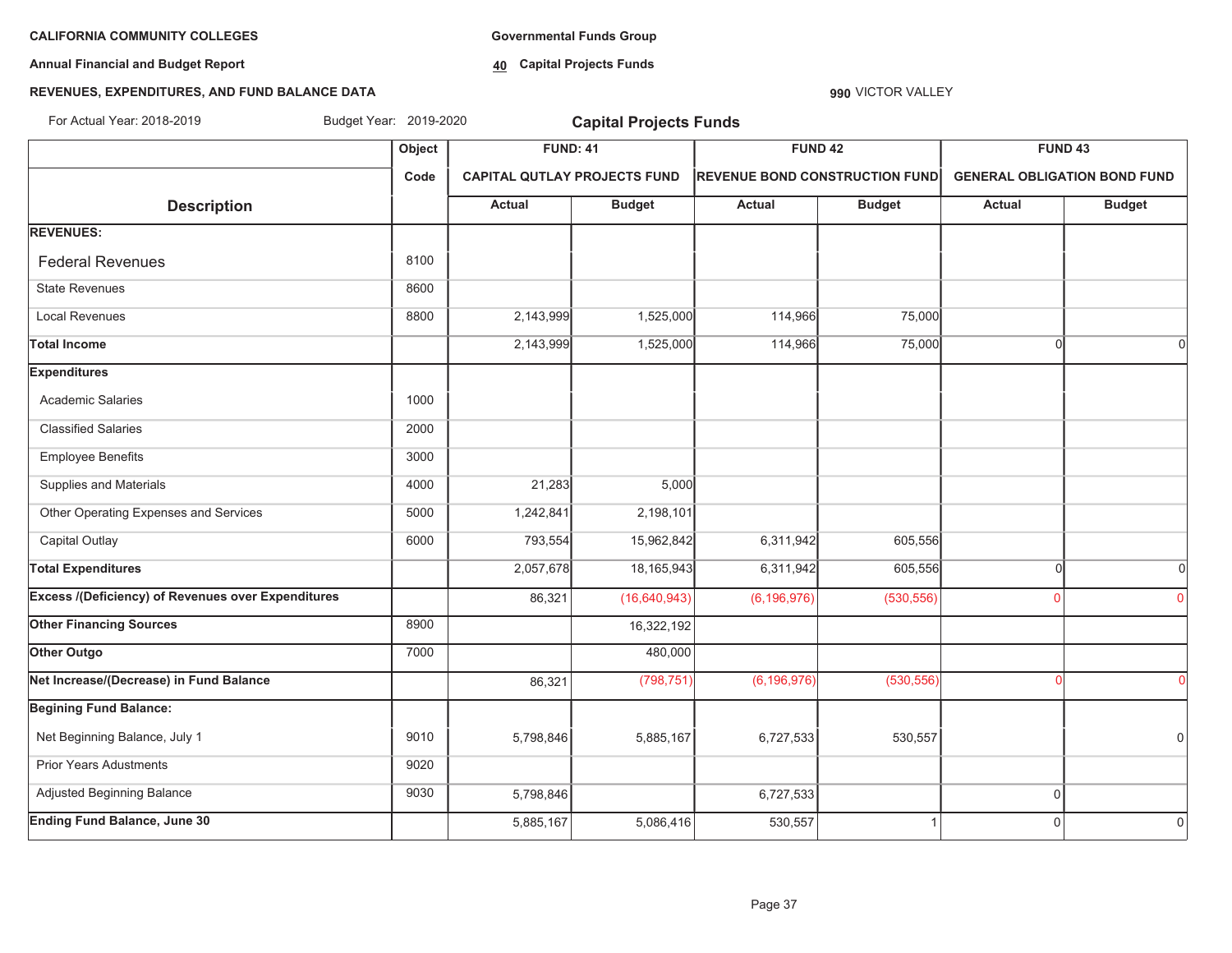**CALIFORNIA COMMUNITY COLLEGES**

**Annual Financial and Budget Report**

**REVENUES, EXPENDITURES, AND FUND BALANCE DATA**

**Governmental Funds Group**

**40 Capital Projects Funds**

**990** VICTOR VALLEY

For Actual Year: 2018-2019 Budget Year: 2019-2020

## Capital Projects Funds

| Description | Object Code | FUND: 41 | | FUND 42 | | FUND 43 | |
|---|---|---|---|---|---|---|---|
| | | CAPITAL QUTLAY PROJECTS FUND | | REVENUE BOND CONSTRUCTION FUND | | GENERAL OBLIGATION BOND FUND | |
| | | Actual | Budget | Actual | Budget | Actual | Budget |
| **REVENUES:** | | | | | | | |
| Federal Revenues | 8100 | | | | | | |
| State Revenues | 8600 | | | | | | |
| Local Revenues | 8800 | 2,143,999 | 1,525,000 | 114,966 | 75,000 | | |
| **Total Income** | | 2,143,999 | 1,525,000 | 114,966 | 75,000 | 0 | 0 |
| **Expenditures** | | | | | | | |
| Academic Salaries | 1000 | | | | | | |
| Classified Salaries | 2000 | | | | | | |
| Employee Benefits | 3000 | | | | | | |
| Supplies and Materials | 4000 | 21,283 | 5,000 | | | | |
| Other Operating Expenses and Services | 5000 | 1,242,841 | 2,198,101 | | | | |
| Capital Outlay | 6000 | 793,554 | 15,962,842 | 6,311,942 | 605,556 | | |
| **Total Expenditures** | | 2,057,678 | 18,165,943 | 6,311,942 | 605,556 | 0 | 0 |
| **Excess /(Deficiency) of Revenues over Expenditures** | | 86,321 | (16,640,943) | (6,196,976) | (530,556) | 0 | 0 |
| **Other Financing Sources** | 8900 | | 16,322,192 | | | | |
| **Other Outgo** | 7000 | | 480,000 | | | | |
| **Net Increase/(Decrease) in Fund Balance** | | 86,321 | (798,751) | (6,196,976) | (530,556) | 0 | 0 |
| **Begining Fund Balance:** | | | | | | | |
| Net Beginning Balance, July 1 | 9010 | 5,798,846 | 5,885,167 | 6,727,533 | 530,557 | | 0 |
| Prior Years Adustments | 9020 | | | | | | |
| Adjusted Beginning Balance | 9030 | 5,798,846 | | 6,727,533 | | 0 | |
| **Ending Fund Balance, June 30** | | 5,885,167 | 5,086,416 | 530,557 | 1 | 0 | 0 |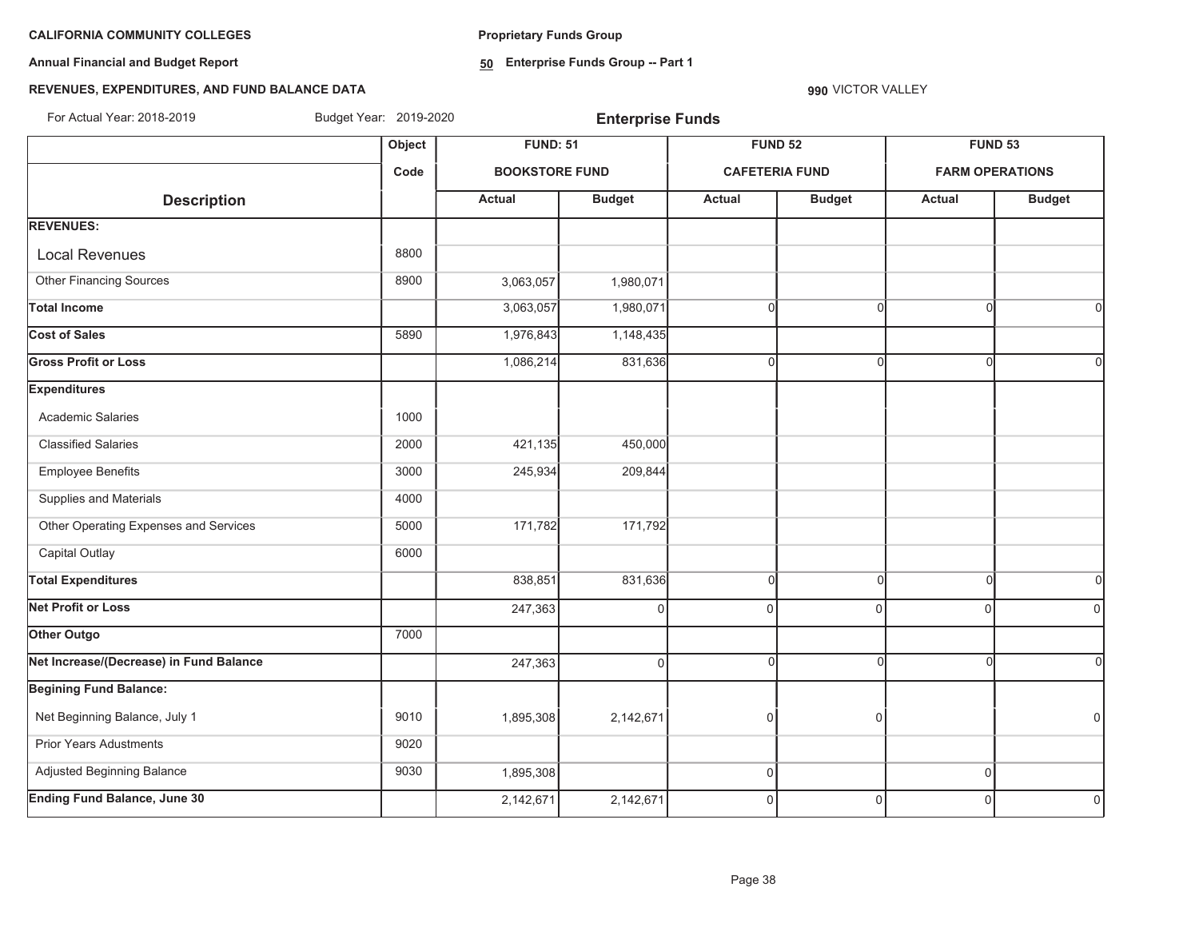**CALIFORNIA COMMUNITY COLLEGES**

**Annual Financial and Budget Report**

**REVENUES, EXPENDITURES, AND FUND BALANCE DATA**

**Proprietary Funds Group**

**50 Enterprise Funds Group -- Part 1**

**990** VICTOR VALLEY

For Actual Year: 2018-2019 Budget Year: 2019-2020

## Enterprise Funds

| Description | Object Code | FUND: 51 BOOKSTORE FUND | | FUND 52 CAFETERIA FUND | | FUND 53 FARM OPERATIONS | |
|---|---|---|---|---|---|---|---|
| | | Actual | Budget | Actual | Budget | Actual | Budget |
| **REVENUES:** | | | | | | | |
| Local Revenues | 8800 | | | | | | |
| Other Financing Sources | 8900 | 3,063,057 | 1,980,071 | | | | |
| **Total Income** | | 3,063,057 | 1,980,071 | 0 | 0 | 0 | 0 |
| **Cost of Sales** | 5890 | 1,976,843 | 1,148,435 | | | | |
| **Gross Profit or Loss** | | 1,086,214 | 831,636 | 0 | 0 | 0 | 0 |
| **Expenditures** | | | | | | | |
| Academic Salaries | 1000 | | | | | | |
| Classified Salaries | 2000 | 421,135 | 450,000 | | | | |
| Employee Benefits | 3000 | 245,934 | 209,844 | | | | |
| Supplies and Materials | 4000 | | | | | | |
| Other Operating Expenses and Services | 5000 | 171,782 | 171,792 | | | | |
| Capital Outlay | 6000 | | | | | | |
| **Total Expenditures** | | 838,851 | 831,636 | 0 | 0 | 0 | 0 |
| **Net Profit or Loss** | | 247,363 | 0 | 0 | 0 | 0 | 0 |
| **Other Outgo** | 7000 | | | | | | |
| **Net Increase/(Decrease) in Fund Balance** | | 247,363 | 0 | 0 | 0 | 0 | 0 |
| **Begining Fund Balance:** | | | | | | | |
| Net Beginning Balance, July 1 | 9010 | 1,895,308 | 2,142,671 | 0 | 0 | | 0 |
| Prior Years Adustments | 9020 | | | | | | |
| Adjusted Beginning Balance | 9030 | 1,895,308 | | 0 | | 0 | |
| **Ending Fund Balance, June 30** | | 2,142,671 | 2,142,671 | 0 | 0 | 0 | 0 |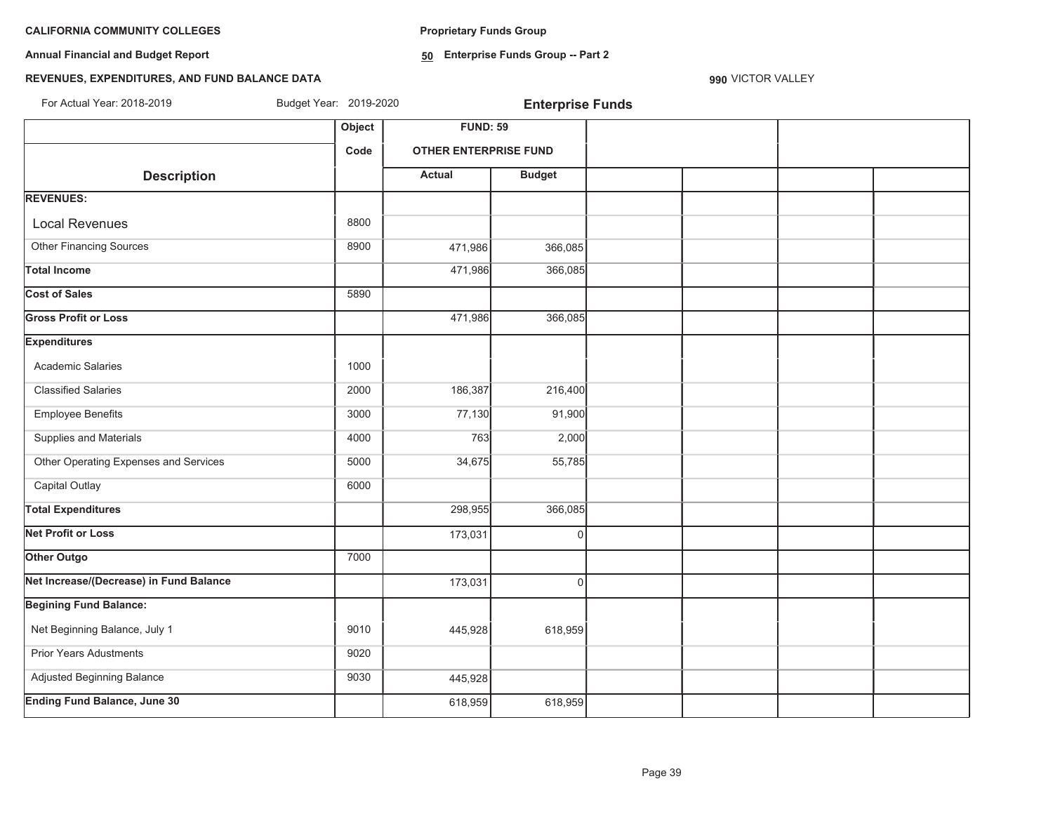**CALIFORNIA COMMUNITY COLLEGES**

**Annual Financial and Budget Report**

**REVENUES, EXPENDITURES, AND FUND BALANCE DATA**

**Proprietary Funds Group**

**50 Enterprise Funds Group -- Part 2**

**990** VICTOR VALLEY

For Actual Year: 2018-2019 Budget Year: 2019-2020

## Enterprise Funds

| | Object | FUND: 59 | | | | | |
|---|---|---|---|---|---|---|---|
| | Code | OTHER ENTERPRISE FUND | | | | | |
| **Description** | | Actual | Budget | | | | |
| **REVENUES:** | | | | | | | |
| Local Revenues | 8800 | | | | | | |
| Other Financing Sources | 8900 | 471,986 | 366,085 | | | | |
| **Total Income** | | 471,986 | 366,085 | | | | |
| **Cost of Sales** | 5890 | | | | | | |
| **Gross Profit or Loss** | | 471,986 | 366,085 | | | | |
| **Expenditures** | | | | | | | |
| Academic Salaries | 1000 | | | | | | |
| Classified Salaries | 2000 | 186,387 | 216,400 | | | | |
| Employee Benefits | 3000 | 77,130 | 91,900 | | | | |
| Supplies and Materials | 4000 | 763 | 2,000 | | | | |
| Other Operating Expenses and Services | 5000 | 34,675 | 55,785 | | | | |
| Capital Outlay | 6000 | | | | | | |
| **Total Expenditures** | | 298,955 | 366,085 | | | | |
| **Net Profit or Loss** | | 173,031 | 0 | | | | |
| **Other Outgo** | 7000 | | | | | | |
| **Net Increase/(Decrease) in Fund Balance** | | 173,031 | 0 | | | | |
| **Begining Fund Balance:** | | | | | | | |
| Net Beginning Balance, July 1 | 9010 | 445,928 | 618,959 | | | | |
| Prior Years Adustments | 9020 | | | | | | |
| Adjusted Beginning Balance | 9030 | 445,928 | | | | | |
| **Ending Fund Balance, June 30** | | 618,959 | 618,959 | | | | |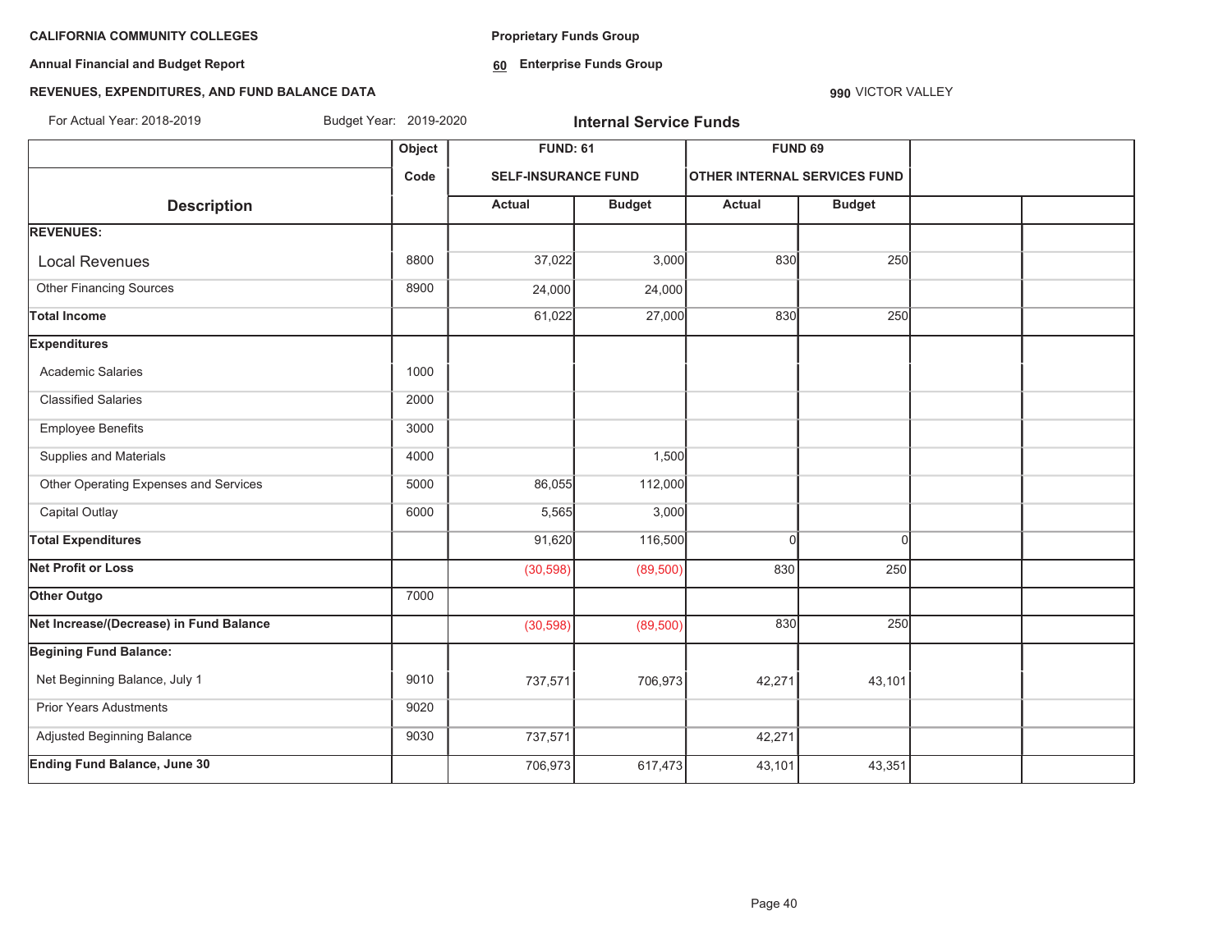**CALIFORNIA COMMUNITY COLLEGES**

**Annual Financial and Budget Report**

**REVENUES, EXPENDITURES, AND FUND BALANCE DATA**

For Actual Year: 2018-2019 Budget Year: 2019-2020

**Proprietary Funds Group**

**60 Enterprise Funds Group**

**990** VICTOR VALLEY

**Internal Service Funds**

| Description | Object Code | FUND: 61 SELF-INSURANCE FUND | | FUND 69 OTHER INTERNAL SERVICES FUND | | | |
|---|---|---|---|---|---|---|---|
| | | Actual | Budget | Actual | Budget | | |
| **REVENUES:** | | | | | | | |
| Local Revenues | 8800 | 37,022 | 3,000 | 830 | 250 | | |
| Other Financing Sources | 8900 | 24,000 | 24,000 | | | | |
| **Total Income** | | 61,022 | 27,000 | 830 | 250 | | |
| **Expenditures** | | | | | | | |
| Academic Salaries | 1000 | | | | | | |
| Classified Salaries | 2000 | | | | | | |
| Employee Benefits | 3000 | | | | | | |
| Supplies and Materials | 4000 | | 1,500 | | | | |
| Other Operating Expenses and Services | 5000 | 86,055 | 112,000 | | | | |
| Capital Outlay | 6000 | 5,565 | 3,000 | | | | |
| **Total Expenditures** | | 91,620 | 116,500 | 0 | 0 | | |
| **Net Profit or Loss** | | (30,598) | (89,500) | 830 | 250 | | |
| **Other Outgo** | 7000 | | | | | | |
| **Net Increase/(Decrease) in Fund Balance** | | (30,598) | (89,500) | 830 | 250 | | |
| **Begining Fund Balance:** | | | | | | | |
| Net Beginning Balance, July 1 | 9010 | 737,571 | 706,973 | 42,271 | 43,101 | | |
| Prior Years Adustments | 9020 | | | | | | |
| Adjusted Beginning Balance | 9030 | 737,571 | | 42,271 | | | |
| **Ending Fund Balance, June 30** | | 706,973 | 617,473 | 43,101 | 43,351 | | |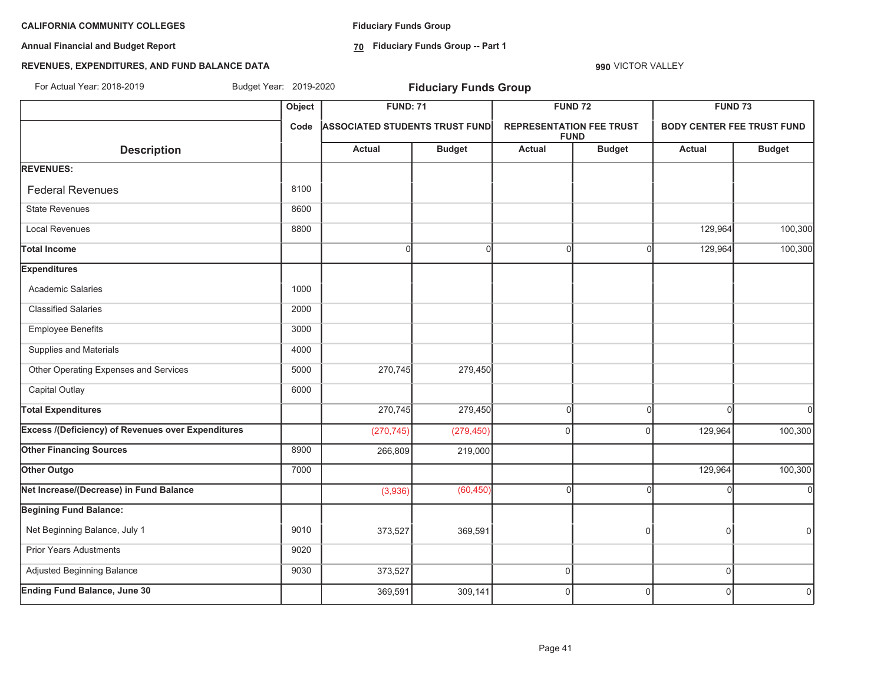**CALIFORNIA COMMUNITY COLLEGES**

**Annual Financial and Budget Report**

**REVENUES, EXPENDITURES, AND FUND BALANCE DATA**

**Fiduciary Funds Group**

**70 Fiduciary Funds Group -- Part 1**

**990** VICTOR VALLEY

For Actual Year: 2018-2019 Budget Year: 2019-2020

## Fiduciary Funds Group

| Description | Object Code | FUND: 71 ASSOCIATED STUDENTS TRUST FUND | | FUND 72 REPRESENTATION FEE TRUST FUND | | FUND 73 BODY CENTER FEE TRUST FUND | |
|---|---|---|---|---|---|---|---|
| | | Actual | Budget | Actual | Budget | Actual | Budget |
| **REVENUES:** | | | | | | | |
| Federal Revenues | 8100 | | | | | | |
| State Revenues | 8600 | | | | | | |
| Local Revenues | 8800 | | | | | 129,964 | 100,300 |
| **Total Income** | | 0 | 0 | 0 | 0 | 129,964 | 100,300 |
| **Expenditures** | | | | | | | |
| Academic Salaries | 1000 | | | | | | |
| Classified Salaries | 2000 | | | | | | |
| Employee Benefits | 3000 | | | | | | |
| Supplies and Materials | 4000 | | | | | | |
| Other Operating Expenses and Services | 5000 | 270,745 | 279,450 | | | | |
| Capital Outlay | 6000 | | | | | | |
| **Total Expenditures** | | 270,745 | 279,450 | 0 | 0 | 0 | 0 |
| **Excess /(Deficiency) of Revenues over Expenditures** | | (270,745) | (279,450) | 0 | 0 | 129,964 | 100,300 |
| **Other Financing Sources** | 8900 | 266,809 | 219,000 | | | | |
| **Other Outgo** | 7000 | | | | | 129,964 | 100,300 |
| **Net Increase/(Decrease) in Fund Balance** | | (3,936) | (60,450) | 0 | 0 | 0 | 0 |
| **Begining Fund Balance:** | | | | | | | |
| Net Beginning Balance, July 1 | 9010 | 373,527 | 369,591 | | 0 | 0 | 0 |
| Prior Years Adustments | 9020 | | | | | | |
| Adjusted Beginning Balance | 9030 | 373,527 | | 0 | | 0 | |
| **Ending Fund Balance, June 30** | | 369,591 | 309,141 | 0 | 0 | 0 | 0 |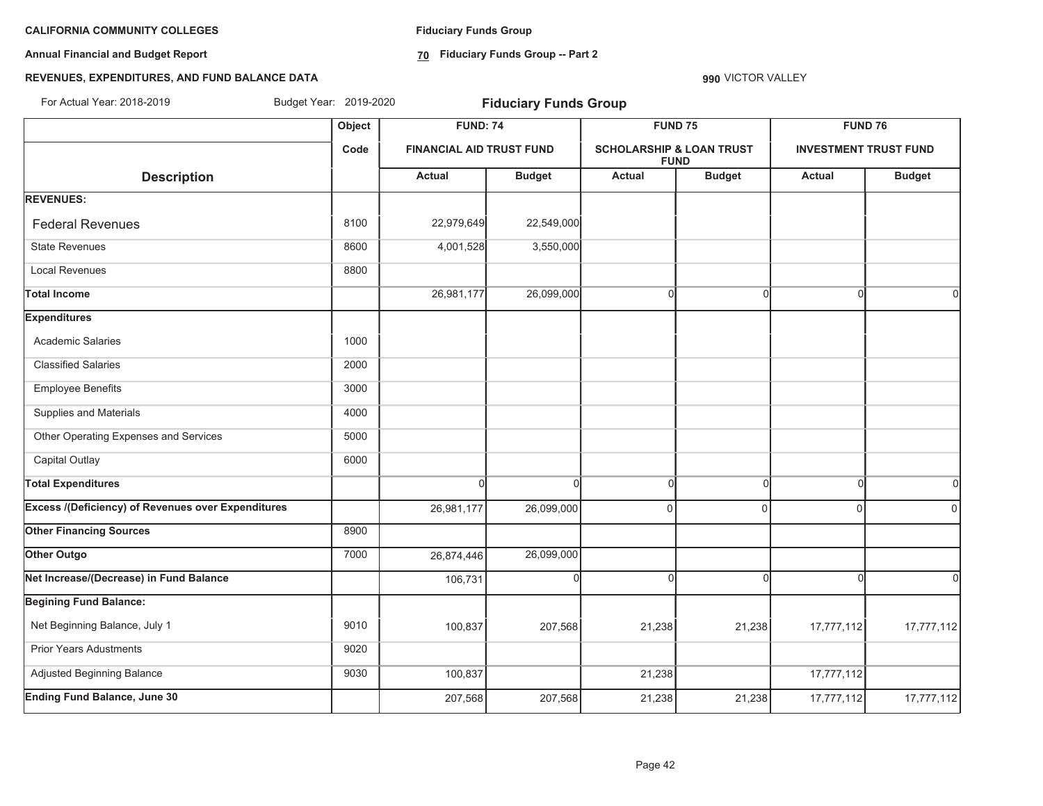**CALIFORNIA COMMUNITY COLLEGES**

**Annual Financial and Budget Report**

**REVENUES, EXPENDITURES, AND FUND BALANCE DATA**

**Fiduciary Funds Group**

**70 Fiduciary Funds Group -- Part 2**

**990** VICTOR VALLEY

For Actual Year: 2018-2019 Budget Year: 2019-2020

## Fiduciary Funds Group

| Description | Object Code | FUND: 74 FINANCIAL AID TRUST FUND | | FUND 75 SCHOLARSHIP & LOAN TRUST FUND | | FUND 76 INVESTMENT TRUST FUND | |
|---|---|---|---|---|---|---|---|
| | | Actual | Budget | Actual | Budget | Actual | Budget |
| **REVENUES:** | | | | | | | |
| Federal Revenues | 8100 | 22,979,649 | 22,549,000 | | | | |
| State Revenues | 8600 | 4,001,528 | 3,550,000 | | | | |
| Local Revenues | 8800 | | | | | | |
| **Total Income** | | 26,981,177 | 26,099,000 | 0 | 0 | 0 | 0 |
| **Expenditures** | | | | | | | |
| Academic Salaries | 1000 | | | | | | |
| Classified Salaries | 2000 | | | | | | |
| Employee Benefits | 3000 | | | | | | |
| Supplies and Materials | 4000 | | | | | | |
| Other Operating Expenses and Services | 5000 | | | | | | |
| Capital Outlay | 6000 | | | | | | |
| **Total Expenditures** | | 0 | 0 | 0 | 0 | 0 | 0 |
| **Excess /(Deficiency) of Revenues over Expenditures** | | 26,981,177 | 26,099,000 | 0 | 0 | 0 | 0 |
| **Other Financing Sources** | 8900 | | | | | | |
| **Other Outgo** | 7000 | 26,874,446 | 26,099,000 | | | | |
| **Net Increase/(Decrease) in Fund Balance** | | 106,731 | 0 | 0 | 0 | 0 | 0 |
| **Begining Fund Balance:** | | | | | | | |
| Net Beginning Balance, July 1 | 9010 | 100,837 | 207,568 | 21,238 | 21,238 | 17,777,112 | 17,777,112 |
| Prior Years Adustments | 9020 | | | | | | |
| Adjusted Beginning Balance | 9030 | 100,837 | | 21,238 | | 17,777,112 | |
| **Ending Fund Balance, June 30** | | 207,568 | 207,568 | 21,238 | 21,238 | 17,777,112 | 17,777,112 |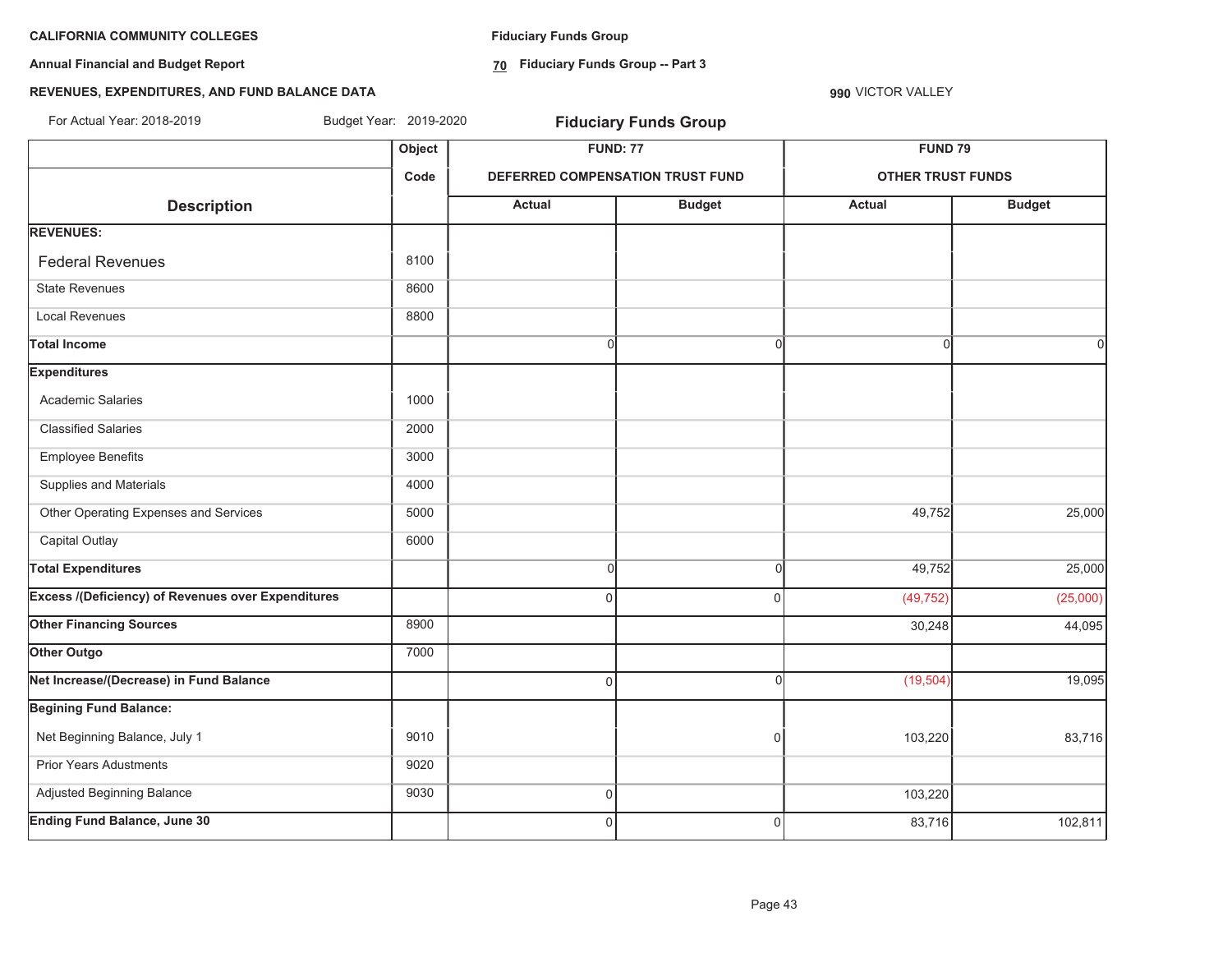**CALIFORNIA COMMUNITY COLLEGES**

**Annual Financial and Budget Report**

**REVENUES, EXPENDITURES, AND FUND BALANCE DATA**

**Fiduciary Funds Group**

**70 Fiduciary Funds Group -- Part 3**

**990** VICTOR VALLEY

For Actual Year: 2018-2019 Budget Year: 2019-2020

## Fiduciary Funds Group

| Description | Object Code | FUND: 77 DEFERRED COMPENSATION TRUST FUND | | FUND 79 OTHER TRUST FUNDS | |
|---|---|---|---|---|---|
| | | Actual | Budget | Actual | Budget |
| **REVENUES:** | | | | | |
| Federal Revenues | 8100 | | | | |
| State Revenues | 8600 | | | | |
| Local Revenues | 8800 | | | | |
| **Total Income** | | 0 | 0 | 0 | 0 |
| **Expenditures** | | | | | |
| Academic Salaries | 1000 | | | | |
| Classified Salaries | 2000 | | | | |
| Employee Benefits | 3000 | | | | |
| Supplies and Materials | 4000 | | | | |
| Other Operating Expenses and Services | 5000 | | | 49,752 | 25,000 |
| Capital Outlay | 6000 | | | | |
| **Total Expenditures** | | 0 | 0 | 49,752 | 25,000 |
| **Excess /(Deficiency) of Revenues over Expenditures** | | 0 | 0 | (49,752) | (25,000) |
| **Other Financing Sources** | 8900 | | | 30,248 | 44,095 |
| **Other Outgo** | 7000 | | | | |
| **Net Increase/(Decrease) in Fund Balance** | | 0 | 0 | (19,504) | 19,095 |
| **Begining Fund Balance:** | | | | | |
| Net Beginning Balance, July 1 | 9010 | | 0 | 103,220 | 83,716 |
| Prior Years Adustments | 9020 | | | | |
| Adjusted Beginning Balance | 9030 | 0 | | 103,220 | |
| **Ending Fund Balance, June 30** | | 0 | 0 | 83,716 | 102,811 |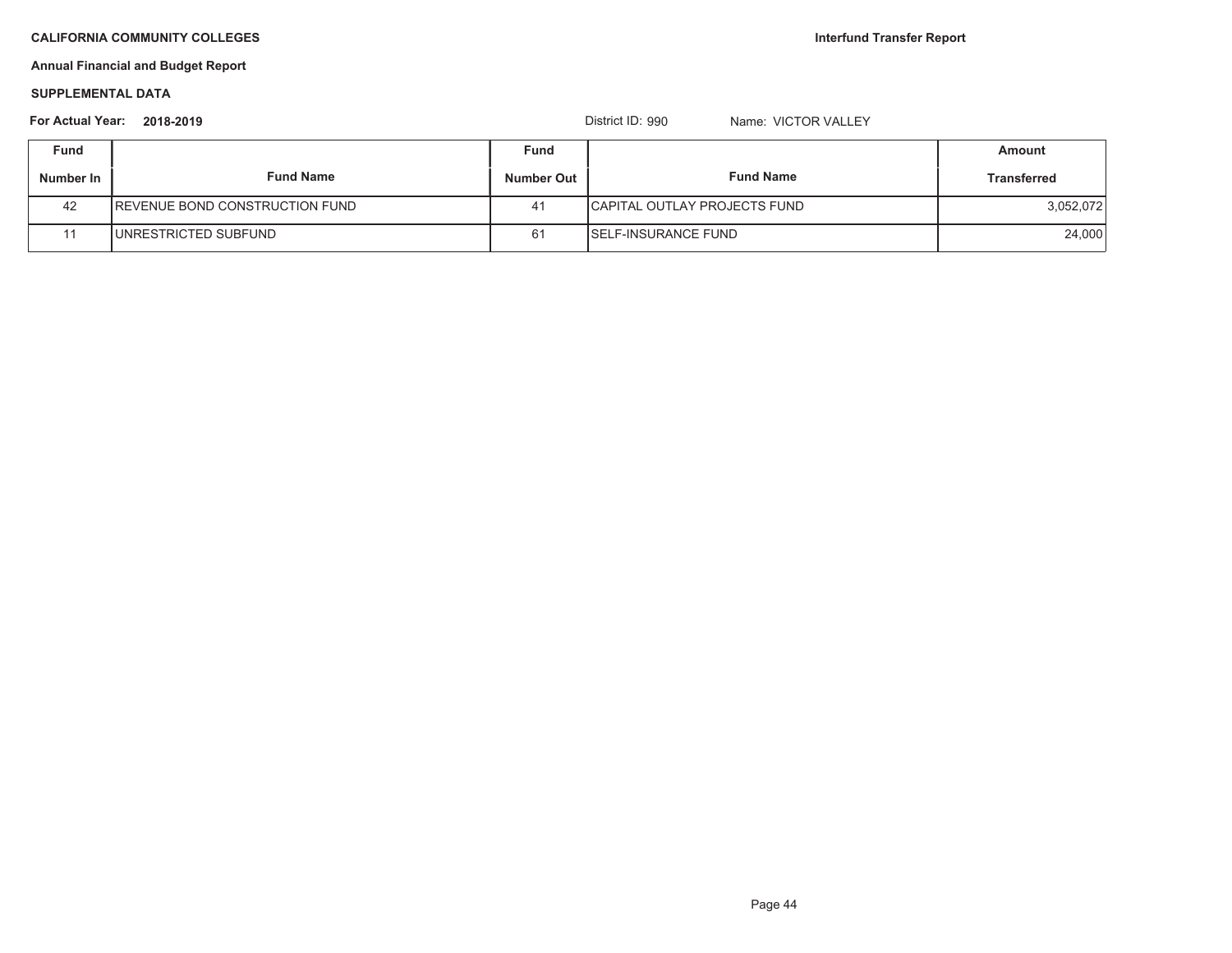**CALIFORNIA COMMUNITY COLLEGES**

**Interfund Transfer Report**

**Annual Financial and Budget Report**

**SUPPLEMENTAL DATA**

**For Actual Year: 2018-2019**

District ID: 990 Name: VICTOR VALLEY

| Fund Number In | Fund Name | Fund Number Out | Fund Name | Amount Transferred |
|---|---|---|---|---|
| 42 | REVENUE BOND CONSTRUCTION FUND | 41 | CAPITAL OUTLAY PROJECTS FUND | 3,052,072 |
| 11 | UNRESTRICTED SUBFUND | 61 | SELF-INSURANCE FUND | 24,000 |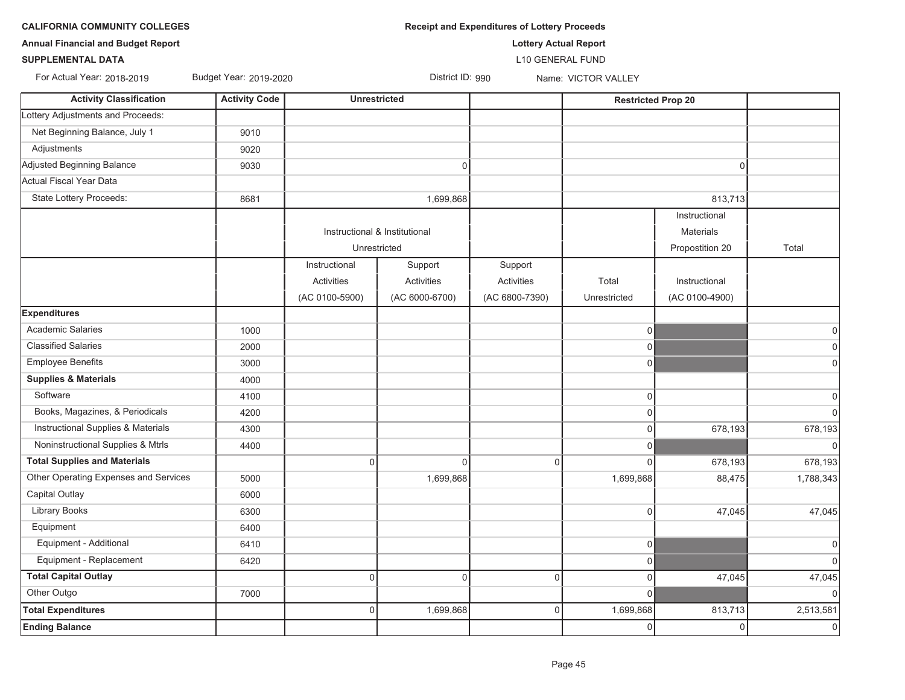**CALIFORNIA COMMUNITY COLLEGES**

**Annual Financial and Budget Report**

**SUPPLEMENTAL DATA**

**Receipt and Expenditures of Lottery Proceeds**

**Lottery Actual Report**

L10 GENERAL FUND

For Actual Year: 2018-2019 Budget Year: 2019-2020 District ID: 990 Name: VICTOR VALLEY

| Activity Classification | Activity Code | Unrestricted | | | Restricted Prop 20 | | |
|---|---|---|---|---|---|---|---|
| Lottery Adjustments and Proceeds: | | | | | | | |
| Net Beginning Balance, July 1 | 9010 | | | | | | |
| Adjustments | 9020 | | | | | | |
| Adjusted Beginning Balance | 9030 | | 0 | | | 0 | |
| Actual Fiscal Year Data | | | | | | | |
| State Lottery Proceeds: | 8681 | | 1,699,868 | | | 813,713 | |
| | | Instructional & Institutional Unrestricted | | | | Instructional Materials Propostition 20 | Total |
| | | Instructional Activities (AC 0100-5900) | Support Activities (AC 6000-6700) | Support Activities (AC 6800-7390) | Total Unrestricted | Instructional (AC 0100-4900) | |
| **Expenditures** | | | | | | | |
| Academic Salaries | 1000 | | | | 0 | | 0 |
| Classified Salaries | 2000 | | | | 0 | | 0 |
| Employee Benefits | 3000 | | | | 0 | | 0 |
| **Supplies & Materials** | 4000 | | | | | | |
| Software | 4100 | | | | 0 | | 0 |
| Books, Magazines, & Periodicals | 4200 | | | | 0 | | 0 |
| Instructional Supplies & Materials | 4300 | | | | 0 | 678,193 | 678,193 |
| Noninstructional Supplies & Mtrls | 4400 | | | | 0 | | 0 |
| **Total Supplies and Materials** | | 0 | 0 | 0 | 0 | 678,193 | 678,193 |
| Other Operating Expenses and Services | 5000 | | 1,699,868 | | 1,699,868 | 88,475 | 1,788,343 |
| Capital Outlay | 6000 | | | | | | |
| Library Books | 6300 | | | | 0 | 47,045 | 47,045 |
| Equipment | 6400 | | | | | | |
| Equipment - Additional | 6410 | | | | 0 | | 0 |
| Equipment - Replacement | 6420 | | | | 0 | | 0 |
| **Total Capital Outlay** | | 0 | 0 | 0 | 0 | 47,045 | 47,045 |
| Other Outgo | 7000 | | | | 0 | | 0 |
| **Total Expenditures** | | 0 | 1,699,868 | 0 | 1,699,868 | 813,713 | 2,513,581 |
| **Ending Balance** | | | | | 0 | 0 | 0 |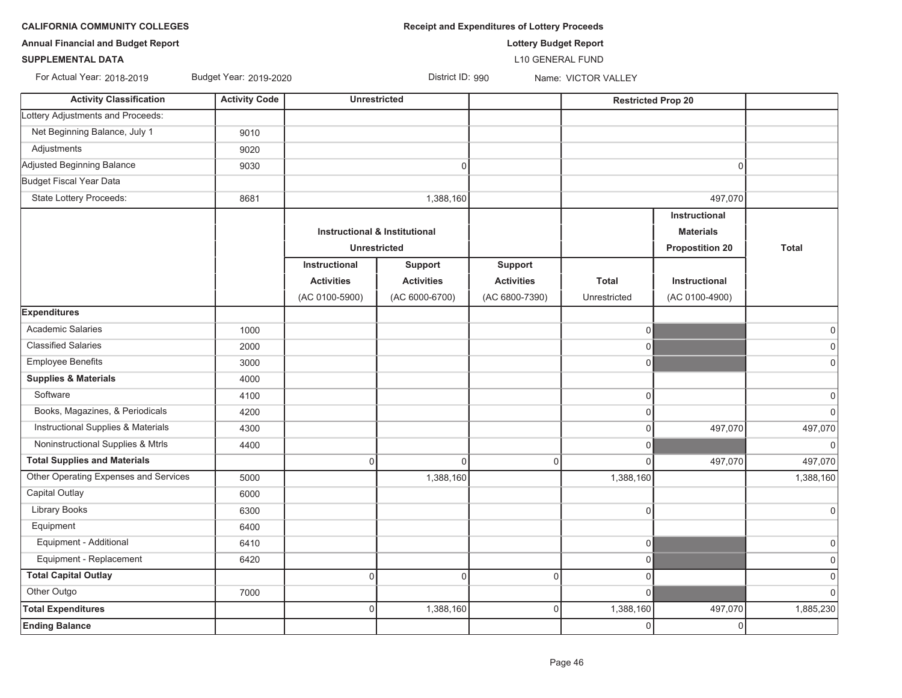**CALIFORNIA COMMUNITY COLLEGES**

**Annual Financial and Budget Report**

**SUPPLEMENTAL DATA**

**Receipt and Expenditures of Lottery Proceeds**

**Lottery Budget Report**

L10 GENERAL FUND

For Actual Year: 2018-2019 Budget Year: 2019-2020 District ID: 990 Name: VICTOR VALLEY

| Activity Classification | Activity Code | Unrestricted | | | Restricted Prop 20 | | |
|---|---|---|---|---|---|---|---|
| Lottery Adjustments and Proceeds: | | | | | | | |
| Net Beginning Balance, July 1 | 9010 | | | | | | |
| Adjustments | 9020 | | | | | | |
| Adjusted Beginning Balance | 9030 | | 0 | | | 0 | |
| Budget Fiscal Year Data | | | | | | | |
| State Lottery Proceeds: | 8681 | | 1,388,160 | | | 497,070 | |
| | | **Instructional & Institutional Unrestricted** | | | | **Instructional Materials Propostition 20** | **Total** |
| | | **Instructional Activities** (AC 0100-5900) | **Support Activities** (AC 6000-6700) | **Support Activities** (AC 6800-7390) | **Total** Unrestricted | **Instructional** (AC 0100-4900) | |
| **Expenditures** | | | | | | | |
| Academic Salaries | 1000 | | | | 0 | | 0 |
| Classified Salaries | 2000 | | | | 0 | | 0 |
| Employee Benefits | 3000 | | | | 0 | | 0 |
| **Supplies & Materials** | 4000 | | | | | | |
| Software | 4100 | | | | 0 | | 0 |
| Books, Magazines, & Periodicals | 4200 | | | | 0 | | 0 |
| Instructional Supplies & Materials | 4300 | | | | 0 | 497,070 | 497,070 |
| Noninstructional Supplies & Mtrls | 4400 | | | | 0 | | 0 |
| **Total Supplies and Materials** | | 0 | 0 | 0 | 0 | 497,070 | 497,070 |
| Other Operating Expenses and Services | 5000 | | 1,388,160 | | 1,388,160 | | 1,388,160 |
| Capital Outlay | 6000 | | | | | | |
| Library Books | 6300 | | | | 0 | | 0 |
| Equipment | 6400 | | | | | | |
| Equipment - Additional | 6410 | | | | 0 | | 0 |
| Equipment - Replacement | 6420 | | | | 0 | | 0 |
| **Total Capital Outlay** | | 0 | 0 | 0 | 0 | | 0 |
| Other Outgo | 7000 | | | | 0 | | 0 |
| **Total Expenditures** | | 0 | 1,388,160 | 0 | 1,388,160 | 497,070 | 1,885,230 |
| **Ending Balance** | | | | | 0 | 0 | |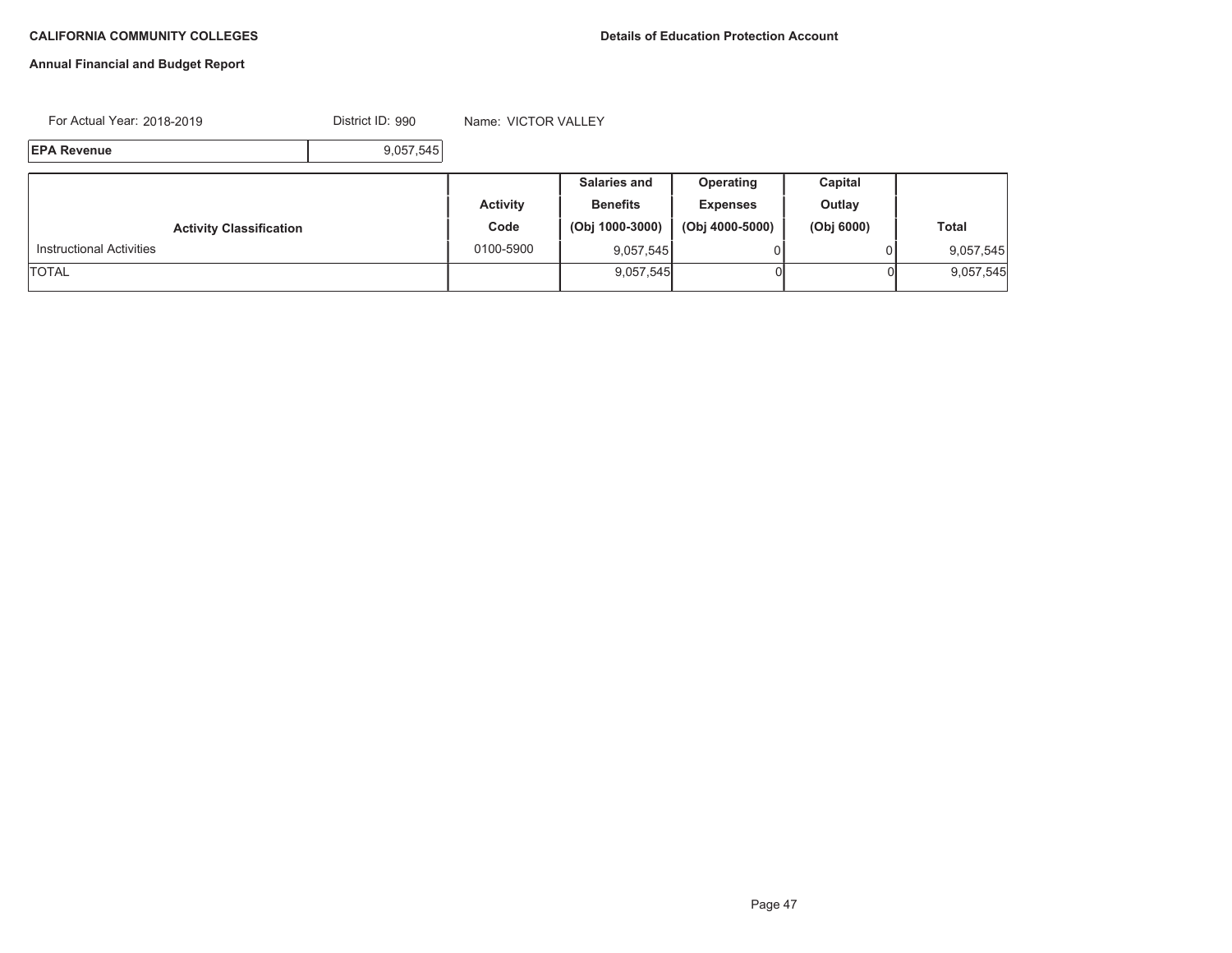**CALIFORNIA COMMUNITY COLLEGES**

**Details of Education Protection Account**

**Annual Financial and Budget Report**

For Actual Year: 2018-2019 District ID: 990 Name: VICTOR VALLEY

| **EPA Revenue** | 9,057,545 |
|---|---|

| **Activity Classification** | **Activity Code** | **Salaries and Benefits (Obj 1000-3000)** | **Operating Expenses (Obj 4000-5000)** | **Capital Outlay (Obj 6000)** | **Total** |
|---|---|---|---|---|---|
| Instructional Activities | 0100-5900 | 9,057,545 | 0 | 0 | 9,057,545 |
| TOTAL | | 9,057,545 | 0 | 0 | 9,057,545 |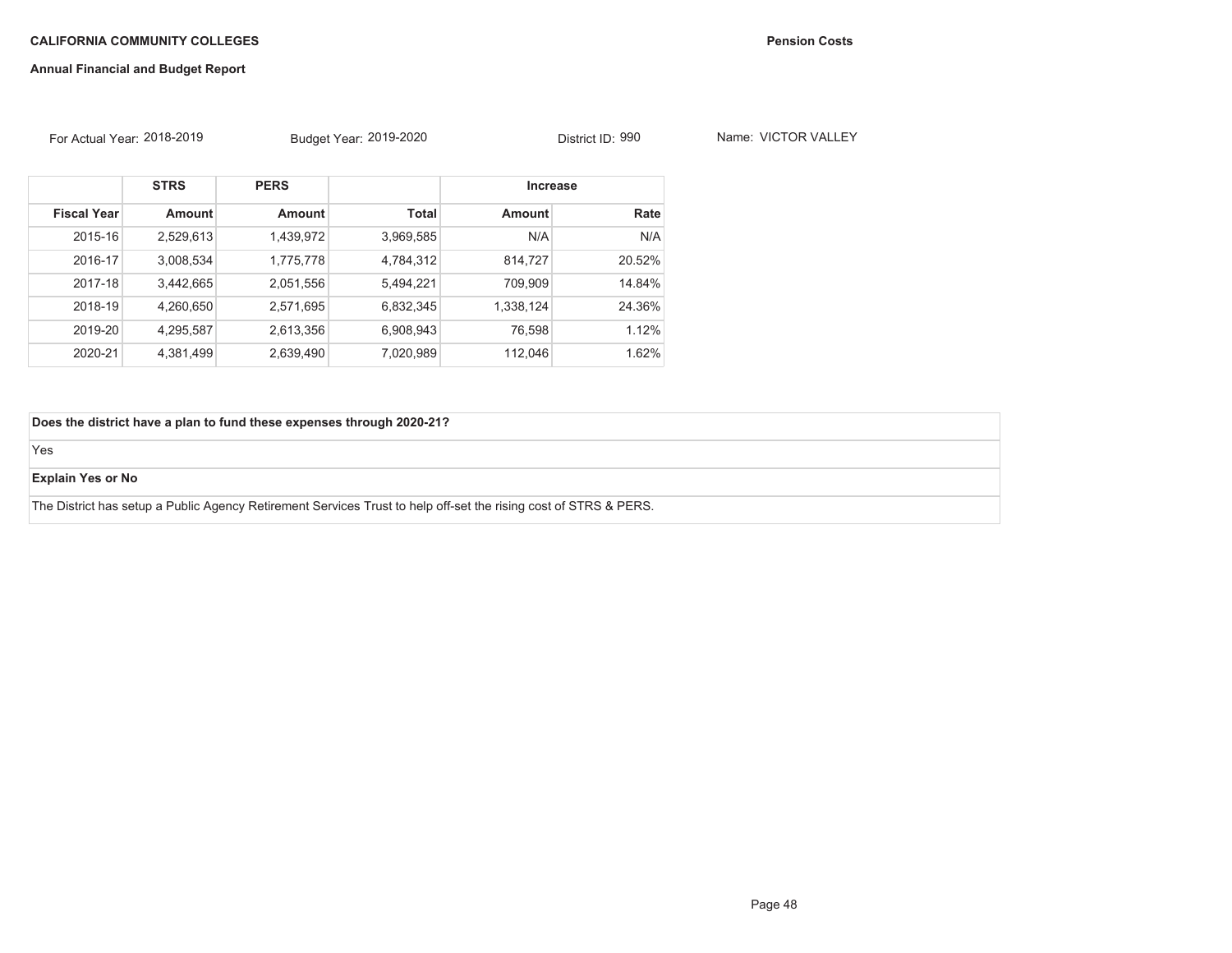**CALIFORNIA COMMUNITY COLLEGES**

**Pension Costs**

**Annual Financial and Budget Report**

For Actual Year: 2018-2019 Budget Year: 2019-2020 District ID: 990 Name: VICTOR VALLEY

| | STRS | PERS | | Increase | |
|---|---|---|---|---|---|
| **Fiscal Year** | **Amount** | **Amount** | **Total** | **Amount** | **Rate** |
| 2015-16 | 2,529,613 | 1,439,972 | 3,969,585 | N/A | N/A |
| 2016-17 | 3,008,534 | 1,775,778 | 4,784,312 | 814,727 | 20.52% |
| 2017-18 | 3,442,665 | 2,051,556 | 5,494,221 | 709,909 | 14.84% |
| 2018-19 | 4,260,650 | 2,571,695 | 6,832,345 | 1,338,124 | 24.36% |
| 2019-20 | 4,295,587 | 2,613,356 | 6,908,943 | 76,598 | 1.12% |
| 2020-21 | 4,381,499 | 2,639,490 | 7,020,989 | 112,046 | 1.62% |

**Does the district have a plan to fund these expenses through 2020-21?**

Yes

**Explain Yes or No**

The District has setup a Public Agency Retirement Services Trust to help off-set the rising cost of STRS & PERS.